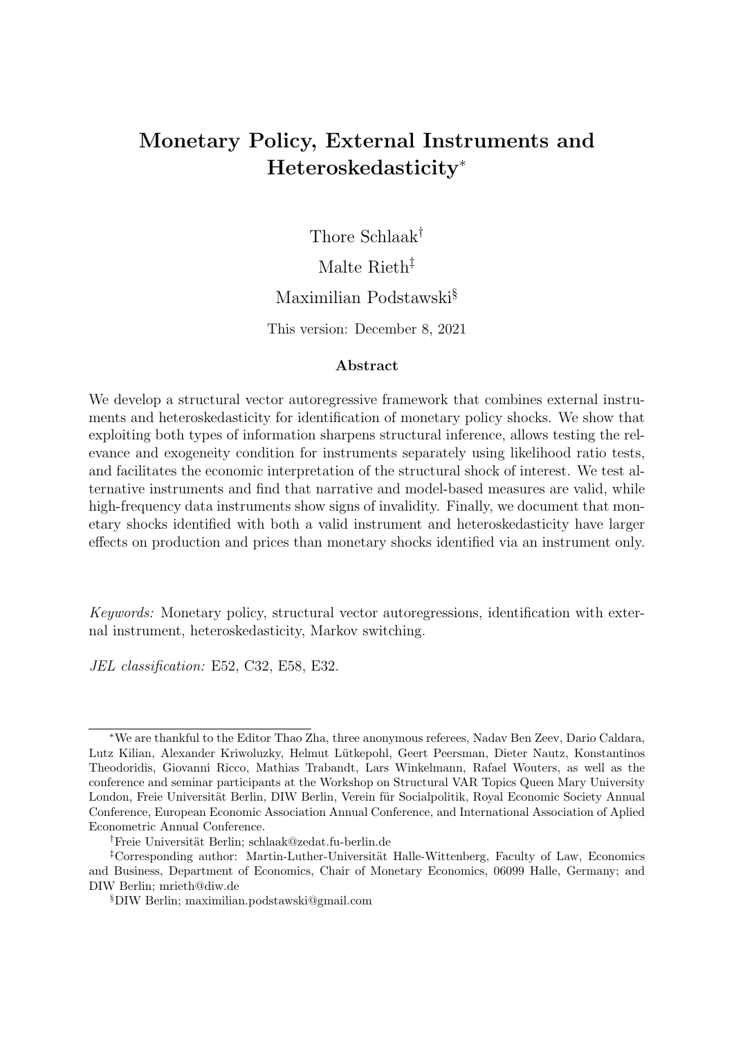# Monetary Policy, External Instruments and Heteroskedasticity[*]

Thore Schlaak[†]

Malte Rieth[‡]

Maximilian Podstawski[§]

This version: December 8, 2021

## Abstract

We develop a structural vector autoregressive framework that combines external instruments and heteroskedasticity for identification of monetary policy shocks. We show that exploiting both types of information sharpens structural inference, allows testing the relevance and exogeneity condition for instruments separately using likelihood ratio tests, and facilitates the economic interpretation of the structural shock of interest. We test alternative instruments and find that narrative and model-based measures are valid, while high-frequency data instruments show signs of invalidity. Finally, we document that monetary shocks identified with both a valid instrument and heteroskedasticity have larger effects on production and prices than monetary shocks identified via an instrument only.

*Keywords:* Monetary policy, structural vector autoregressions, identification with external instrument, heteroskedasticity, Markov switching.

*JEL classification:* E52, C32, E58, E32.

---

[*] We are thankful to the Editor Thao Zha, three anonymous referees, Nadav Ben Zeev, Dario Caldara, Lutz Kilian, Alexander Kriwoluzky, Helmut Lütkepohl, Geert Peersman, Dieter Nautz, Konstantinos Theodoridis, Giovanni Ricco, Mathias Trabandt, Lars Winkelmann, Rafael Wouters, as well as the conference and seminar participants at the Workshop on Structural VAR Topics Queen Mary University London, Freie Universität Berlin, DIW Berlin, Verein für Socialpolitik, Royal Economic Society Annual Conference, European Economic Association Annual Conference, and International Association of Aplied Econometric Annual Conference.

[†] Freie Universität Berlin; schlaak@zedat.fu-berlin.de

[‡] Corresponding author: Martin-Luther-Universität Halle-Wittenberg, Faculty of Law, Economics and Business, Department of Economics, Chair of Monetary Economics, 06099 Halle, Germany; and DIW Berlin; mrieth@diw.de

[§] DIW Berlin; maximilian.podstawski@gmail.com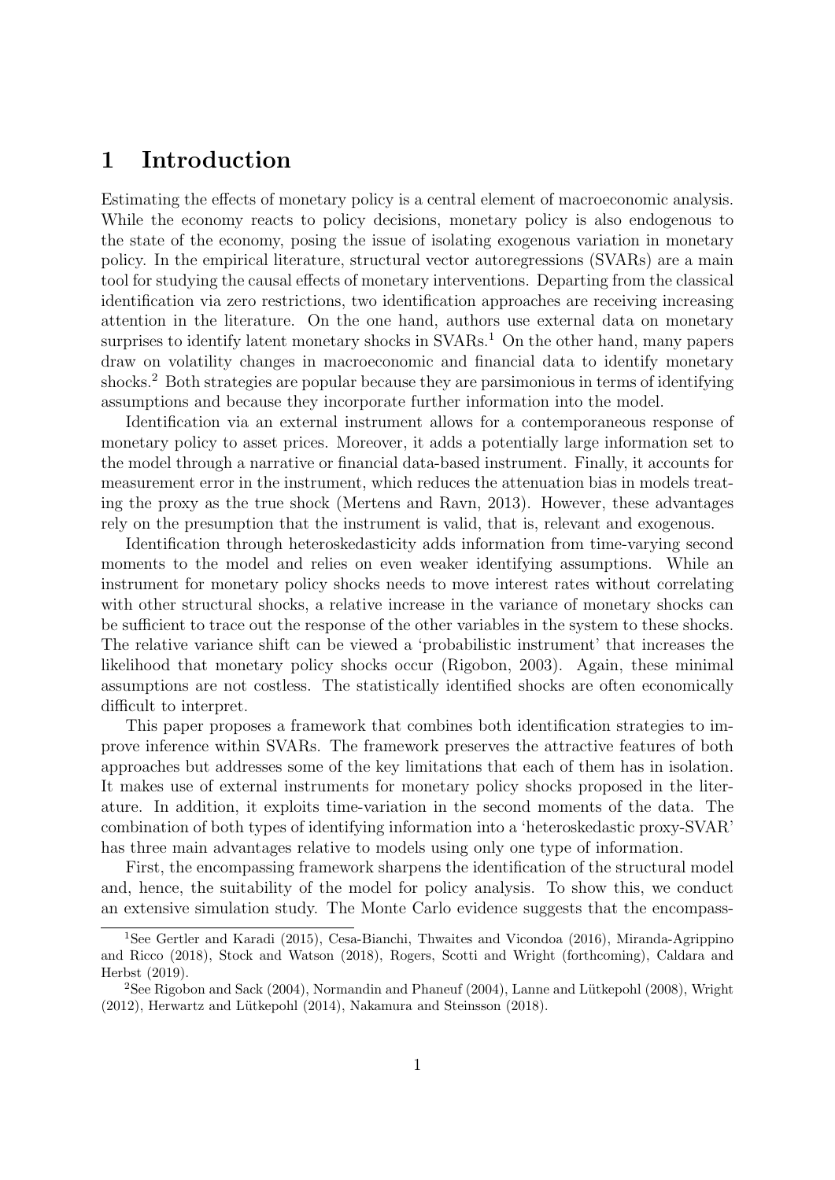# 1 Introduction

Estimating the effects of monetary policy is a central element of macroeconomic analysis. While the economy reacts to policy decisions, monetary policy is also endogenous to the state of the economy, posing the issue of isolating exogenous variation in monetary policy. In the empirical literature, structural vector autoregressions (SVARs) are a main tool for studying the causal effects of monetary interventions. Departing from the classical identification via zero restrictions, two identification approaches are receiving increasing attention in the literature. On the one hand, authors use external data on monetary surprises to identify latent monetary shocks in SVARs.[1] On the other hand, many papers draw on volatility changes in macroeconomic and financial data to identify monetary shocks.[2] Both strategies are popular because they are parsimonious in terms of identifying assumptions and because they incorporate further information into the model.

Identification via an external instrument allows for a contemporaneous response of monetary policy to asset prices. Moreover, it adds a potentially large information set to the model through a narrative or financial data-based instrument. Finally, it accounts for measurement error in the instrument, which reduces the attenuation bias in models treating the proxy as the true shock (Mertens and Ravn, 2013). However, these advantages rely on the presumption that the instrument is valid, that is, relevant and exogenous.

Identification through heteroskedasticity adds information from time-varying second moments to the model and relies on even weaker identifying assumptions. While an instrument for monetary policy shocks needs to move interest rates without correlating with other structural shocks, a relative increase in the variance of monetary shocks can be sufficient to trace out the response of the other variables in the system to these shocks. The relative variance shift can be viewed a 'probabilistic instrument' that increases the likelihood that monetary policy shocks occur (Rigobon, 2003). Again, these minimal assumptions are not costless. The statistically identified shocks are often economically difficult to interpret.

This paper proposes a framework that combines both identification strategies to improve inference within SVARs. The framework preserves the attractive features of both approaches but addresses some of the key limitations that each of them has in isolation. It makes use of external instruments for monetary policy shocks proposed in the literature. In addition, it exploits time-variation in the second moments of the data. The combination of both types of identifying information into a 'heteroskedastic proxy-SVAR' has three main advantages relative to models using only one type of information.

First, the encompassing framework sharpens the identification of the structural model and, hence, the suitability of the model for policy analysis. To show this, we conduct an extensive simulation study. The Monte Carlo evidence suggests that the encompass-

[1] See Gertler and Karadi (2015), Cesa-Bianchi, Thwaites and Vicondoa (2016), Miranda-Agrippino and Ricco (2018), Stock and Watson (2018), Rogers, Scotti and Wright (forthcoming), Caldara and Herbst (2019).

[2] See Rigobon and Sack (2004), Normandin and Phaneuf (2004), Lanne and Lütkepohl (2008), Wright (2012), Herwartz and Lütkepohl (2014), Nakamura and Steinsson (2018).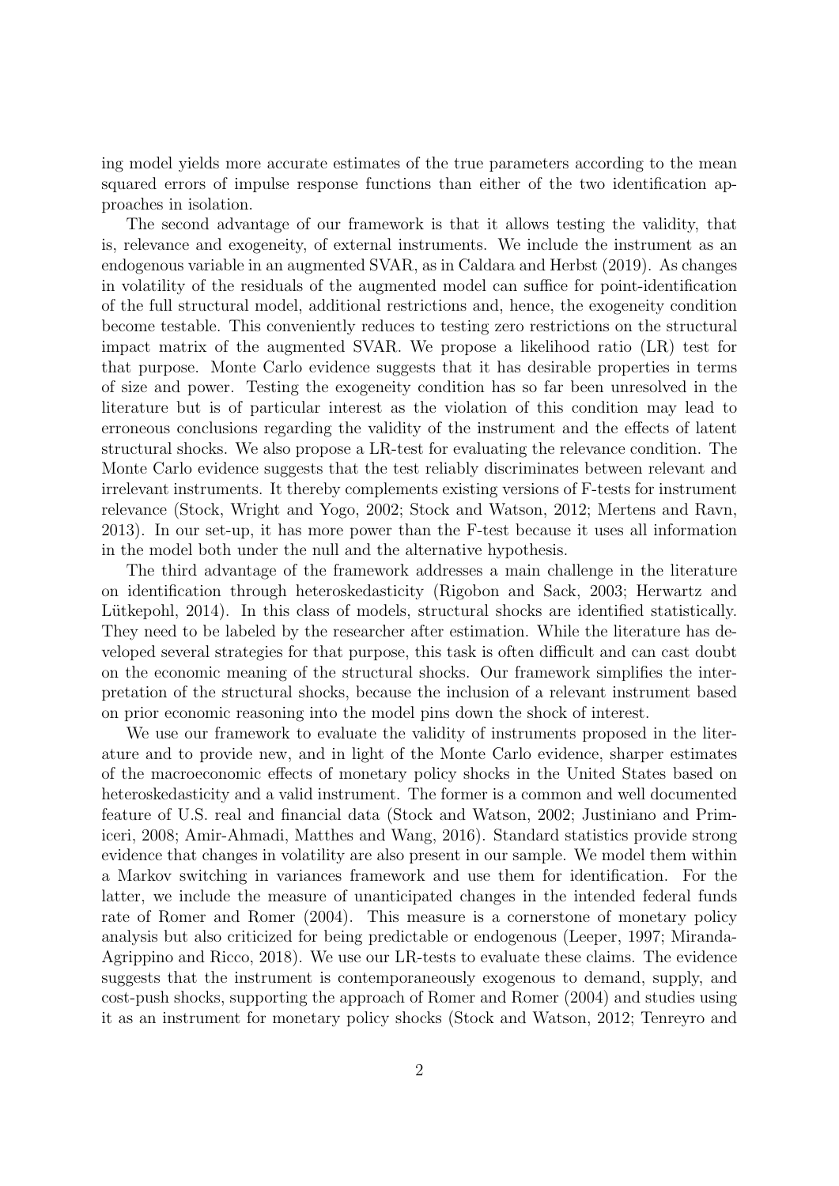ing model yields more accurate estimates of the true parameters according to the mean squared errors of impulse response functions than either of the two identification approaches in isolation.

The second advantage of our framework is that it allows testing the validity, that is, relevance and exogeneity, of external instruments. We include the instrument as an endogenous variable in an augmented SVAR, as in Caldara and Herbst (2019). As changes in volatility of the residuals of the augmented model can suffice for point-identification of the full structural model, additional restrictions and, hence, the exogeneity condition become testable. This conveniently reduces to testing zero restrictions on the structural impact matrix of the augmented SVAR. We propose a likelihood ratio (LR) test for that purpose. Monte Carlo evidence suggests that it has desirable properties in terms of size and power. Testing the exogeneity condition has so far been unresolved in the literature but is of particular interest as the violation of this condition may lead to erroneous conclusions regarding the validity of the instrument and the effects of latent structural shocks. We also propose a LR-test for evaluating the relevance condition. The Monte Carlo evidence suggests that the test reliably discriminates between relevant and irrelevant instruments. It thereby complements existing versions of F-tests for instrument relevance (Stock, Wright and Yogo, 2002; Stock and Watson, 2012; Mertens and Ravn, 2013). In our set-up, it has more power than the F-test because it uses all information in the model both under the null and the alternative hypothesis.

The third advantage of the framework addresses a main challenge in the literature on identification through heteroskedasticity (Rigobon and Sack, 2003; Herwartz and Lütkepohl, 2014). In this class of models, structural shocks are identified statistically. They need to be labeled by the researcher after estimation. While the literature has developed several strategies for that purpose, this task is often difficult and can cast doubt on the economic meaning of the structural shocks. Our framework simplifies the interpretation of the structural shocks, because the inclusion of a relevant instrument based on prior economic reasoning into the model pins down the shock of interest.

We use our framework to evaluate the validity of instruments proposed in the literature and to provide new, and in light of the Monte Carlo evidence, sharper estimates of the macroeconomic effects of monetary policy shocks in the United States based on heteroskedasticity and a valid instrument. The former is a common and well documented feature of U.S. real and financial data (Stock and Watson, 2002; Justiniano and Primiceri, 2008; Amir-Ahmadi, Matthes and Wang, 2016). Standard statistics provide strong evidence that changes in volatility are also present in our sample. We model them within a Markov switching in variances framework and use them for identification. For the latter, we include the measure of unanticipated changes in the intended federal funds rate of Romer and Romer (2004). This measure is a cornerstone of monetary policy analysis but also criticized for being predictable or endogenous (Leeper, 1997; Miranda-Agrippino and Ricco, 2018). We use our LR-tests to evaluate these claims. The evidence suggests that the instrument is contemporaneously exogenous to demand, supply, and cost-push shocks, supporting the approach of Romer and Romer (2004) and studies using it as an instrument for monetary policy shocks (Stock and Watson, 2012; Tenreyro and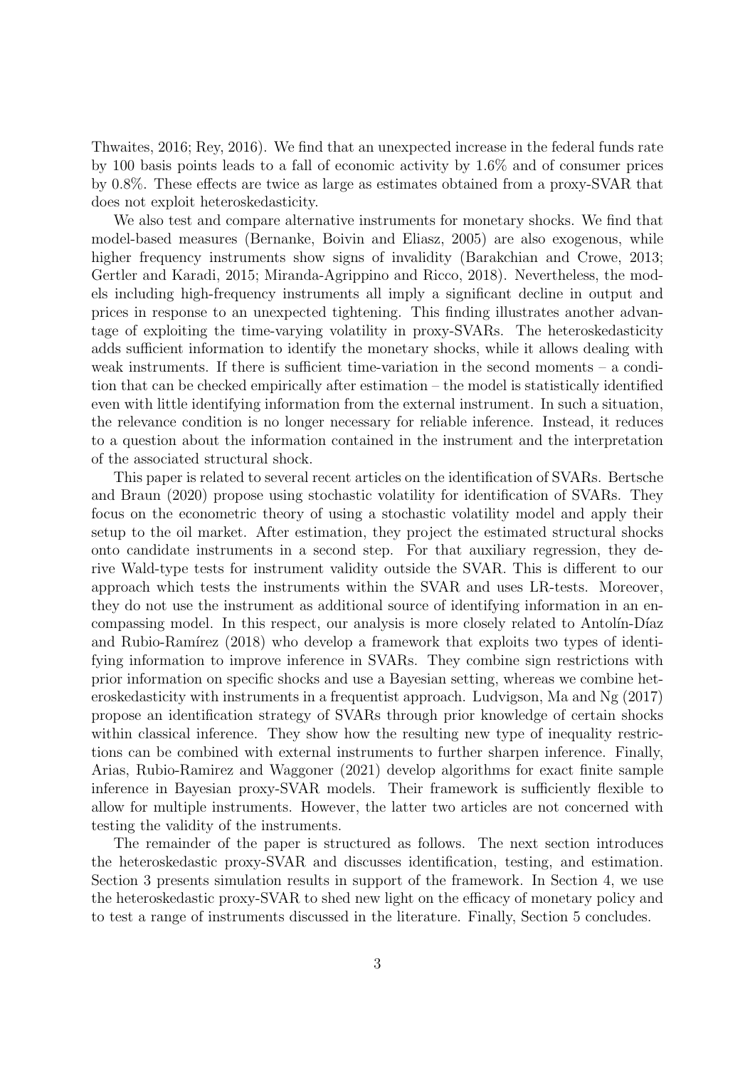Thwaites, 2016; Rey, 2016). We find that an unexpected increase in the federal funds rate by 100 basis points leads to a fall of economic activity by 1.6% and of consumer prices by 0.8%. These effects are twice as large as estimates obtained from a proxy-SVAR that does not exploit heteroskedasticity.

We also test and compare alternative instruments for monetary shocks. We find that model-based measures (Bernanke, Boivin and Eliasz, 2005) are also exogenous, while higher frequency instruments show signs of invalidity (Barakchian and Crowe, 2013; Gertler and Karadi, 2015; Miranda-Agrippino and Ricco, 2018). Nevertheless, the models including high-frequency instruments all imply a significant decline in output and prices in response to an unexpected tightening. This finding illustrates another advantage of exploiting the time-varying volatility in proxy-SVARs. The heteroskedasticity adds sufficient information to identify the monetary shocks, while it allows dealing with weak instruments. If there is sufficient time-variation in the second moments – a condition that can be checked empirically after estimation – the model is statistically identified even with little identifying information from the external instrument. In such a situation, the relevance condition is no longer necessary for reliable inference. Instead, it reduces to a question about the information contained in the instrument and the interpretation of the associated structural shock.

This paper is related to several recent articles on the identification of SVARs. Bertsche and Braun (2020) propose using stochastic volatility for identification of SVARs. They focus on the econometric theory of using a stochastic volatility model and apply their setup to the oil market. After estimation, they project the estimated structural shocks onto candidate instruments in a second step. For that auxiliary regression, they derive Wald-type tests for instrument validity outside the SVAR. This is different to our approach which tests the instruments within the SVAR and uses LR-tests. Moreover, they do not use the instrument as additional source of identifying information in an encompassing model. In this respect, our analysis is more closely related to Antolín-Díaz and Rubio-Ramírez (2018) who develop a framework that exploits two types of identifying information to improve inference in SVARs. They combine sign restrictions with prior information on specific shocks and use a Bayesian setting, whereas we combine heteroskedasticity with instruments in a frequentist approach. Ludvigson, Ma and Ng (2017) propose an identification strategy of SVARs through prior knowledge of certain shocks within classical inference. They show how the resulting new type of inequality restrictions can be combined with external instruments to further sharpen inference. Finally, Arias, Rubio-Ramirez and Waggoner (2021) develop algorithms for exact finite sample inference in Bayesian proxy-SVAR models. Their framework is sufficiently flexible to allow for multiple instruments. However, the latter two articles are not concerned with testing the validity of the instruments.

The remainder of the paper is structured as follows. The next section introduces the heteroskedastic proxy-SVAR and discusses identification, testing, and estimation. Section 3 presents simulation results in support of the framework. In Section 4, we use the heteroskedastic proxy-SVAR to shed new light on the efficacy of monetary policy and to test a range of instruments discussed in the literature. Finally, Section 5 concludes.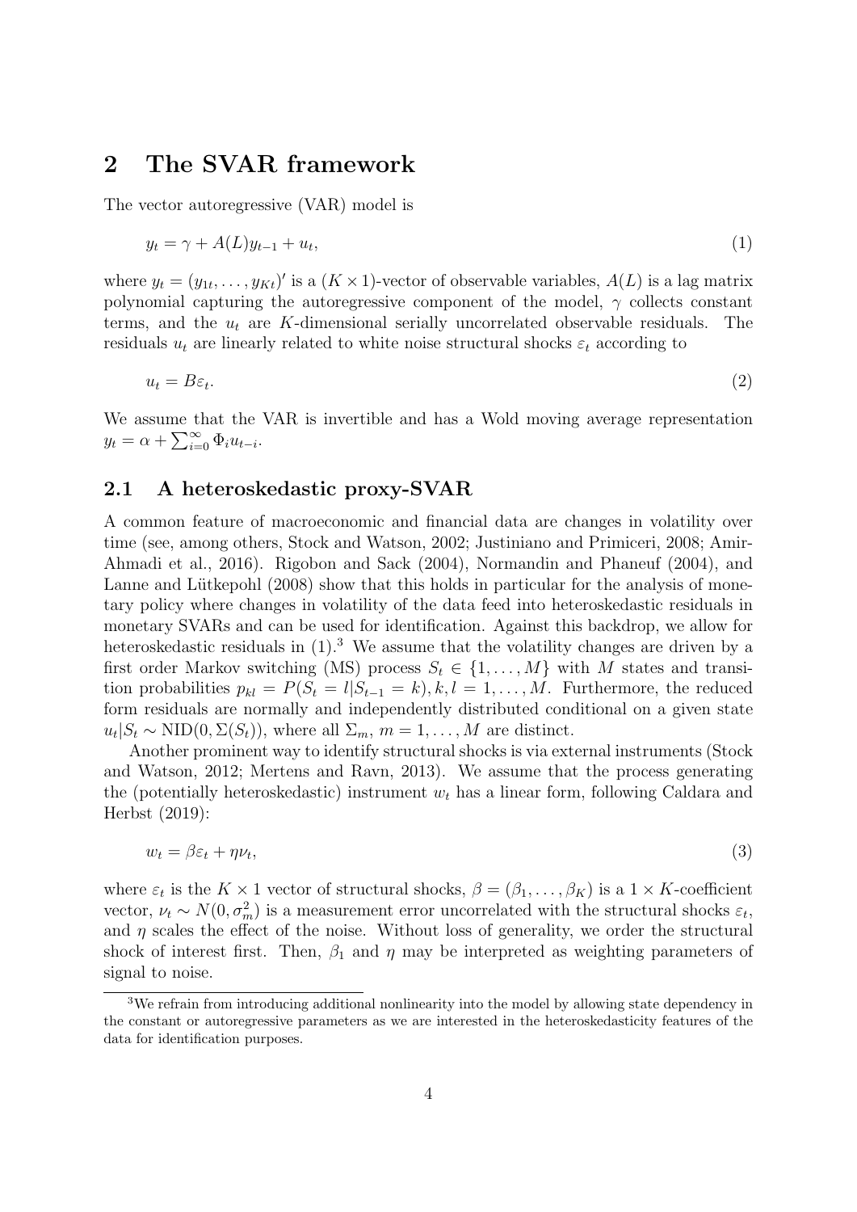## 2 The SVAR framework

The vector autoregressive (VAR) model is

$$y_t = \gamma + A(L)y_{t-1} + u_t, \tag{1}$$

where $y_t = (y_{1t}, \ldots, y_{Kt})'$ is a $(K \times 1)$-vector of observable variables, $A(L)$ is a lag matrix polynomial capturing the autoregressive component of the model, $\gamma$ collects constant terms, and the $u_t$ are $K$-dimensional serially uncorrelated observable residuals. The residuals $u_t$ are linearly related to white noise structural shocks $\varepsilon_t$ according to

$$u_t = B\varepsilon_t. \tag{2}$$

We assume that the VAR is invertible and has a Wold moving average representation $y_t = \alpha + \sum_{i=0}^{\infty} \Phi_i u_{t-i}$.

### 2.1 A heteroskedastic proxy-SVAR

A common feature of macroeconomic and financial data are changes in volatility over time (see, among others, Stock and Watson, 2002; Justiniano and Primiceri, 2008; Amir-Ahmadi et al., 2016). Rigobon and Sack (2004), Normandin and Phaneuf (2004), and Lanne and Lütkepohl (2008) show that this holds in particular for the analysis of monetary policy where changes in volatility of the data feed into heteroskedastic residuals in monetary SVARs and can be used for identification. Against this backdrop, we allow for heteroskedastic residuals in (1).[3] We assume that the volatility changes are driven by a first order Markov switching (MS) process $S_t \in \{1, \ldots, M\}$ with $M$ states and transition probabilities $p_{kl} = P(S_t = l|S_{t-1} = k), k, l = 1, \ldots, M$. Furthermore, the reduced form residuals are normally and independently distributed conditional on a given state $u_t|S_t \sim \text{NID}(0, \Sigma(S_t))$, where all $\Sigma_m$, $m = 1, \ldots, M$ are distinct.

Another prominent way to identify structural shocks is via external instruments (Stock and Watson, 2012; Mertens and Ravn, 2013). We assume that the process generating the (potentially heteroskedastic) instrument $w_t$ has a linear form, following Caldara and Herbst (2019):

$$w_t = \beta\varepsilon_t + \eta\nu_t, \tag{3}$$

where $\varepsilon_t$ is the $K \times 1$ vector of structural shocks, $\beta = (\beta_1, \ldots, \beta_K)$ is a $1 \times K$-coefficient vector, $\nu_t \sim N(0, \sigma_m^2)$ is a measurement error uncorrelated with the structural shocks $\varepsilon_t$, and $\eta$ scales the effect of the noise. Without loss of generality, we order the structural shock of interest first. Then, $\beta_1$ and $\eta$ may be interpreted as weighting parameters of signal to noise.

[3] We refrain from introducing additional nonlinearity into the model by allowing state dependency in the constant or autoregressive parameters as we are interested in the heteroskedasticity features of the data for identification purposes.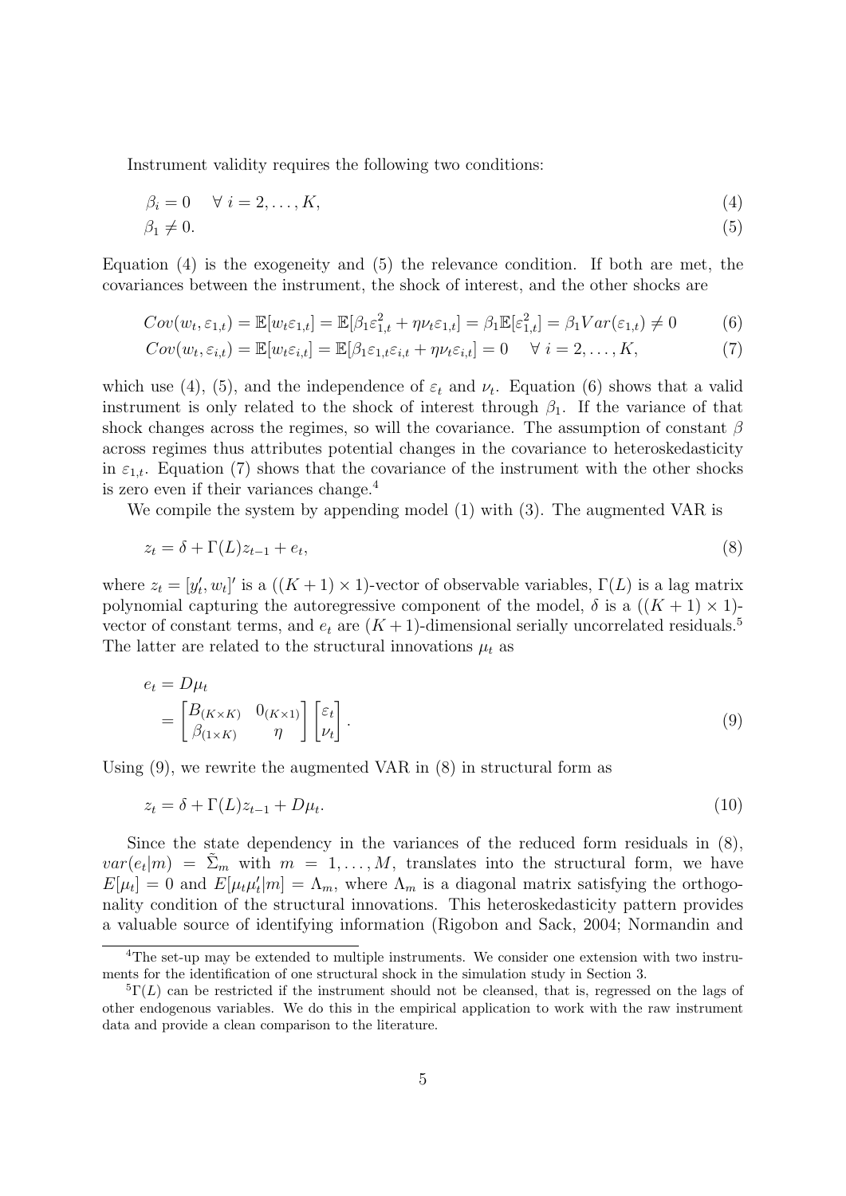Instrument validity requires the following two conditions:

$$\beta_i = 0 \quad \forall\ i = 2, \dots, K, \tag{4}$$

$$\beta_1 \neq 0. \tag{5}$$

Equation (4) is the exogeneity and (5) the relevance condition. If both are met, the covariances between the instrument, the shock of interest, and the other shocks are

$$Cov(w_t, \varepsilon_{1,t}) = \mathbb{E}[w_t \varepsilon_{1,t}] = \mathbb{E}[\beta_1 \varepsilon_{1,t}^2 + \eta \nu_t \varepsilon_{1,t}] = \beta_1 \mathbb{E}[\varepsilon_{1,t}^2] = \beta_1 Var(\varepsilon_{1,t}) \neq 0 \tag{6}$$

$$Cov(w_t, \varepsilon_{i,t}) = \mathbb{E}[w_t \varepsilon_{i,t}] = \mathbb{E}[\beta_1 \varepsilon_{1,t} \varepsilon_{i,t} + \eta \nu_t \varepsilon_{i,t}] = 0 \quad \forall\ i = 2, \dots, K, \tag{7}$$

which use (4), (5), and the independence of $\varepsilon_t$ and $\nu_t$. Equation (6) shows that a valid instrument is only related to the shock of interest through $\beta_1$. If the variance of that shock changes across the regimes, so will the covariance. The assumption of constant $\beta$ across regimes thus attributes potential changes in the covariance to heteroskedasticity in $\varepsilon_{1,t}$. Equation (7) shows that the covariance of the instrument with the other shocks is zero even if their variances change.[4]

We compile the system by appending model (1) with (3). The augmented VAR is

$$z_t = \delta + \Gamma(L) z_{t-1} + e_t, \tag{8}$$

where $z_t = [y_t', w_t]'$ is a $((K+1) \times 1)$-vector of observable variables, $\Gamma(L)$ is a lag matrix polynomial capturing the autoregressive component of the model, $\delta$ is a $((K+1) \times 1)$-vector of constant terms, and $e_t$ are $(K+1)$-dimensional serially uncorrelated residuals.[5] The latter are related to the structural innovations $\mu_t$ as

$$\begin{aligned} e_t &= D\mu_t \\ &= \begin{bmatrix} B_{(K \times K)} & 0_{(K \times 1)} \\ \beta_{(1 \times K)} & \eta \end{bmatrix} \begin{bmatrix} \varepsilon_t \\ \nu_t \end{bmatrix}. \end{aligned} \tag{9}$$

Using (9), we rewrite the augmented VAR in (8) in structural form as

$$z_t = \delta + \Gamma(L) z_{t-1} + D\mu_t. \tag{10}$$

Since the state dependency in the variances of the reduced form residuals in (8), $var(e_t|m) = \tilde{\Sigma}_m$ with $m = 1, \dots, M$, translates into the structural form, we have $E[\mu_t] = 0$ and $E[\mu_t \mu_t'|m] = \Lambda_m$, where $\Lambda_m$ is a diagonal matrix satisfying the orthogonality condition of the structural innovations. This heteroskedasticity pattern provides a valuable source of identifying information (Rigobon and Sack, 2004; Normandin and

---

[4] The set-up may be extended to multiple instruments. We consider one extension with two instruments for the identification of one structural shock in the simulation study in Section 3.

[5] $\Gamma(L)$ can be restricted if the instrument should not be cleansed, that is, regressed on the lags of other endogenous variables. We do this in the empirical application to work with the raw instrument data and provide a clean comparison to the literature.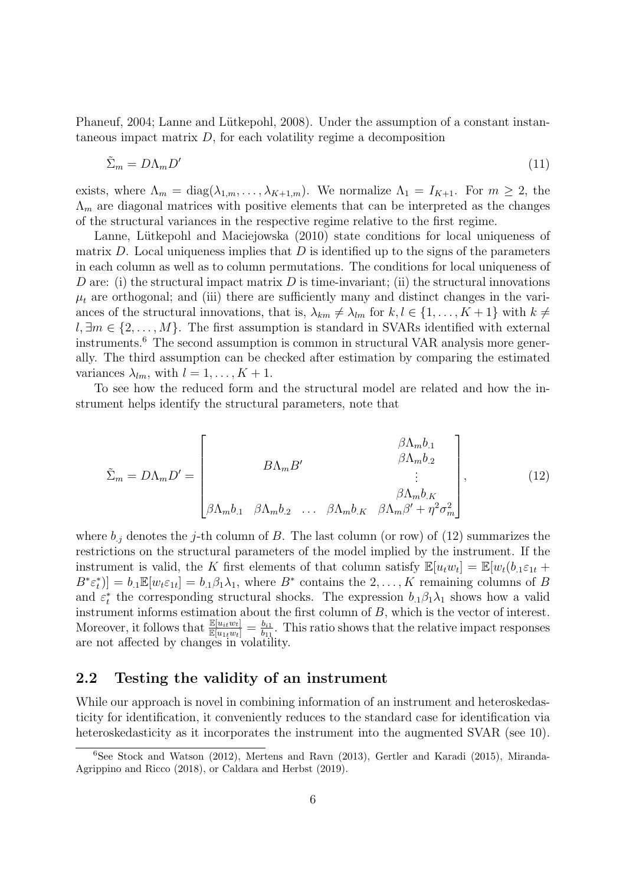Phaneuf, 2004; Lanne and Lütkepohl, 2008). Under the assumption of a constant instantaneous impact matrix $D$, for each volatility regime a decomposition

$$\tilde{\Sigma}_m = D\Lambda_m D' \tag{11}$$

exists, where $\Lambda_m = \text{diag}(\lambda_{1,m}, \ldots, \lambda_{K+1,m})$. We normalize $\Lambda_1 = I_{K+1}$. For $m \geq 2$, the $\Lambda_m$ are diagonal matrices with positive elements that can be interpreted as the changes of the structural variances in the respective regime relative to the first regime.

Lanne, Lütkepohl and Maciejowska (2010) state conditions for local uniqueness of matrix $D$. Local uniqueness implies that $D$ is identified up to the signs of the parameters in each column as well as to column permutations. The conditions for local uniqueness of $D$ are: (i) the structural impact matrix $D$ is time-invariant; (ii) the structural innovations $\mu_t$ are orthogonal; and (iii) there are sufficiently many and distinct changes in the variances of the structural innovations, that is, $\lambda_{km} \neq \lambda_{lm}$ for $k, l \in \{1, \ldots, K+1\}$ with $k \neq l, \exists m \in \{2, \ldots, M\}$. The first assumption is standard in SVARs identified with external instruments.[6] The second assumption is common in structural VAR analysis more generally. The third assumption can be checked after estimation by comparing the estimated variances $\lambda_{lm}$, with $l = 1, \ldots, K+1$.

To see how the reduced form and the structural model are related and how the instrument helps identify the structural parameters, note that

$$\tilde{\Sigma}_m = D\Lambda_m D' = \begin{bmatrix} & & B\Lambda_m B' & & \begin{matrix} \beta\Lambda_m b_{.1} \\ \beta\Lambda_m b_{.2} \\ \vdots \\ \beta\Lambda_m b_{.K} \end{matrix} \\ \beta\Lambda_m b_{.1} & \beta\Lambda_m b_{.2} & \ldots & \beta\Lambda_m b_{.K} & \beta\Lambda_m \beta' + \eta^2\sigma_m^2 \end{bmatrix}, \tag{12}$$

where $b_{.j}$ denotes the $j$-th column of $B$. The last column (or row) of (12) summarizes the restrictions on the structural parameters of the model implied by the instrument. If the instrument is valid, the $K$ first elements of that column satisfy $\mathbb{E}[u_t w_t] = \mathbb{E}[w_t(b_{.1}\varepsilon_{1t} + B^*\varepsilon_t^*)] = b_{.1}\mathbb{E}[w_t\varepsilon_{1t}] = b_{.1}\beta_1\lambda_1$, where $B^*$ contains the $2, \ldots, K$ remaining columns of $B$ and $\varepsilon_t^*$ the corresponding structural shocks. The expression $b_{.1}\beta_1\lambda_1$ shows how a valid instrument informs estimation about the first column of $B$, which is the vector of interest. Moreover, it follows that $\frac{\mathbb{E}[u_{it}w_t]}{\mathbb{E}[u_{1t}w_t]} = \frac{b_{i1}}{b_{11}}$. This ratio shows that the relative impact responses are not affected by changes in volatility.

## 2.2 Testing the validity of an instrument

While our approach is novel in combining information of an instrument and heteroskedasticity for identification, it conveniently reduces to the standard case for identification via heteroskedasticity as it incorporates the instrument into the augmented SVAR (see 10).

[6] See Stock and Watson (2012), Mertens and Ravn (2013), Gertler and Karadi (2015), Miranda-Agrippino and Ricco (2018), or Caldara and Herbst (2019).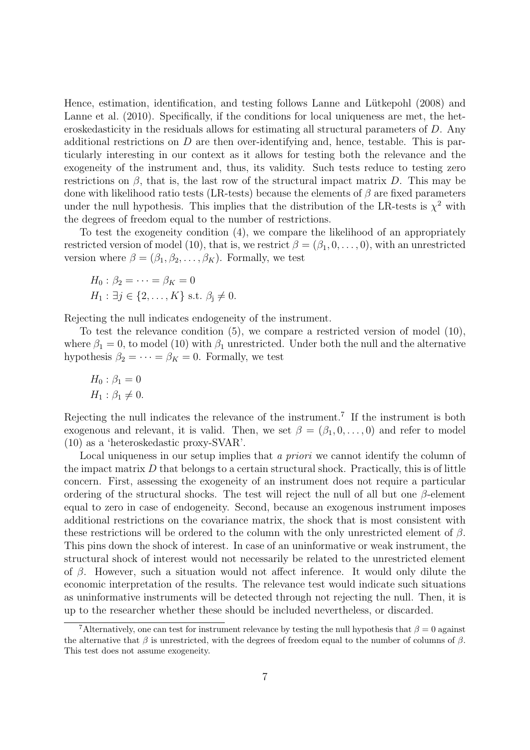Hence, estimation, identification, and testing follows Lanne and Lütkepohl (2008) and Lanne et al. (2010). Specifically, if the conditions for local uniqueness are met, the heteroskedasticity in the residuals allows for estimating all structural parameters of $D$. Any additional restrictions on $D$ are then over-identifying and, hence, testable. This is particularly interesting in our context as it allows for testing both the relevance and the exogeneity of the instrument and, thus, its validity. Such tests reduce to testing zero restrictions on $\beta$, that is, the last row of the structural impact matrix $D$. This may be done with likelihood ratio tests (LR-tests) because the elements of $\beta$ are fixed parameters under the null hypothesis. This implies that the distribution of the LR-tests is $\chi^2$ with the degrees of freedom equal to the number of restrictions.

To test the exogeneity condition (4), we compare the likelihood of an appropriately restricted version of model (10), that is, we restrict $\beta = (\beta_1, 0, \ldots, 0)$, with an unrestricted version where $\beta = (\beta_1, \beta_2, \ldots, \beta_K)$. Formally, we test

$$
\begin{aligned}
&H_0 : \beta_2 = \cdots = \beta_K = 0 \\
&H_1 : \exists j \in \{2, \ldots, K\} \text{ s.t. } \beta_j \neq 0.
\end{aligned}
$$

Rejecting the null indicates endogeneity of the instrument.

To test the relevance condition (5), we compare a restricted version of model (10), where $\beta_1 = 0$, to model (10) with $\beta_1$ unrestricted. Under both the null and the alternative hypothesis $\beta_2 = \cdots = \beta_K = 0$. Formally, we test

$$
\begin{aligned}
&H_0 : \beta_1 = 0 \\
&H_1 : \beta_1 \neq 0.
\end{aligned}
$$

Rejecting the null indicates the relevance of the instrument.[7] If the instrument is both exogenous and relevant, it is valid. Then, we set $\beta = (\beta_1, 0, \ldots, 0)$ and refer to model (10) as a 'heteroskedastic proxy-SVAR'.

Local uniqueness in our setup implies that *a priori* we cannot identify the column of the impact matrix $D$ that belongs to a certain structural shock. Practically, this is of little concern. First, assessing the exogeneity of an instrument does not require a particular ordering of the structural shocks. The test will reject the null of all but one $\beta$-element equal to zero in case of endogeneity. Second, because an exogenous instrument imposes additional restrictions on the covariance matrix, the shock that is most consistent with these restrictions will be ordered to the column with the only unrestricted element of $\beta$. This pins down the shock of interest. In case of an uninformative or weak instrument, the structural shock of interest would not necessarily be related to the unrestricted element of $\beta$. However, such a situation would not affect inference. It would only dilute the economic interpretation of the results. The relevance test would indicate such situations as uninformative instruments will be detected through not rejecting the null. Then, it is up to the researcher whether these should be included nevertheless, or discarded.

[7] Alternatively, one can test for instrument relevance by testing the null hypothesis that $\beta = 0$ against the alternative that $\beta$ is unrestricted, with the degrees of freedom equal to the number of columns of $\beta$. This test does not assume exogeneity.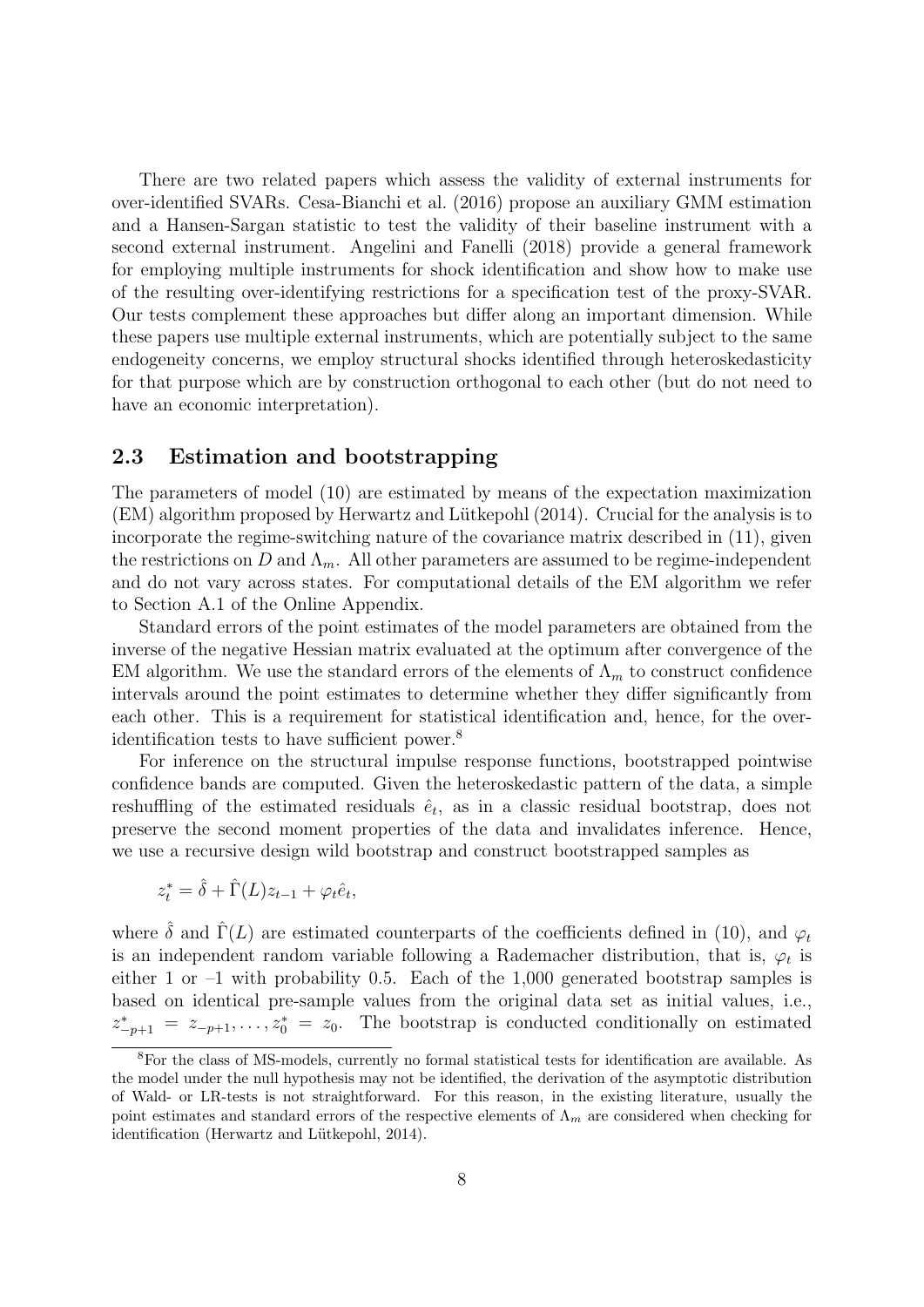There are two related papers which assess the validity of external instruments for over-identified SVARs. Cesa-Bianchi et al. (2016) propose an auxiliary GMM estimation and a Hansen-Sargan statistic to test the validity of their baseline instrument with a second external instrument. Angelini and Fanelli (2018) provide a general framework for employing multiple instruments for shock identification and show how to make use of the resulting over-identifying restrictions for a specification test of the proxy-SVAR. Our tests complement these approaches but differ along an important dimension. While these papers use multiple external instruments, which are potentially subject to the same endogeneity concerns, we employ structural shocks identified through heteroskedasticity for that purpose which are by construction orthogonal to each other (but do not need to have an economic interpretation).

## 2.3 Estimation and bootstrapping

The parameters of model (10) are estimated by means of the expectation maximization (EM) algorithm proposed by Herwartz and Lütkepohl (2014). Crucial for the analysis is to incorporate the regime-switching nature of the covariance matrix described in (11), given the restrictions on $D$ and $\Lambda_m$. All other parameters are assumed to be regime-independent and do not vary across states. For computational details of the EM algorithm we refer to Section A.1 of the Online Appendix.

Standard errors of the point estimates of the model parameters are obtained from the inverse of the negative Hessian matrix evaluated at the optimum after convergence of the EM algorithm. We use the standard errors of the elements of $\Lambda_m$ to construct confidence intervals around the point estimates to determine whether they differ significantly from each other. This is a requirement for statistical identification and, hence, for the over-identification tests to have sufficient power.[8]

For inference on the structural impulse response functions, bootstrapped pointwise confidence bands are computed. Given the heteroskedastic pattern of the data, a simple reshuffling of the estimated residuals $\hat{e}_t$, as in a classic residual bootstrap, does not preserve the second moment properties of the data and invalidates inference. Hence, we use a recursive design wild bootstrap and construct bootstrapped samples as

$$z_t^* = \hat{\delta} + \hat{\Gamma}(L) z_{t-1} + \varphi_t \hat{e}_t,$$

where $\hat{\delta}$ and $\hat{\Gamma}(L)$ are estimated counterparts of the coefficients defined in (10), and $\varphi_t$ is an independent random variable following a Rademacher distribution, that is, $\varphi_t$ is either 1 or –1 with probability 0.5. Each of the 1,000 generated bootstrap samples is based on identical pre-sample values from the original data set as initial values, i.e., $z_{-p+1}^* = z_{-p+1}, \ldots, z_0^* = z_0$. The bootstrap is conducted conditionally on estimated

[8] For the class of MS-models, currently no formal statistical tests for identification are available. As the model under the null hypothesis may not be identified, the derivation of the asymptotic distribution of Wald- or LR-tests is not straightforward. For this reason, in the existing literature, usually the point estimates and standard errors of the respective elements of $\Lambda_m$ are considered when checking for identification (Herwartz and Lütkepohl, 2014).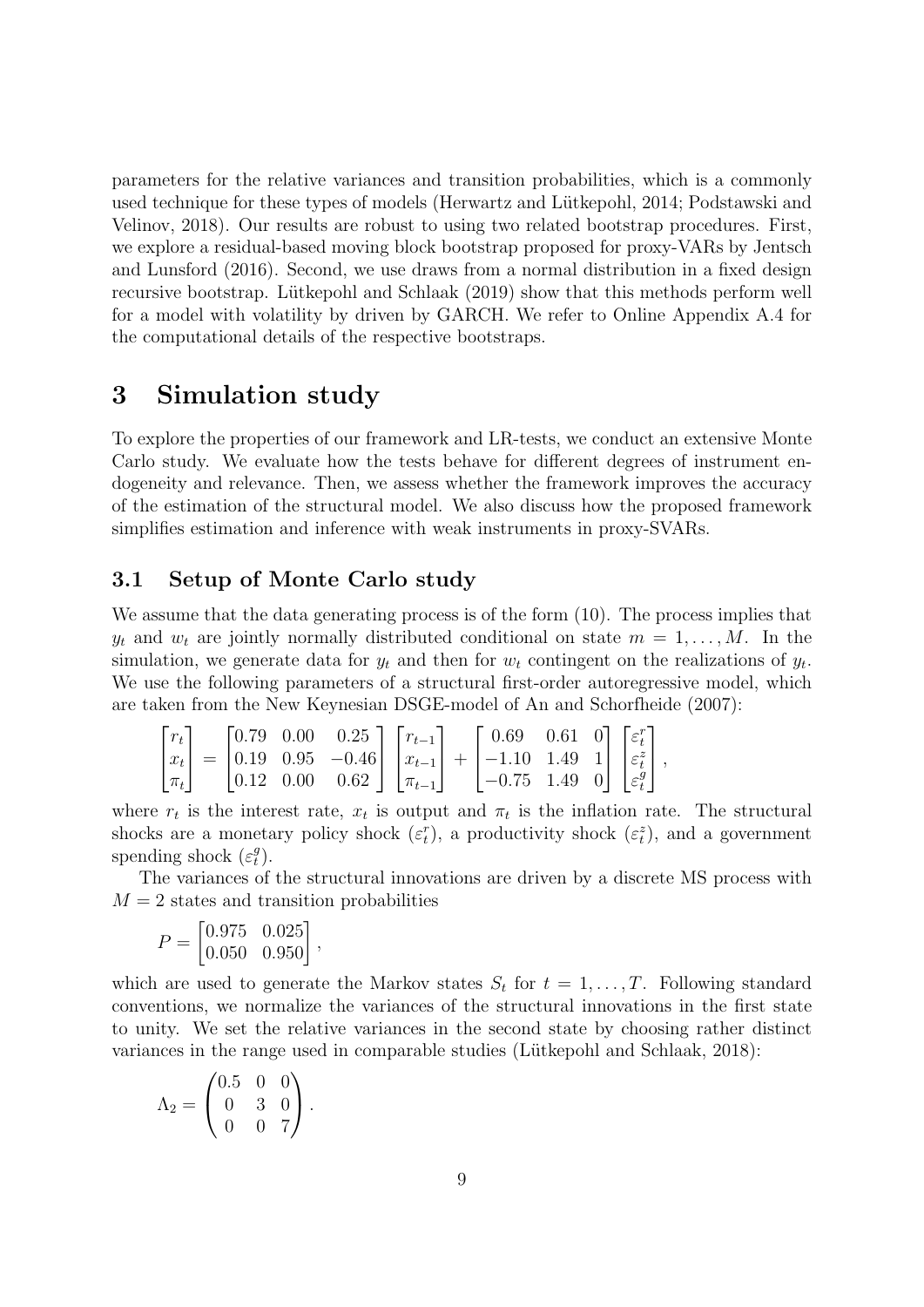parameters for the relative variances and transition probabilities, which is a commonly used technique for these types of models (Herwartz and Lütkepohl, 2014; Podstawski and Velinov, 2018). Our results are robust to using two related bootstrap procedures. First, we explore a residual-based moving block bootstrap proposed for proxy-VARs by Jentsch and Lunsford (2016). Second, we use draws from a normal distribution in a fixed design recursive bootstrap. Lütkepohl and Schlaak (2019) show that this methods perform well for a model with volatility by driven by GARCH. We refer to Online Appendix A.4 for the computational details of the respective bootstraps.

# 3 Simulation study

To explore the properties of our framework and LR-tests, we conduct an extensive Monte Carlo study. We evaluate how the tests behave for different degrees of instrument endogeneity and relevance. Then, we assess whether the framework improves the accuracy of the estimation of the structural model. We also discuss how the proposed framework simplifies estimation and inference with weak instruments in proxy-SVARs.

## 3.1 Setup of Monte Carlo study

We assume that the data generating process is of the form (10). The process implies that $y_t$ and $w_t$ are jointly normally distributed conditional on state $m = 1, \ldots, M$. In the simulation, we generate data for $y_t$ and then for $w_t$ contingent on the realizations of $y_t$. We use the following parameters of a structural first-order autoregressive model, which are taken from the New Keynesian DSGE-model of An and Schorfheide (2007):

$$\begin{bmatrix} r_t \\ x_t \\ \pi_t \end{bmatrix} = \begin{bmatrix} 0.79 & 0.00 & 0.25 \\ 0.19 & 0.95 & -0.46 \\ 0.12 & 0.00 & 0.62 \end{bmatrix} \begin{bmatrix} r_{t-1} \\ x_{t-1} \\ \pi_{t-1} \end{bmatrix} + \begin{bmatrix} 0.69 & 0.61 & 0 \\ -1.10 & 1.49 & 1 \\ -0.75 & 1.49 & 0 \end{bmatrix} \begin{bmatrix} \varepsilon_t^r \\ \varepsilon_t^z \\ \varepsilon_t^g \end{bmatrix},$$

where $r_t$ is the interest rate, $x_t$ is output and $\pi_t$ is the inflation rate. The structural shocks are a monetary policy shock ($\varepsilon_t^r$), a productivity shock ($\varepsilon_t^z$), and a government spending shock ($\varepsilon_t^g$).

The variances of the structural innovations are driven by a discrete MS process with $M = 2$ states and transition probabilities

$$P = \begin{bmatrix} 0.975 & 0.025 \\ 0.050 & 0.950 \end{bmatrix},$$

which are used to generate the Markov states $S_t$ for $t = 1, \ldots, T$. Following standard conventions, we normalize the variances of the structural innovations in the first state to unity. We set the relative variances in the second state by choosing rather distinct variances in the range used in comparable studies (Lütkepohl and Schlaak, 2018):

$$\Lambda_2 = \begin{pmatrix} 0.5 & 0 & 0 \\ 0 & 3 & 0 \\ 0 & 0 & 7 \end{pmatrix}.$$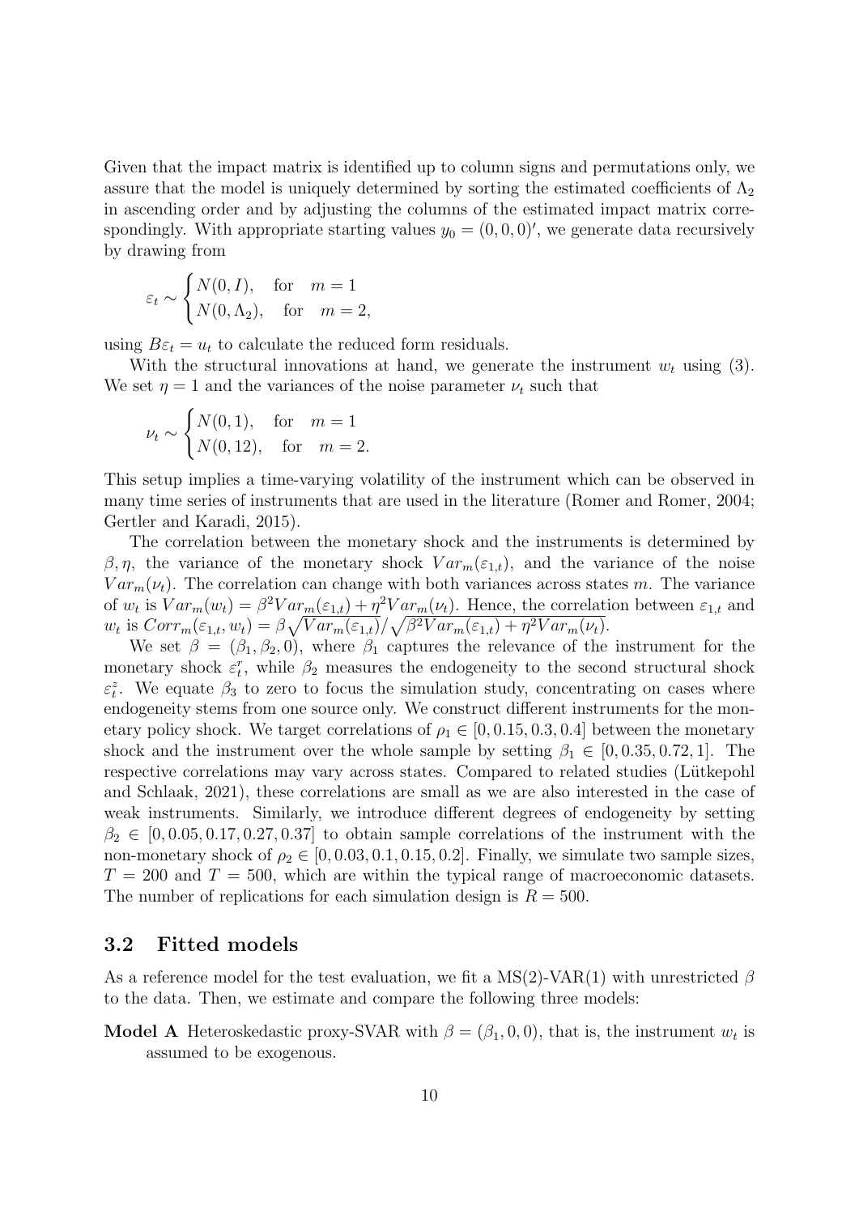Given that the impact matrix is identified up to column signs and permutations only, we assure that the model is uniquely determined by sorting the estimated coefficients of $\Lambda_2$ in ascending order and by adjusting the columns of the estimated impact matrix correspondingly. With appropriate starting values $y_0 = (0, 0, 0)'$, we generate data recursively by drawing from

$$\varepsilon_t \sim \begin{cases} N(0, I), & \text{for} \quad m = 1 \\ N(0, \Lambda_2), & \text{for} \quad m = 2, \end{cases}$$

using $B\varepsilon_t = u_t$ to calculate the reduced form residuals.

With the structural innovations at hand, we generate the instrument $w_t$ using (3). We set $\eta = 1$ and the variances of the noise parameter $\nu_t$ such that

$$\nu_t \sim \begin{cases} N(0, 1), & \text{for} \quad m = 1 \\ N(0, 12), & \text{for} \quad m = 2. \end{cases}$$

This setup implies a time-varying volatility of the instrument which can be observed in many time series of instruments that are used in the literature (Romer and Romer, 2004; Gertler and Karadi, 2015).

The correlation between the monetary shock and the instruments is determined by $\beta, \eta$, the variance of the monetary shock $Var_m(\varepsilon_{1,t})$, and the variance of the noise $Var_m(\nu_t)$. The correlation can change with both variances across states $m$. The variance of $w_t$ is $Var_m(w_t) = \beta^2 Var_m(\varepsilon_{1,t}) + \eta^2 Var_m(\nu_t)$. Hence, the correlation between $\varepsilon_{1,t}$ and $w_t$ is $Corr_m(\varepsilon_{1,t}, w_t) = \beta\sqrt{Var_m(\varepsilon_{1,t})}/\sqrt{\beta^2 Var_m(\varepsilon_{1,t}) + \eta^2 Var_m(\nu_t)}$.

We set $\beta = (\beta_1, \beta_2, 0)$, where $\beta_1$ captures the relevance of the instrument for the monetary shock $\varepsilon_t^r$, while $\beta_2$ measures the endogeneity to the second structural shock $\varepsilon_t^z$. We equate $\beta_3$ to zero to focus the simulation study, concentrating on cases where endogeneity stems from one source only. We construct different instruments for the monetary policy shock. We target correlations of $\rho_1 \in [0, 0.15, 0.3, 0.4]$ between the monetary shock and the instrument over the whole sample by setting $\beta_1 \in [0, 0.35, 0.72, 1]$. The respective correlations may vary across states. Compared to related studies (Lütkepohl and Schlaak, 2021), these correlations are small as we are also interested in the case of weak instruments. Similarly, we introduce different degrees of endogeneity by setting $\beta_2 \in [0, 0.05, 0.17, 0.27, 0.37]$ to obtain sample correlations of the instrument with the non-monetary shock of $\rho_2 \in [0, 0.03, 0.1, 0.15, 0.2]$. Finally, we simulate two sample sizes, $T = 200$ and $T = 500$, which are within the typical range of macroeconomic datasets. The number of replications for each simulation design is $R = 500$.

### 3.2 Fitted models

As a reference model for the test evaluation, we fit a MS(2)-VAR(1) with unrestricted $\beta$ to the data. Then, we estimate and compare the following three models:

**Model A** Heteroskedastic proxy-SVAR with $\beta = (\beta_1, 0, 0)$, that is, the instrument $w_t$ is assumed to be exogenous.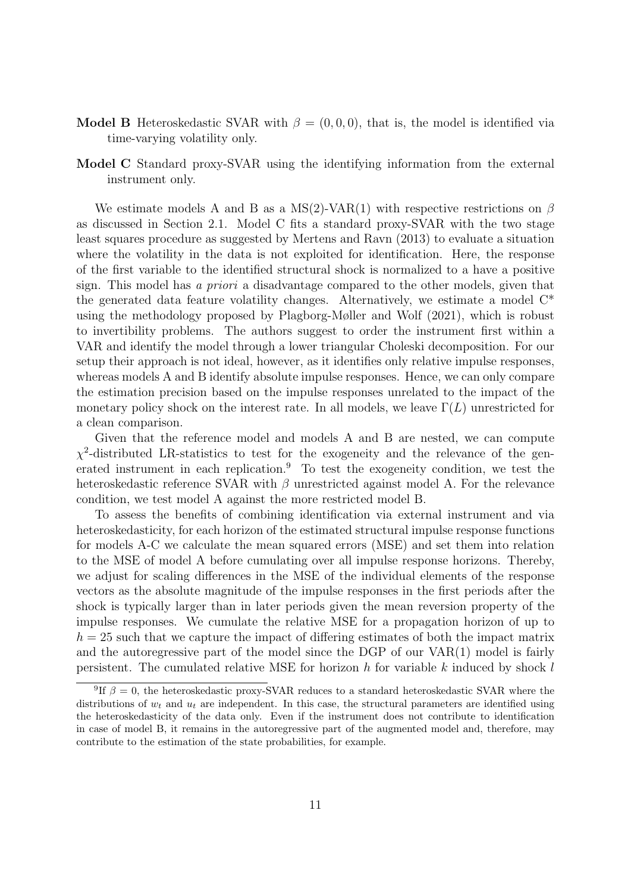**Model B** Heteroskedastic SVAR with $\beta = (0, 0, 0)$, that is, the model is identified via time-varying volatility only.

**Model C** Standard proxy-SVAR using the identifying information from the external instrument only.

We estimate models A and B as a MS(2)-VAR(1) with respective restrictions on $\beta$ as discussed in Section 2.1. Model C fits a standard proxy-SVAR with the two stage least squares procedure as suggested by Mertens and Ravn (2013) to evaluate a situation where the volatility in the data is not exploited for identification. Here, the response of the first variable to the identified structural shock is normalized to a have a positive sign. This model has *a priori* a disadvantage compared to the other models, given that the generated data feature volatility changes. Alternatively, we estimate a model C* using the methodology proposed by Plagborg-Møller and Wolf (2021), which is robust to invertibility problems. The authors suggest to order the instrument first within a VAR and identify the model through a lower triangular Choleski decomposition. For our setup their approach is not ideal, however, as it identifies only relative impulse responses, whereas models A and B identify absolute impulse responses. Hence, we can only compare the estimation precision based on the impulse responses unrelated to the impact of the monetary policy shock on the interest rate. In all models, we leave $\Gamma(L)$ unrestricted for a clean comparison.

Given that the reference model and models A and B are nested, we can compute $\chi^2$-distributed LR-statistics to test for the exogeneity and the relevance of the generated instrument in each replication.[9] To test the exogeneity condition, we test the heteroskedastic reference SVAR with $\beta$ unrestricted against model A. For the relevance condition, we test model A against the more restricted model B.

To assess the benefits of combining identification via external instrument and via heteroskedasticity, for each horizon of the estimated structural impulse response functions for models A-C we calculate the mean squared errors (MSE) and set them into relation to the MSE of model A before cumulating over all impulse response horizons. Thereby, we adjust for scaling differences in the MSE of the individual elements of the response vectors as the absolute magnitude of the impulse responses in the first periods after the shock is typically larger than in later periods given the mean reversion property of the impulse responses. We cumulate the relative MSE for a propagation horizon of up to $h = 25$ such that we capture the impact of differing estimates of both the impact matrix and the autoregressive part of the model since the DGP of our VAR(1) model is fairly persistent. The cumulated relative MSE for horizon $h$ for variable $k$ induced by shock $l$

[9] If $\beta = 0$, the heteroskedastic proxy-SVAR reduces to a standard heteroskedastic SVAR where the distributions of $w_t$ and $u_t$ are independent. In this case, the structural parameters are identified using the heteroskedasticity of the data only. Even if the instrument does not contribute to identification in case of model B, it remains in the autoregressive part of the augmented model and, therefore, may contribute to the estimation of the state probabilities, for example.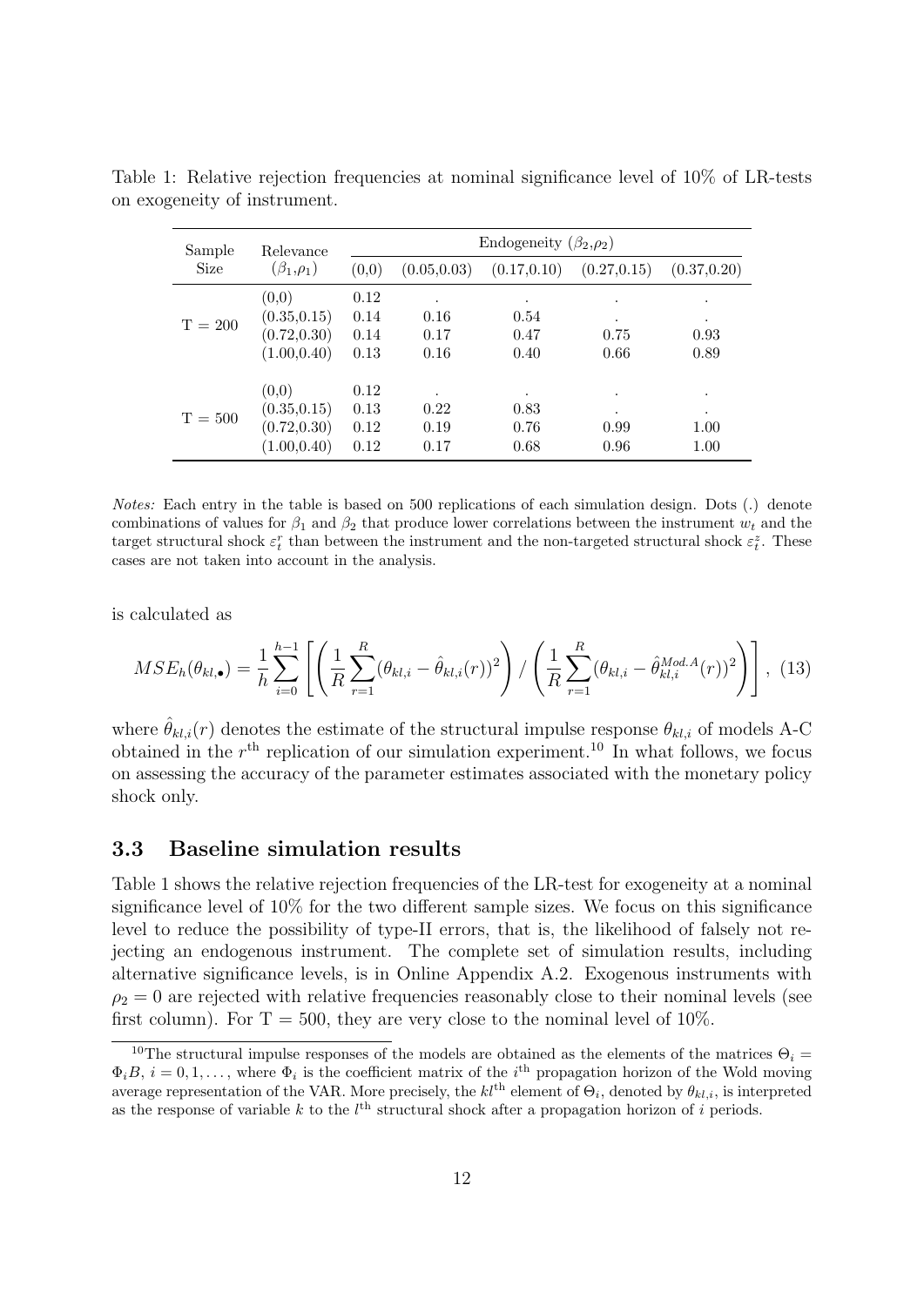Table 1: Relative rejection frequencies at nominal significance level of 10% of LR-tests on exogeneity of instrument.

| Sample Size | Relevance $(\beta_1,\rho_1)$ | Endogeneity $(\beta_2,\rho_2)$ | | | | |
|---|---|---|---|---|---|---|
| | | (0,0) | (0.05,0.03) | (0.17,0.10) | (0.27,0.15) | (0.37,0.20) |
| T = 200 | (0,0) | 0.12 | . | . | . | . |
| | (0.35,0.15) | 0.14 | 0.16 | 0.54 | . | . |
| | (0.72,0.30) | 0.14 | 0.17 | 0.47 | 0.75 | 0.93 |
| | (1.00,0.40) | 0.13 | 0.16 | 0.40 | 0.66 | 0.89 |
| T = 500 | (0,0) | 0.12 | . | . | . | . |
| | (0.35,0.15) | 0.13 | 0.22 | 0.83 | . | . |
| | (0.72,0.30) | 0.12 | 0.19 | 0.76 | 0.99 | 1.00 |
| | (1.00,0.40) | 0.12 | 0.17 | 0.68 | 0.96 | 1.00 |

*Notes:* Each entry in the table is based on 500 replications of each simulation design. Dots (.) denote combinations of values for $\beta_1$ and $\beta_2$ that produce lower correlations between the instrument $w_t$ and the target structural shock $\varepsilon_t^r$ than between the instrument and the non-targeted structural shock $\varepsilon_t^z$. These cases are not taken into account in the analysis.

is calculated as

$$MSE_h(\theta_{kl,\bullet}) = \frac{1}{h}\sum_{i=0}^{h-1}\left[\left(\frac{1}{R}\sum_{r=1}^{R}(\theta_{kl,i}-\hat{\theta}_{kl,i}(r))^2\right) / \left(\frac{1}{R}\sum_{r=1}^{R}(\theta_{kl,i}-\hat{\theta}_{kl,i}^{Mod.A}(r))^2\right)\right], \quad (13)$$

where $\hat{\theta}_{kl,i}(r)$ denotes the estimate of the structural impulse response $\theta_{kl,i}$ of models A-C obtained in the $r^{\text{th}}$ replication of our simulation experiment.[10] In what follows, we focus on assessing the accuracy of the parameter estimates associated with the monetary policy shock only.

### 3.3 Baseline simulation results

Table 1 shows the relative rejection frequencies of the LR-test for exogeneity at a nominal significance level of 10% for the two different sample sizes. We focus on this significance level to reduce the possibility of type-II errors, that is, the likelihood of falsely not rejecting an endogenous instrument. The complete set of simulation results, including alternative significance levels, is in Online Appendix A.2. Exogenous instruments with $\rho_2 = 0$ are rejected with relative frequencies reasonably close to their nominal levels (see first column). For T = 500, they are very close to the nominal level of 10%.

[10] The structural impulse responses of the models are obtained as the elements of the matrices $\Theta_i = \Phi_i B$, $i = 0, 1, \ldots$, where $\Phi_i$ is the coefficient matrix of the $i^{\text{th}}$ propagation horizon of the Wold moving average representation of the VAR. More precisely, the $kl^{\text{th}}$ element of $\Theta_i$, denoted by $\theta_{kl,i}$, is interpreted as the response of variable $k$ to the $l^{\text{th}}$ structural shock after a propagation horizon of $i$ periods.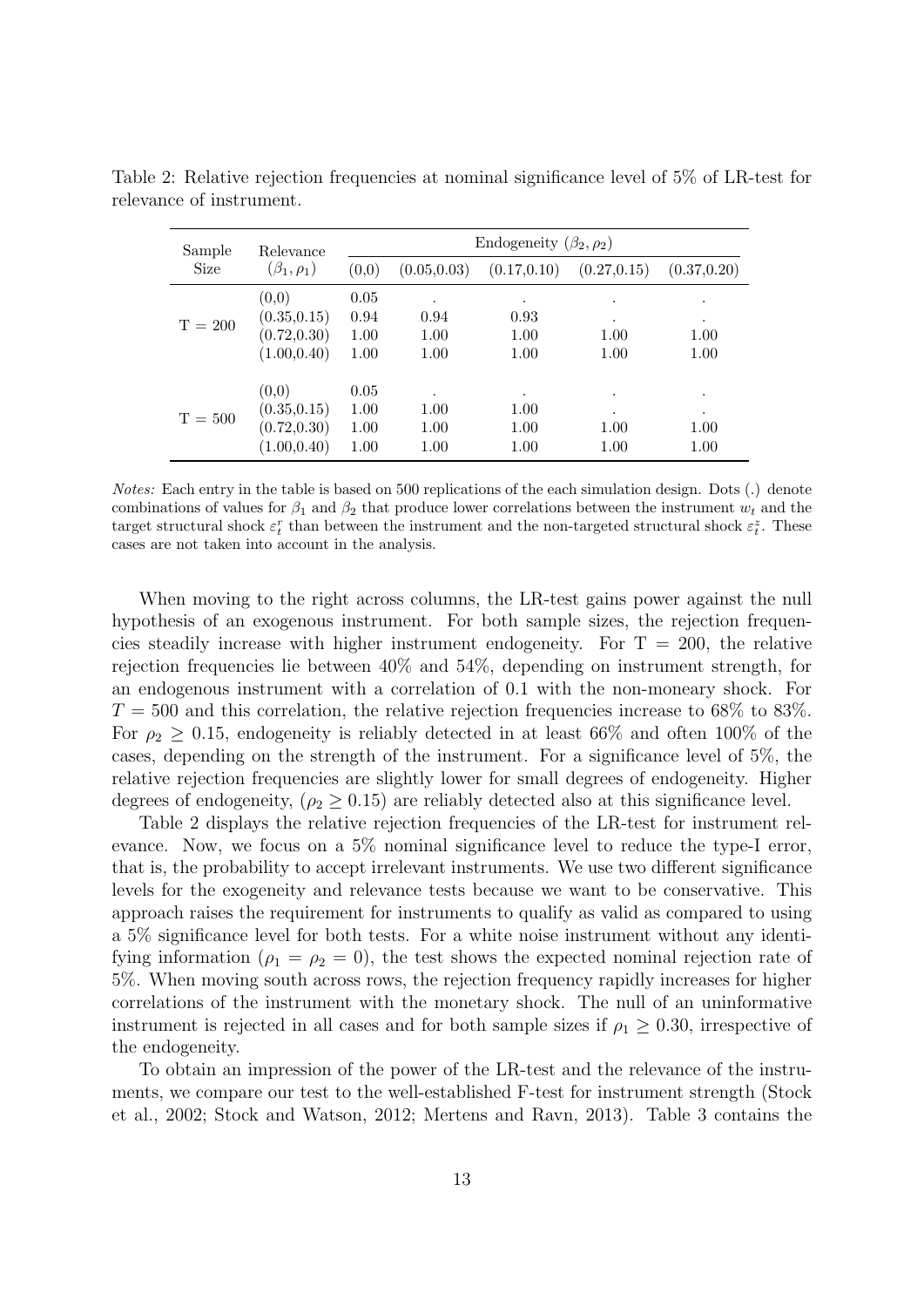Table 2: Relative rejection frequencies at nominal significance level of 5% of LR-test for relevance of instrument.

| Sample Size | Relevance $(\beta_1, \rho_1)$ | Endogeneity $(\beta_2, \rho_2)$ | | | | |
|---|---|---|---|---|---|---|
| | | (0,0) | (0.05,0.03) | (0.17,0.10) | (0.27,0.15) | (0.37,0.20) |
| T = 200 | (0,0) | 0.05 | . | . | . | . |
| | (0.35,0.15) | 0.94 | 0.94 | 0.93 | . | . |
| | (0.72,0.30) | 1.00 | 1.00 | 1.00 | 1.00 | 1.00 |
| | (1.00,0.40) | 1.00 | 1.00 | 1.00 | 1.00 | 1.00 |
| T = 500 | (0,0) | 0.05 | . | . | . | . |
| | (0.35,0.15) | 1.00 | 1.00 | 1.00 | . | . |
| | (0.72,0.30) | 1.00 | 1.00 | 1.00 | 1.00 | 1.00 |
| | (1.00,0.40) | 1.00 | 1.00 | 1.00 | 1.00 | 1.00 |

*Notes:* Each entry in the table is based on 500 replications of the each simulation design. Dots (.) denote combinations of values for $\beta_1$ and $\beta_2$ that produce lower correlations between the instrument $w_t$ and the target structural shock $\varepsilon_t^r$ than between the instrument and the non-targeted structural shock $\varepsilon_t^z$. These cases are not taken into account in the analysis.

When moving to the right across columns, the LR-test gains power against the null hypothesis of an exogenous instrument. For both sample sizes, the rejection frequencies steadily increase with higher instrument endogeneity. For T = 200, the relative rejection frequencies lie between 40% and 54%, depending on instrument strength, for an endogenous instrument with a correlation of 0.1 with the non-moneary shock. For $T = 500$ and this correlation, the relative rejection frequencies increase to 68% to 83%. For $\rho_2 \geq 0.15$, endogeneity is reliably detected in at least 66% and often 100% of the cases, depending on the strength of the instrument. For a significance level of 5%, the relative rejection frequencies are slightly lower for small degrees of endogeneity. Higher degrees of endogeneity, ($\rho_2 \geq 0.15$) are reliably detected also at this significance level.

Table 2 displays the relative rejection frequencies of the LR-test for instrument relevance. Now, we focus on a 5% nominal significance level to reduce the type-I error, that is, the probability to accept irrelevant instruments. We use two different significance levels for the exogeneity and relevance tests because we want to be conservative. This approach raises the requirement for instruments to qualify as valid as compared to using a 5% significance level for both tests. For a white noise instrument without any identifying information ($\rho_1 = \rho_2 = 0$), the test shows the expected nominal rejection rate of 5%. When moving south across rows, the rejection frequency rapidly increases for higher correlations of the instrument with the monetary shock. The null of an uninformative instrument is rejected in all cases and for both sample sizes if $\rho_1 \geq 0.30$, irrespective of the endogeneity.

To obtain an impression of the power of the LR-test and the relevance of the instruments, we compare our test to the well-established F-test for instrument strength (Stock et al., 2002; Stock and Watson, 2012; Mertens and Ravn, 2013). Table 3 contains the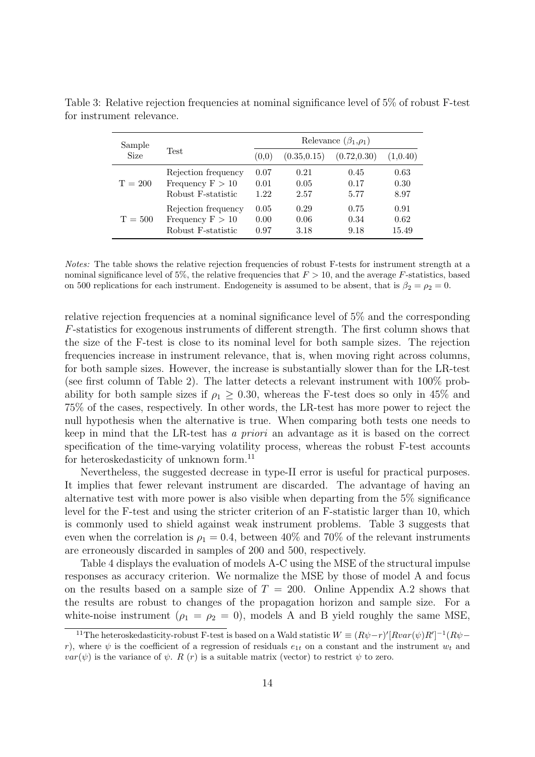Table 3: Relative rejection frequencies at nominal significance level of 5% of robust F-test for instrument relevance.

| Sample Size | Test | Relevance ($\beta_1$,$\rho_1$) | | | |
|---|---|---|---|---|---|
| | | (0,0) | (0.35,0.15) | (0.72,0.30) | (1,0.40) |
| T = 200 | Rejection frequency | 0.07 | 0.21 | 0.45 | 0.63 |
| | Frequency F > 10 | 0.01 | 0.05 | 0.17 | 0.30 |
| | Robust F-statistic | 1.22 | 2.57 | 5.77 | 8.97 |
| T = 500 | Rejection frequency | 0.05 | 0.29 | 0.75 | 0.91 |
| | Frequency F > 10 | 0.00 | 0.06 | 0.34 | 0.62 |
| | Robust F-statistic | 0.97 | 3.18 | 9.18 | 15.49 |

*Notes:* The table shows the relative rejection frequencies of robust F-tests for instrument strength at a nominal significance level of 5%, the relative frequencies that $F > 10$, and the average $F$-statistics, based on 500 replications for each instrument. Endogeneity is assumed to be absent, that is $\beta_2 = \rho_2 = 0$.

relative rejection frequencies at a nominal significance level of 5% and the corresponding $F$-statistics for exogenous instruments of different strength. The first column shows that the size of the F-test is close to its nominal level for both sample sizes. The rejection frequencies increase in instrument relevance, that is, when moving right across columns, for both sample sizes. However, the increase is substantially slower than for the LR-test (see first column of Table 2). The latter detects a relevant instrument with 100% probability for both sample sizes if $\rho_1 \geq 0.30$, whereas the F-test does so only in 45% and 75% of the cases, respectively. In other words, the LR-test has more power to reject the null hypothesis when the alternative is true. When comparing both tests one needs to keep in mind that the LR-test has *a priori* an advantage as it is based on the correct specification of the time-varying volatility process, whereas the robust F-test accounts for heteroskedasticity of unknown form.[11]

Nevertheless, the suggested decrease in type-II error is useful for practical purposes. It implies that fewer relevant instrument are discarded. The advantage of having an alternative test with more power is also visible when departing from the 5% significance level for the F-test and using the stricter criterion of an F-statistic larger than 10, which is commonly used to shield against weak instrument problems. Table 3 suggests that even when the correlation is $\rho_1 = 0.4$, between 40% and 70% of the relevant instruments are erroneously discarded in samples of 200 and 500, respectively.

Table 4 displays the evaluation of models A-C using the MSE of the structural impulse responses as accuracy criterion. We normalize the MSE by those of model A and focus on the results based on a sample size of $T = 200$. Online Appendix A.2 shows that the results are robust to changes of the propagation horizon and sample size. For a white-noise instrument ($\rho_1 = \rho_2 = 0$), models A and B yield roughly the same MSE,

[11] The heteroskedasticity-robust F-test is based on a Wald statistic $W \equiv (R\psi - r)'[Rvar(\psi)R']^{-1}(R\psi - r)$, where $\psi$ is the coefficient of a regression of residuals $e_{1t}$ on a constant and the instrument $w_t$ and $var(\psi)$ is the variance of $\psi$. $R$ ($r$) is a suitable matrix (vector) to restrict $\psi$ to zero.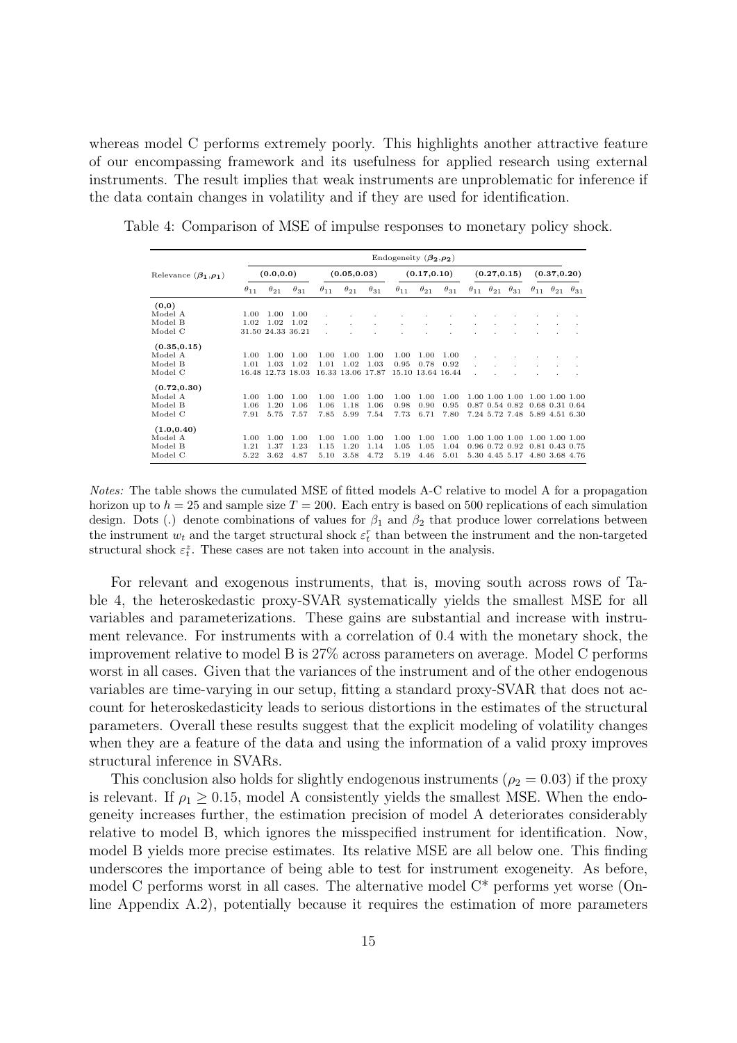whereas model C performs extremely poorly. This highlights another attractive feature of our encompassing framework and its usefulness for applied research using external instruments. The result implies that weak instruments are unproblematic for inference if the data contain changes in volatility and if they are used for identification.

Table 4: Comparison of MSE of impulse responses to monetary policy shock.

| Relevance $(\beta_1,\rho_1)$ | Endogeneity $(\beta_2,\rho_2)$ | | | | | | | | | | | | | | |
|---|---|---|---|---|---|---|---|---|---|---|---|---|---|---|---|
| | (0.0,0.0) | | | (0.05,0.03) | | | (0.17,0.10) | | | (0.27,0.15) | | | (0.37,0.20) | | |
| | $\theta_{11}$ | $\theta_{21}$ | $\theta_{31}$ | $\theta_{11}$ | $\theta_{21}$ | $\theta_{31}$ | $\theta_{11}$ | $\theta_{21}$ | $\theta_{31}$ | $\theta_{11}$ | $\theta_{21}$ | $\theta_{31}$ | $\theta_{11}$ | $\theta_{21}$ | $\theta_{31}$ |
| **(0,0)** | | | | | | | | | | | | | | | |
| Model A | 1.00 | 1.00 | 1.00 | . | . | . | . | . | . | . | . | . | . | . | . |
| Model B | 1.02 | 1.02 | 1.02 | . | . | . | . | . | . | . | . | . | . | . | . |
| Model C | 31.50 | 24.33 | 36.21 | . | . | . | . | . | . | . | . | . | . | . | . |
| **(0.35,0.15)** | | | | | | | | | | | | | | | |
| Model A | 1.00 | 1.00 | 1.00 | 1.00 | 1.00 | 1.00 | 1.00 | 1.00 | 1.00 | . | . | . | . | . | . |
| Model B | 1.01 | 1.03 | 1.02 | 1.01 | 1.02 | 1.03 | 0.95 | 0.78 | 0.92 | . | . | . | . | . | . |
| Model C | 16.48 | 12.73 | 18.03 | 16.33 | 13.06 | 17.87 | 15.10 | 13.64 | 16.44 | . | . | . | . | . | . |
| **(0.72,0.30)** | | | | | | | | | | | | | | | |
| Model A | 1.00 | 1.00 | 1.00 | 1.00 | 1.00 | 1.00 | 1.00 | 1.00 | 1.00 | 1.00 | 1.00 | 1.00 | 1.00 | 1.00 | 1.00 |
| Model B | 1.06 | 1.20 | 1.06 | 1.06 | 1.18 | 1.06 | 0.98 | 0.90 | 0.95 | 0.87 | 0.54 | 0.82 | 0.68 | 0.31 | 0.64 |
| Model C | 7.91 | 5.75 | 7.57 | 7.85 | 5.99 | 7.54 | 7.73 | 6.71 | 7.80 | 7.24 | 5.72 | 7.48 | 5.89 | 4.51 | 6.30 |
| **(1.0,0.40)** | | | | | | | | | | | | | | | |
| Model A | 1.00 | 1.00 | 1.00 | 1.00 | 1.00 | 1.00 | 1.00 | 1.00 | 1.00 | 1.00 | 1.00 | 1.00 | 1.00 | 1.00 | 1.00 |
| Model B | 1.21 | 1.37 | 1.23 | 1.15 | 1.20 | 1.14 | 1.05 | 1.05 | 1.04 | 0.96 | 0.72 | 0.92 | 0.81 | 0.43 | 0.75 |
| Model C | 5.22 | 3.62 | 4.87 | 5.10 | 3.58 | 4.72 | 5.19 | 4.46 | 5.01 | 5.30 | 4.45 | 5.17 | 4.80 | 3.68 | 4.76 |

*Notes:* The table shows the cumulated MSE of fitted models A-C relative to model A for a propagation horizon up to $h = 25$ and sample size $T = 200$. Each entry is based on 500 replications of each simulation design. Dots (.) denote combinations of values for $\beta_1$ and $\beta_2$ that produce lower correlations between the instrument $w_t$ and the target structural shock $\varepsilon_t^r$ than between the instrument and the non-targeted structural shock $\varepsilon_t^z$. These cases are not taken into account in the analysis.

For relevant and exogenous instruments, that is, moving south across rows of Table 4, the heteroskedastic proxy-SVAR systematically yields the smallest MSE for all variables and parameterizations. These gains are substantial and increase with instrument relevance. For instruments with a correlation of 0.4 with the monetary shock, the improvement relative to model B is 27% across parameters on average. Model C performs worst in all cases. Given that the variances of the instrument and of the other endogenous variables are time-varying in our setup, fitting a standard proxy-SVAR that does not account for heteroskedasticity leads to serious distortions in the estimates of the structural parameters. Overall these results suggest that the explicit modeling of volatility changes when they are a feature of the data and using the information of a valid proxy improves structural inference in SVARs.

This conclusion also holds for slightly endogenous instruments ($\rho_2 = 0.03$) if the proxy is relevant. If $\rho_1 \geq 0.15$, model A consistently yields the smallest MSE. When the endogeneity increases further, the estimation precision of model A deteriorates considerably relative to model B, which ignores the misspecified instrument for identification. Now, model B yields more precise estimates. Its relative MSE are all below one. This finding underscores the importance of being able to test for instrument exogeneity. As before, model C performs worst in all cases. The alternative model C* performs yet worse (Online Appendix A.2), potentially because it requires the estimation of more parameters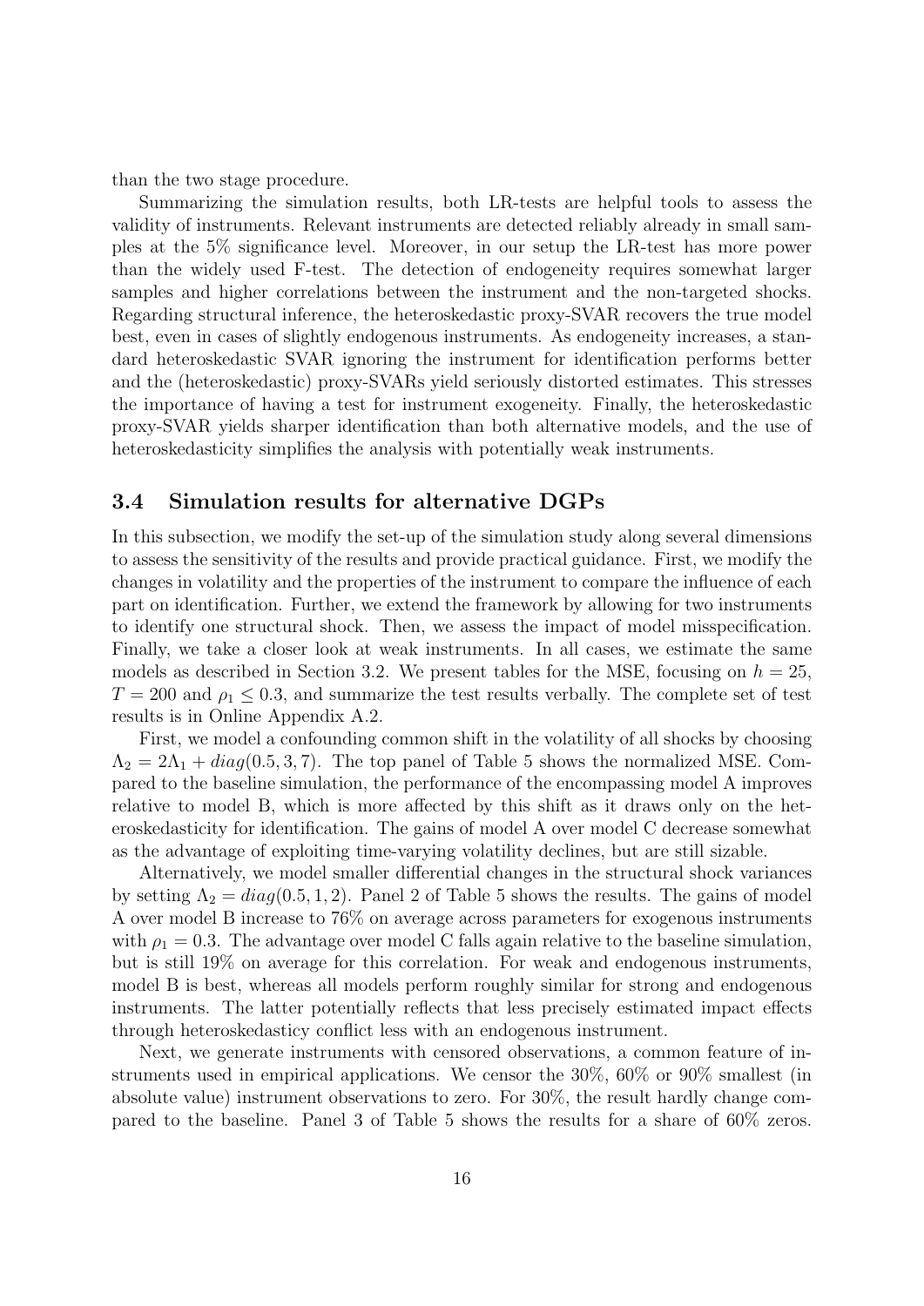than the two stage procedure.

Summarizing the simulation results, both LR-tests are helpful tools to assess the validity of instruments. Relevant instruments are detected reliably already in small samples at the 5% significance level. Moreover, in our setup the LR-test has more power than the widely used F-test. The detection of endogeneity requires somewhat larger samples and higher correlations between the instrument and the non-targeted shocks. Regarding structural inference, the heteroskedastic proxy-SVAR recovers the true model best, even in cases of slightly endogenous instruments. As endogeneity increases, a standard heteroskedastic SVAR ignoring the instrument for identification performs better and the (heteroskedastic) proxy-SVARs yield seriously distorted estimates. This stresses the importance of having a test for instrument exogeneity. Finally, the heteroskedastic proxy-SVAR yields sharper identification than both alternative models, and the use of heteroskedasticity simplifies the analysis with potentially weak instruments.

### 3.4 Simulation results for alternative DGPs

In this subsection, we modify the set-up of the simulation study along several dimensions to assess the sensitivity of the results and provide practical guidance. First, we modify the changes in volatility and the properties of the instrument to compare the influence of each part on identification. Further, we extend the framework by allowing for two instruments to identify one structural shock. Then, we assess the impact of model misspecification. Finally, we take a closer look at weak instruments. In all cases, we estimate the same models as described in Section 3.2. We present tables for the MSE, focusing on $h = 25$, $T = 200$ and $\rho_1 \leq 0.3$, and summarize the test results verbally. The complete set of test results is in Online Appendix A.2.

First, we model a confounding common shift in the volatility of all shocks by choosing $\Lambda_2 = 2\Lambda_1 + diag(0.5, 3, 7)$. The top panel of Table 5 shows the normalized MSE. Compared to the baseline simulation, the performance of the encompassing model A improves relative to model B, which is more affected by this shift as it draws only on the heteroskedasticity for identification. The gains of model A over model C decrease somewhat as the advantage of exploiting time-varying volatility declines, but are still sizable.

Alternatively, we model smaller differential changes in the structural shock variances by setting $\Lambda_2 = diag(0.5, 1, 2)$. Panel 2 of Table 5 shows the results. The gains of model A over model B increase to 76% on average across parameters for exogenous instruments with $\rho_1 = 0.3$. The advantage over model C falls again relative to the baseline simulation, but is still 19% on average for this correlation. For weak and endogenous instruments, model B is best, whereas all models perform roughly similar for strong and endogenous instruments. The latter potentially reflects that less precisely estimated impact effects through heteroskedasticy conflict less with an endogenous instrument.

Next, we generate instruments with censored observations, a common feature of instruments used in empirical applications. We censor the 30%, 60% or 90% smallest (in absolute value) instrument observations to zero. For 30%, the result hardly change compared to the baseline. Panel 3 of Table 5 shows the results for a share of 60% zeros.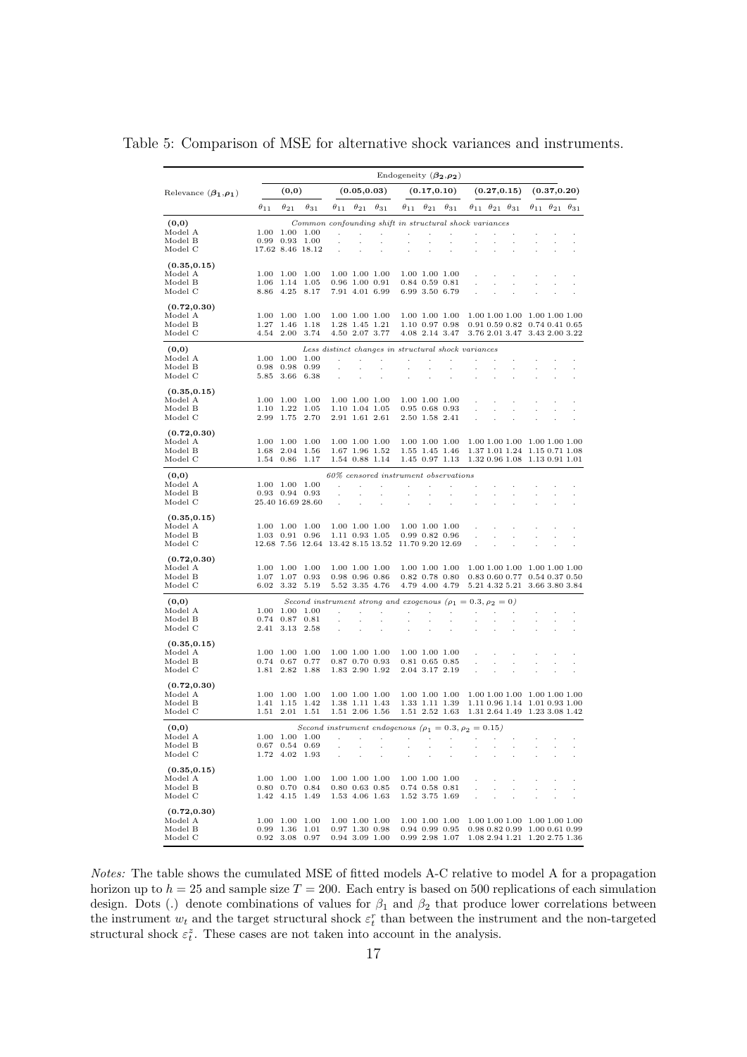Table 5: Comparison of MSE for alternative shock variances and instruments.

| Relevance $(\beta_1, \rho_1)$ | Endogeneity $(\beta_2, \rho_2)$ | | | | | | | | | | | | | | |
|---|---|---|---|---|---|---|---|---|---|---|---|---|---|---|---|
| | **(0,0)** | | | **(0.05,0.03)** | | | **(0.17,0.10)** | | | **(0.27,0.15)** | | | **(0.37,0.20)** | | |
| | $\theta_{11}$ | $\theta_{21}$ | $\theta_{31}$ | $\theta_{11}$ | $\theta_{21}$ | $\theta_{31}$ | $\theta_{11}$ | $\theta_{21}$ | $\theta_{31}$ | $\theta_{11}$ | $\theta_{21}$ | $\theta_{31}$ | $\theta_{11}$ | $\theta_{21}$ | $\theta_{31}$ |
| *Common confounding shift in structural shock variances* | | | | | | | | | | | | | | | |
| **(0,0)** | | | | | | | | | | | | | | | |
| Model A | 1.00 | 1.00 | 1.00 | . | . | . | . | . | . | . | . | . | . | . | . |
| Model B | 0.99 | 0.93 | 1.00 | . | . | . | . | . | . | . | . | . | . | . | . |
| Model C | 17.62 | 8.46 | 18.12 | . | . | . | . | . | . | . | . | . | . | . | . |
| **(0.35,0.15)** | | | | | | | | | | | | | | | |
| Model A | 1.00 | 1.00 | 1.00 | 1.00 | 1.00 | 1.00 | 1.00 | 1.00 | 1.00 | . | . | . | . | . | . |
| Model B | 1.06 | 1.14 | 1.05 | 0.96 | 1.00 | 0.91 | 0.84 | 0.59 | 0.81 | . | . | . | . | . | . |
| Model C | 8.86 | 4.25 | 8.17 | 7.91 | 4.01 | 6.99 | 6.99 | 3.50 | 6.79 | . | . | . | . | . | . |
| **(0.72,0.30)** | | | | | | | | | | | | | | | |
| Model A | 1.00 | 1.00 | 1.00 | 1.00 | 1.00 | 1.00 | 1.00 | 1.00 | 1.00 | 1.00 | 1.00 | 1.00 | 1.00 | 1.00 | 1.00 |
| Model B | 1.27 | 1.46 | 1.18 | 1.28 | 1.45 | 1.21 | 1.10 | 0.97 | 0.98 | 0.91 | 0.59 | 0.82 | 0.74 | 0.41 | 0.65 |
| Model C | 4.54 | 2.00 | 3.74 | 4.50 | 2.07 | 3.77 | 4.08 | 2.14 | 3.47 | 3.76 | 2.01 | 3.47 | 3.43 | 2.00 | 3.22 |
| *Less distinct changes in structural shock variances* | | | | | | | | | | | | | | | |
| **(0,0)** | | | | | | | | | | | | | | | |
| Model A | 1.00 | 1.00 | 1.00 | . | . | . | . | . | . | . | . | . | . | . | . |
| Model B | 0.98 | 0.98 | 0.99 | . | . | . | . | . | . | . | . | . | . | . | . |
| Model C | 5.85 | 3.66 | 6.38 | . | . | . | . | . | . | . | . | . | . | . | . |
| **(0.35,0.15)** | | | | | | | | | | | | | | | |
| Model A | 1.00 | 1.00 | 1.00 | 1.00 | 1.00 | 1.00 | 1.00 | 1.00 | 1.00 | . | . | . | . | . | . |
| Model B | 1.10 | 1.22 | 1.05 | 1.10 | 1.04 | 1.05 | 0.95 | 0.68 | 0.93 | . | . | . | . | . | . |
| Model C | 2.99 | 1.75 | 2.70 | 2.91 | 1.61 | 2.61 | 2.50 | 1.58 | 2.41 | . | . | . | . | . | . |
| **(0.72,0.30)** | | | | | | | | | | | | | | | |
| Model A | 1.00 | 1.00 | 1.00 | 1.00 | 1.00 | 1.00 | 1.00 | 1.00 | 1.00 | 1.00 | 1.00 | 1.00 | 1.00 | 1.00 | 1.00 |
| Model B | 1.68 | 2.04 | 1.56 | 1.67 | 1.96 | 1.52 | 1.55 | 1.45 | 1.46 | 1.37 | 1.01 | 1.24 | 1.15 | 0.71 | 1.08 |
| Model C | 1.54 | 0.86 | 1.17 | 1.54 | 0.88 | 1.14 | 1.45 | 0.97 | 1.13 | 1.32 | 0.96 | 1.08 | 1.13 | 0.91 | 1.01 |
| *60% censored instrument observations* | | | | | | | | | | | | | | | |
| **(0,0)** | | | | | | | | | | | | | | | |
| Model A | 1.00 | 1.00 | 1.00 | . | . | . | . | . | . | . | . | . | . | . | . |
| Model B | 0.93 | 0.94 | 0.93 | . | . | . | . | . | . | . | . | . | . | . | . |
| Model C | 25.40 | 16.69 | 28.60 | . | . | . | . | . | . | . | . | . | . | . | . |
| **(0.35,0.15)** | | | | | | | | | | | | | | | |
| Model A | 1.00 | 1.00 | 1.00 | 1.00 | 1.00 | 1.00 | 1.00 | 1.00 | 1.00 | . | . | . | . | . | . |
| Model B | 1.03 | 0.91 | 0.96 | 1.11 | 0.93 | 1.05 | 0.99 | 0.82 | 0.96 | . | . | . | . | . | . |
| Model C | 12.68 | 7.56 | 12.64 | 13.42 | 8.15 | 13.52 | 11.70 | 9.20 | 12.69 | . | . | . | . | . | . |
| **(0.72,0.30)** | | | | | | | | | | | | | | | |
| Model A | 1.00 | 1.00 | 1.00 | 1.00 | 1.00 | 1.00 | 1.00 | 1.00 | 1.00 | 1.00 | 1.00 | 1.00 | 1.00 | 1.00 | 1.00 |
| Model B | 1.07 | 1.07 | 0.93 | 0.98 | 0.96 | 0.86 | 0.82 | 0.78 | 0.80 | 0.83 | 0.60 | 0.77 | 0.54 | 0.37 | 0.50 |
| Model C | 6.02 | 3.32 | 5.19 | 5.52 | 3.35 | 4.76 | 4.79 | 4.00 | 4.79 | 5.21 | 4.32 | 5.21 | 3.66 | 3.80 | 3.84 |
| *Second instrument strong and exogenous ($\rho_1 = 0.3, \rho_2 = 0$)* | | | | | | | | | | | | | | | |
| **(0,0)** | | | | | | | | | | | | | | | |
| Model A | 1.00 | 1.00 | 1.00 | . | . | . | . | . | . | . | . | . | . | . | . |
| Model B | 0.74 | 0.87 | 0.81 | . | . | . | . | . | . | . | . | . | . | . | . |
| Model C | 2.41 | 3.13 | 2.58 | . | . | . | . | . | . | . | . | . | . | . | . |
| **(0.35,0.15)** | | | | | | | | | | | | | | | |
| Model A | 1.00 | 1.00 | 1.00 | 1.00 | 1.00 | 1.00 | 1.00 | 1.00 | 1.00 | . | . | . | . | . | . |
| Model B | 0.74 | 0.67 | 0.77 | 0.87 | 0.70 | 0.93 | 0.81 | 0.65 | 0.85 | . | . | . | . | . | . |
| Model C | 1.81 | 2.82 | 1.88 | 1.83 | 2.90 | 1.92 | 2.04 | 3.17 | 2.19 | . | . | . | . | . | . |
| **(0.72,0.30)** | | | | | | | | | | | | | | | |
| Model A | 1.00 | 1.00 | 1.00 | 1.00 | 1.00 | 1.00 | 1.00 | 1.00 | 1.00 | 1.00 | 1.00 | 1.00 | 1.00 | 1.00 | 1.00 |
| Model B | 1.41 | 1.15 | 1.42 | 1.38 | 1.11 | 1.43 | 1.33 | 1.11 | 1.39 | 1.11 | 0.96 | 1.14 | 1.01 | 0.93 | 1.00 |
| Model C | 1.51 | 2.01 | 1.51 | 1.51 | 2.06 | 1.56 | 1.51 | 2.52 | 1.63 | 1.31 | 2.64 | 1.49 | 1.23 | 3.08 | 1.42 |
| *Second instrument endogenous ($\rho_1 = 0.3, \rho_2 = 0.15$)* | | | | | | | | | | | | | | | |
| **(0,0)** | | | | | | | | | | | | | | | |
| Model A | 1.00 | 1.00 | 1.00 | . | . | . | . | . | . | . | . | . | . | . | . |
| Model B | 0.67 | 0.54 | 0.69 | . | . | . | . | . | . | . | . | . | . | . | . |
| Model C | 1.72 | 4.02 | 1.93 | . | . | . | . | . | . | . | . | . | . | . | . |
| **(0.35,0.15)** | | | | | | | | | | | | | | | |
| Model A | 1.00 | 1.00 | 1.00 | 1.00 | 1.00 | 1.00 | 1.00 | 1.00 | 1.00 | . | . | . | . | . | . |
| Model B | 0.80 | 0.70 | 0.84 | 0.80 | 0.63 | 0.85 | 0.74 | 0.58 | 0.81 | . | . | . | . | . | . |
| Model C | 1.42 | 4.15 | 1.49 | 1.53 | 4.06 | 1.63 | 1.52 | 3.75 | 1.69 | . | . | . | . | . | . |
| **(0.72,0.30)** | | | | | | | | | | | | | | | |
| Model A | 1.00 | 1.00 | 1.00 | 1.00 | 1.00 | 1.00 | 1.00 | 1.00 | 1.00 | 1.00 | 1.00 | 1.00 | 1.00 | 1.00 | 1.00 |
| Model B | 0.99 | 1.36 | 1.01 | 0.97 | 1.30 | 0.98 | 0.94 | 0.99 | 0.95 | 0.98 | 0.82 | 0.99 | 1.00 | 0.61 | 0.99 |
| Model C | 0.92 | 3.08 | 0.97 | 0.94 | 3.09 | 1.00 | 0.99 | 2.98 | 1.07 | 1.08 | 2.94 | 1.21 | 1.20 | 2.75 | 1.36 |

*Notes:* The table shows the cumulated MSE of fitted models A-C relative to model A for a propagation horizon up to $h = 25$ and sample size $T = 200$. Each entry is based on 500 replications of each simulation design. Dots (.) denote combinations of values for $\beta_1$ and $\beta_2$ that produce lower correlations between the instrument $w_t$ and the target structural shock $\varepsilon_t^r$ than between the instrument and the non-targeted structural shock $\varepsilon_t^z$. These cases are not taken into account in the analysis.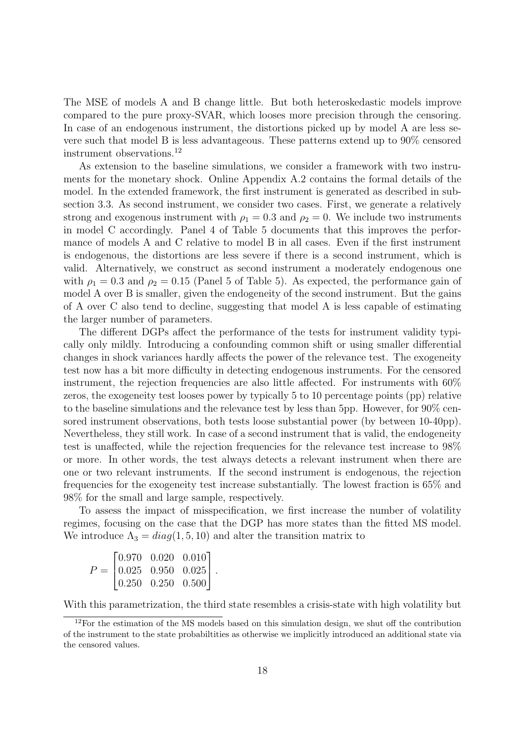The MSE of models A and B change little. But both heteroskedastic models improve compared to the pure proxy-SVAR, which looses more precision through the censoring. In case of an endogenous instrument, the distortions picked up by model A are less severe such that model B is less advantageous. These patterns extend up to 90% censored instrument observations.[12]

As extension to the baseline simulations, we consider a framework with two instruments for the monetary shock. Online Appendix A.2 contains the formal details of the model. In the extended framework, the first instrument is generated as described in subsection 3.3. As second instrument, we consider two cases. First, we generate a relatively strong and exogenous instrument with $\rho_1 = 0.3$ and $\rho_2 = 0$. We include two instruments in model C accordingly. Panel 4 of Table 5 documents that this improves the performance of models A and C relative to model B in all cases. Even if the first instrument is endogenous, the distortions are less severe if there is a second instrument, which is valid. Alternatively, we construct as second instrument a moderately endogenous one with $\rho_1 = 0.3$ and $\rho_2 = 0.15$ (Panel 5 of Table 5). As expected, the performance gain of model A over B is smaller, given the endogeneity of the second instrument. But the gains of A over C also tend to decline, suggesting that model A is less capable of estimating the larger number of parameters.

The different DGPs affect the performance of the tests for instrument validity typically only mildly. Introducing a confounding common shift or using smaller differential changes in shock variances hardly affects the power of the relevance test. The exogeneity test now has a bit more difficulty in detecting endogenous instruments. For the censored instrument, the rejection frequencies are also little affected. For instruments with 60% zeros, the exogeneity test looses power by typically 5 to 10 percentage points (pp) relative to the baseline simulations and the relevance test by less than 5pp. However, for 90% censored instrument observations, both tests loose substantial power (by between 10-40pp). Nevertheless, they still work. In case of a second instrument that is valid, the endogeneity test is unaffected, while the rejection frequencies for the relevance test increase to 98% or more. In other words, the test always detects a relevant instrument when there are one or two relevant instruments. If the second instrument is endogenous, the rejection frequencies for the exogeneity test increase substantially. The lowest fraction is 65% and 98% for the small and large sample, respectively.

To assess the impact of misspecification, we first increase the number of volatility regimes, focusing on the case that the DGP has more states than the fitted MS model. We introduce $\Lambda_3 = diag(1, 5, 10)$ and alter the transition matrix to

$$P = \begin{bmatrix} 0.970 & 0.020 & 0.010 \\ 0.025 & 0.950 & 0.025 \\ 0.250 & 0.250 & 0.500 \end{bmatrix}.$$

With this parametrization, the third state resembles a crisis-state with high volatility but

[12] For the estimation of the MS models based on this simulation design, we shut off the contribution of the instrument to the state probabiltities as otherwise we implicitly introduced an additional state via the censored values.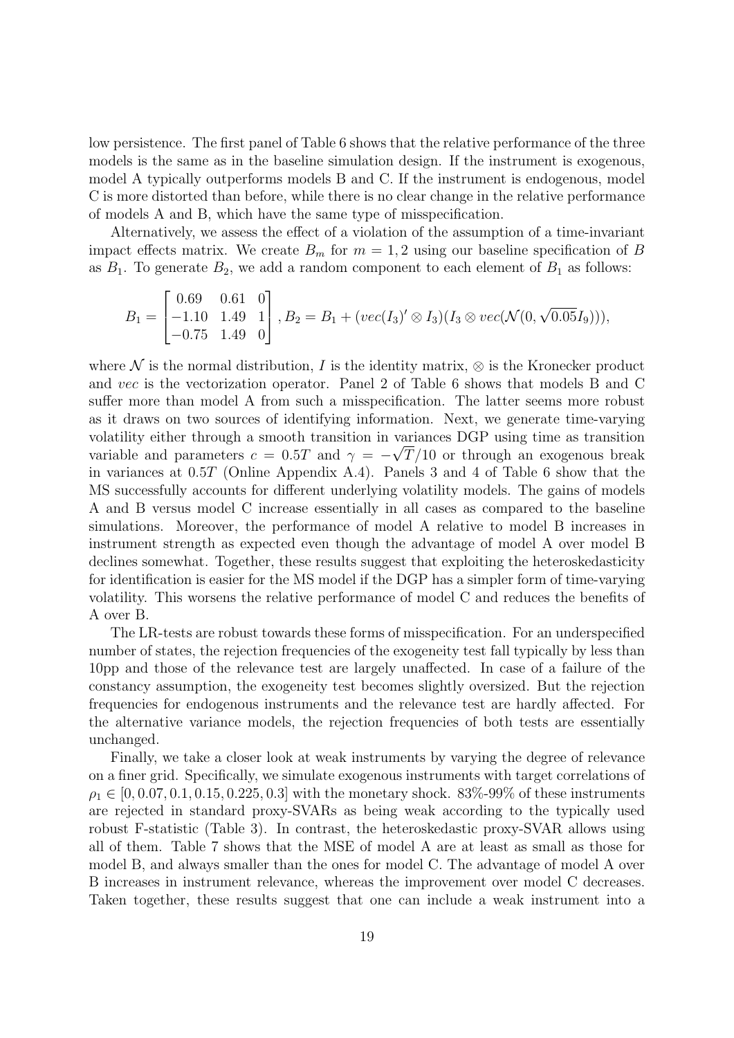low persistence. The first panel of Table 6 shows that the relative performance of the three models is the same as in the baseline simulation design. If the instrument is exogenous, model A typically outperforms models B and C. If the instrument is endogenous, model C is more distorted than before, while there is no clear change in the relative performance of models A and B, which have the same type of misspecification.

Alternatively, we assess the effect of a violation of the assumption of a time-invariant impact effects matrix. We create $B_m$ for $m = 1, 2$ using our baseline specification of $B$ as $B_1$. To generate $B_2$, we add a random component to each element of $B_1$ as follows:

$$B_1 = \begin{bmatrix} 0.69 & 0.61 & 0 \\ -1.10 & 1.49 & 1 \\ -0.75 & 1.49 & 0 \end{bmatrix}, B_2 = B_1 + (vec(I_3)' \otimes I_3)(I_3 \otimes vec(\mathcal{N}(0, \sqrt{0.05} I_9))),$$

where $\mathcal{N}$ is the normal distribution, $I$ is the identity matrix, $\otimes$ is the Kronecker product and $vec$ is the vectorization operator. Panel 2 of Table 6 shows that models B and C suffer more than model A from such a misspecification. The latter seems more robust as it draws on two sources of identifying information. Next, we generate time-varying volatility either through a smooth transition in variances DGP using time as transition variable and parameters $c = 0.5T$ and $\gamma = -\sqrt{T}/10$ or through an exogenous break in variances at $0.5T$ (Online Appendix A.4). Panels 3 and 4 of Table 6 show that the MS successfully accounts for different underlying volatility models. The gains of models A and B versus model C increase essentially in all cases as compared to the baseline simulations. Moreover, the performance of model A relative to model B increases in instrument strength as expected even though the advantage of model A over model B declines somewhat. Together, these results suggest that exploiting the heteroskedasticity for identification is easier for the MS model if the DGP has a simpler form of time-varying volatility. This worsens the relative performance of model C and reduces the benefits of A over B.

The LR-tests are robust towards these forms of misspecification. For an underspecified number of states, the rejection frequencies of the exogeneity test fall typically by less than 10pp and those of the relevance test are largely unaffected. In case of a failure of the constancy assumption, the exogeneity test becomes slightly oversized. But the rejection frequencies for endogenous instruments and the relevance test are hardly affected. For the alternative variance models, the rejection frequencies of both tests are essentially unchanged.

Finally, we take a closer look at weak instruments by varying the degree of relevance on a finer grid. Specifically, we simulate exogenous instruments with target correlations of $\rho_1 \in [0, 0.07, 0.1, 0.15, 0.225, 0.3]$ with the monetary shock. 83%-99% of these instruments are rejected in standard proxy-SVARs as being weak according to the typically used robust F-statistic (Table 3). In contrast, the heteroskedastic proxy-SVAR allows using all of them. Table 7 shows that the MSE of model A are at least as small as those for model B, and always smaller than the ones for model C. The advantage of model A over B increases in instrument relevance, whereas the improvement over model C decreases. Taken together, these results suggest that one can include a weak instrument into a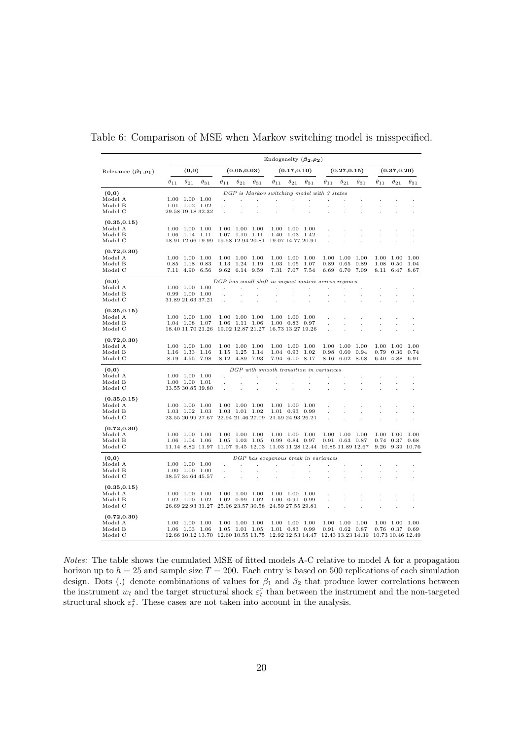Table 6: Comparison of MSE when Markov switching model is misspecified.

| Relevance $(\beta_1,\rho_1)$ | Endogeneity $(\beta_2,\rho_2)$ | | | | | | | | | | | | | | |
|---|---|---|---|---|---|---|---|---|---|---|---|---|---|---|---|
| | (0,0) | | | (0.05,0.03) | | | (0.17,0.10) | | | (0.27,0.15) | | | (0.37,0.20) | | |
| | $\theta_{11}$ | $\theta_{21}$ | $\theta_{31}$ | $\theta_{11}$ | $\theta_{21}$ | $\theta_{31}$ | $\theta_{11}$ | $\theta_{21}$ | $\theta_{31}$ | $\theta_{11}$ | $\theta_{21}$ | $\theta_{31}$ | $\theta_{11}$ | $\theta_{21}$ | $\theta_{31}$ |
| | *DGP is Markov switching model with 3 states* | | | | | | | | | | | | | | |
| **(0,0)** | | | | | | | | | | | | | | | |
| Model A | 1.00 | 1.00 | 1.00 | . | . | . | . | . | . | . | . | . | . | . | . |
| Model B | 1.01 | 1.02 | 1.02 | . | . | . | . | . | . | . | . | . | . | . | . |
| Model C | 29.58 | 19.18 | 32.32 | . | . | . | . | . | . | . | . | . | . | . | . |
| **(0.35,0.15)** | | | | | | | | | | | | | | | |
| Model A | 1.00 | 1.00 | 1.00 | 1.00 | 1.00 | 1.00 | 1.00 | 1.00 | 1.00 | . | . | . | . | . | . |
| Model B | 1.06 | 1.14 | 1.11 | 1.07 | 1.10 | 1.11 | 1.40 | 1.03 | 1.42 | . | . | . | . | . | . |
| Model C | 18.91 | 12.66 | 19.99 | 19.58 | 12.94 | 20.81 | 19.07 | 14.77 | 20.91 | . | . | . | . | . | . |
| **(0.72,0.30)** | | | | | | | | | | | | | | | |
| Model A | 1.00 | 1.00 | 1.00 | 1.00 | 1.00 | 1.00 | 1.00 | 1.00 | 1.00 | 1.00 | 1.00 | 1.00 | 1.00 | 1.00 | 1.00 |
| Model B | 0.85 | 1.18 | 0.83 | 1.13 | 1.24 | 1.19 | 1.03 | 1.05 | 1.07 | 0.89 | 0.65 | 0.89 | 1.08 | 0.50 | 1.04 |
| Model C | 7.11 | 4.90 | 6.56 | 9.62 | 6.14 | 9.59 | 7.31 | 7.07 | 7.54 | 6.69 | 6.70 | 7.09 | 8.11 | 6.47 | 8.67 |
| | *DGP has small shift in impact matrix across regimes* | | | | | | | | | | | | | | |
| **(0,0)** | | | | | | | | | | | | | | | |
| Model A | 1.00 | 1.00 | 1.00 | . | . | . | . | . | . | . | . | . | . | . | . |
| Model B | 0.99 | 1.00 | 1.00 | . | . | . | . | . | . | . | . | . | . | . | . |
| Model C | 31.89 | 21.63 | 37.21 | . | . | . | . | . | . | . | . | . | . | . | . |
| **(0.35,0.15)** | | | | | | | | | | | | | | | |
| Model A | 1.00 | 1.00 | 1.00 | 1.00 | 1.00 | 1.00 | 1.00 | 1.00 | 1.00 | . | . | . | . | . | . |
| Model B | 1.04 | 1.08 | 1.07 | 1.06 | 1.11 | 1.06 | 1.00 | 0.83 | 0.97 | . | . | . | . | . | . |
| Model C | 18.40 | 11.70 | 21.26 | 19.02 | 12.87 | 21.27 | 16.73 | 13.27 | 19.26 | . | . | . | . | . | . |
| **(0.72,0.30)** | | | | | | | | | | | | | | | |
| Model A | 1.00 | 1.00 | 1.00 | 1.00 | 1.00 | 1.00 | 1.00 | 1.00 | 1.00 | 1.00 | 1.00 | 1.00 | 1.00 | 1.00 | 1.00 |
| Model B | 1.16 | 1.33 | 1.16 | 1.15 | 1.25 | 1.14 | 1.04 | 0.93 | 1.02 | 0.98 | 0.60 | 0.94 | 0.79 | 0.36 | 0.74 |
| Model C | 8.19 | 4.55 | 7.98 | 8.12 | 4.89 | 7.93 | 7.94 | 6.10 | 8.17 | 8.16 | 6.02 | 8.68 | 6.40 | 4.88 | 6.91 |
| | *DGP with smooth transition in variances* | | | | | | | | | | | | | | |
| **(0,0)** | | | | | | | | | | | | | | | |
| Model A | 1.00 | 1.00 | 1.00 | . | . | . | . | . | . | . | . | . | . | . | . |
| Model B | 1.00 | 1.00 | 1.01 | . | . | . | . | . | . | . | . | . | . | . | . |
| Model C | 33.55 | 30.85 | 39.80 | . | . | . | . | . | . | . | . | . | . | . | . |
| **(0.35,0.15)** | | | | | | | | | | | | | | | |
| Model A | 1.00 | 1.00 | 1.00 | 1.00 | 1.00 | 1.00 | 1.00 | 1.00 | 1.00 | . | . | . | . | . | . |
| Model B | 1.03 | 1.02 | 1.03 | 1.03 | 1.01 | 1.02 | 1.01 | 0.93 | 0.99 | . | . | . | . | . | . |
| Model C | 23.55 | 20.99 | 27.67 | 22.94 | 21.46 | 27.09 | 21.59 | 24.93 | 26.21 | . | . | . | . | . | . |
| **(0.72,0.30)** | | | | | | | | | | | | | | | |
| Model A | 1.00 | 1.00 | 1.00 | 1.00 | 1.00 | 1.00 | 1.00 | 1.00 | 1.00 | 1.00 | 1.00 | 1.00 | 1.00 | 1.00 | 1.00 |
| Model B | 1.06 | 1.04 | 1.06 | 1.05 | 1.03 | 1.05 | 0.99 | 0.84 | 0.97 | 0.91 | 0.63 | 0.87 | 0.74 | 0.37 | 0.68 |
| Model C | 11.14 | 8.82 | 11.97 | 11.07 | 9.45 | 12.03 | 11.03 | 11.28 | 12.44 | 10.85 | 11.89 | 12.67 | 9.26 | 9.39 | 10.76 |
| | *DGP has exogenous break in variances* | | | | | | | | | | | | | | |
| **(0,0)** | | | | | | | | | | | | | | | |
| Model A | 1.00 | 1.00 | 1.00 | . | . | . | . | . | . | . | . | . | . | . | . |
| Model B | 1.00 | 1.00 | 1.00 | . | . | . | . | . | . | . | . | . | . | . | . |
| Model C | 38.57 | 34.64 | 45.57 | . | . | . | . | . | . | . | . | . | . | . | . |
| **(0.35,0.15)** | | | | | | | | | | | | | | | |
| Model A | 1.00 | 1.00 | 1.00 | 1.00 | 1.00 | 1.00 | 1.00 | 1.00 | 1.00 | . | . | . | . | . | . |
| Model B | 1.02 | 1.00 | 1.02 | 1.02 | 0.99 | 1.02 | 1.00 | 0.91 | 0.99 | . | . | . | . | . | . |
| Model C | 26.69 | 22.93 | 31.27 | 25.96 | 23.57 | 30.58 | 24.59 | 27.55 | 29.81 | . | . | . | . | . | . |
| **(0.72,0.30)** | | | | | | | | | | | | | | | |
| Model A | 1.00 | 1.00 | 1.00 | 1.00 | 1.00 | 1.00 | 1.00 | 1.00 | 1.00 | 1.00 | 1.00 | 1.00 | 1.00 | 1.00 | 1.00 |
| Model B | 1.06 | 1.03 | 1.06 | 1.05 | 1.01 | 1.05 | 1.01 | 0.83 | 0.99 | 0.91 | 0.62 | 0.87 | 0.76 | 0.37 | 0.69 |
| Model C | 12.66 | 10.12 | 13.70 | 12.60 | 10.55 | 13.75 | 12.92 | 12.53 | 14.47 | 12.43 | 13.23 | 14.39 | 10.73 | 10.46 | 12.49 |

*Notes:* The table shows the cumulated MSE of fitted models A-C relative to model A for a propagation horizon up to $h = 25$ and sample size $T = 200$. Each entry is based on 500 replications of each simulation design. Dots (.) denote combinations of values for $\beta_1$ and $\beta_2$ that produce lower correlations between the instrument $w_t$ and the target structural shock $\varepsilon_t^r$ than between the instrument and the non-targeted structural shock $\varepsilon_t^z$. These cases are not taken into account in the analysis.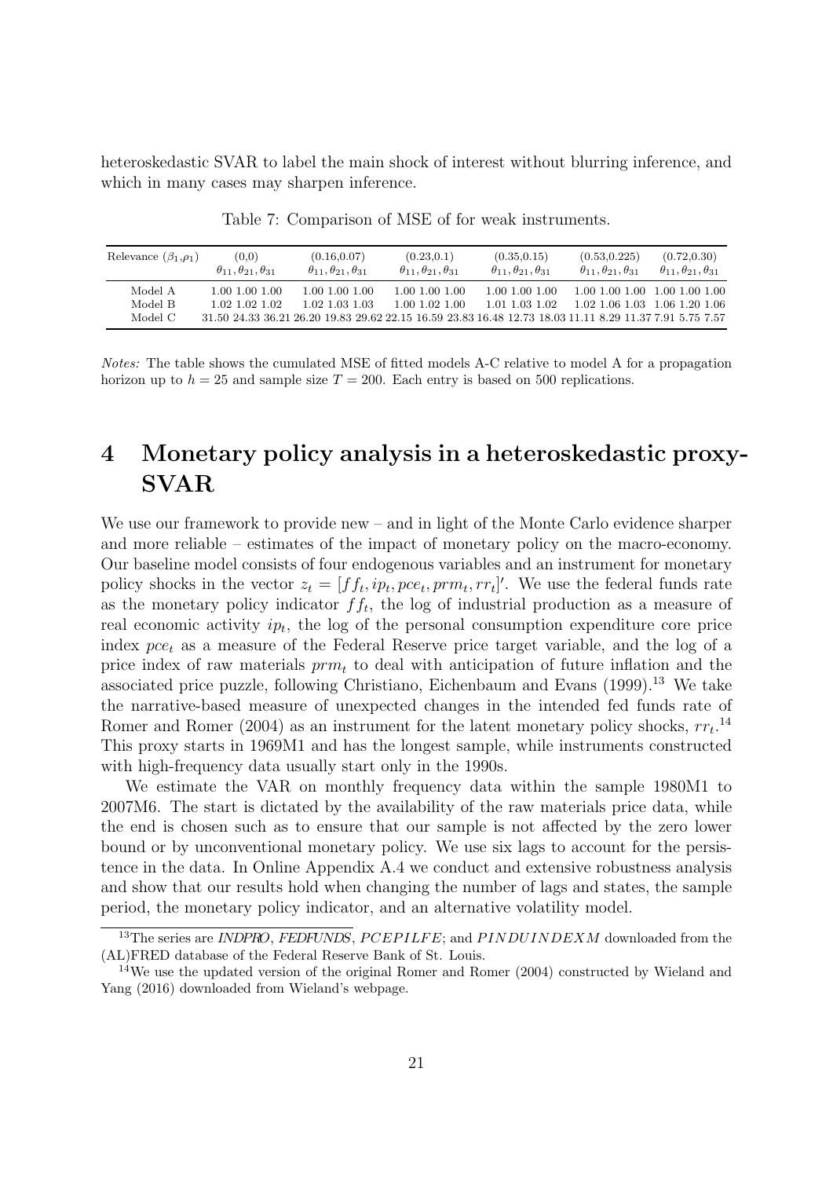heteroskedastic SVAR to label the main shock of interest without blurring inference, and which in many cases may sharpen inference.

Table 7: Comparison of MSE of for weak instruments.

| Relevance $(\beta_1,\rho_1)$ | (0,0) $\theta_{11},\theta_{21},\theta_{31}$ | (0.16,0.07) $\theta_{11},\theta_{21},\theta_{31}$ | (0.23,0.1) $\theta_{11},\theta_{21},\theta_{31}$ | (0.35,0.15) $\theta_{11},\theta_{21},\theta_{31}$ | (0.53,0.225) $\theta_{11},\theta_{21},\theta_{31}$ | (0.72,0.30) $\theta_{11},\theta_{21},\theta_{31}$ |
|---|---|---|---|---|---|---|
| Model A | 1.00 1.00 1.00 | 1.00 1.00 1.00 | 1.00 1.00 1.00 | 1.00 1.00 1.00 | 1.00 1.00 1.00 | 1.00 1.00 1.00 |
| Model B | 1.02 1.02 1.02 | 1.02 1.03 1.03 | 1.00 1.02 1.00 | 1.01 1.03 1.02 | 1.02 1.06 1.03 | 1.06 1.20 1.06 |
| Model C | 31.50 24.33 36.21 | 26.20 19.83 29.62 | 22.15 16.59 23.83 | 16.48 12.73 18.03 | 11.11 8.29 11.37 | 7.91 5.75 7.57 |

*Notes:* The table shows the cumulated MSE of fitted models A-C relative to model A for a propagation horizon up to $h = 25$ and sample size $T = 200$. Each entry is based on 500 replications.

# 4 Monetary policy analysis in a heteroskedastic proxy-SVAR

We use our framework to provide new – and in light of the Monte Carlo evidence sharper and more reliable – estimates of the impact of monetary policy on the macro-economy. Our baseline model consists of four endogenous variables and an instrument for monetary policy shocks in the vector $z_t = [ff_t, ip_t, pce_t, prm_t, rr_t]'$. We use the federal funds rate as the monetary policy indicator $ff_t$, the log of industrial production as a measure of real economic activity $ip_t$, the log of the personal consumption expenditure core price index $pce_t$ as a measure of the Federal Reserve price target variable, and the log of a price index of raw materials $prm_t$ to deal with anticipation of future inflation and the associated price puzzle, following Christiano, Eichenbaum and Evans (1999).[13] We take the narrative-based measure of unexpected changes in the intended fed funds rate of Romer and Romer (2004) as an instrument for the latent monetary policy shocks, $rr_t$.[14] This proxy starts in 1969M1 and has the longest sample, while instruments constructed with high-frequency data usually start only in the 1990s.

We estimate the VAR on monthly frequency data within the sample 1980M1 to 2007M6. The start is dictated by the availability of the raw materials price data, while the end is chosen such as to ensure that our sample is not affected by the zero lower bound or by unconventional monetary policy. We use six lags to account for the persistence in the data. In Online Appendix A.4 we conduct and extensive robustness analysis and show that our results hold when changing the number of lags and states, the sample period, the monetary policy indicator, and an alternative volatility model.

[13] The series are *INDPRO*, *FEDFUNDS*, *PCEPILFE*; and *PINDUINDEXM* downloaded from the (AL)FRED database of the Federal Reserve Bank of St. Louis.

[14] We use the updated version of the original Romer and Romer (2004) constructed by Wieland and Yang (2016) downloaded from Wieland's webpage.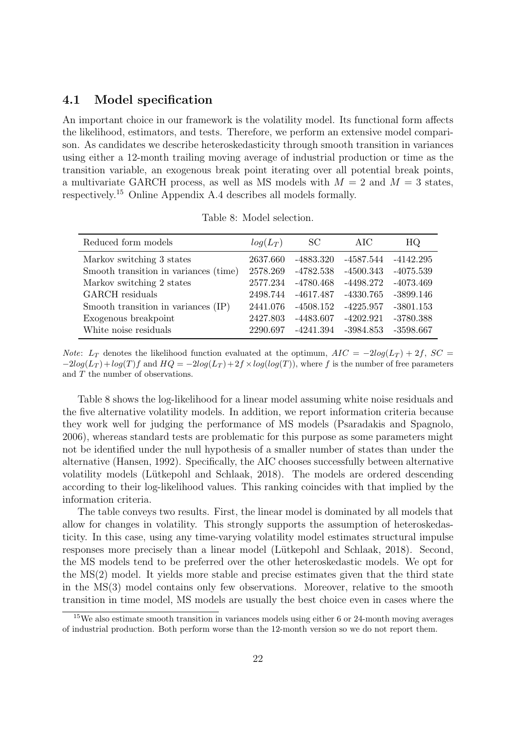### 4.1 Model specification

An important choice in our framework is the volatility model. Its functional form affects the likelihood, estimators, and tests. Therefore, we perform an extensive model comparison. As candidates we describe heteroskedasticity through smooth transition in variances using either a 12-month trailing moving average of industrial production or time as the transition variable, an exogenous break point iterating over all potential break points, a multivariate GARCH process, as well as MS models with $M = 2$ and $M = 3$ states, respectively.[15] Online Appendix A.4 describes all models formally.

Table 8: Model selection.

| Reduced form models | $log(L_T)$ | SC | AIC | HQ |
|---|---|---|---|---|
| Markov switching 3 states | 2637.660 | -4883.320 | -4587.544 | -4142.295 |
| Smooth transition in variances (time) | 2578.269 | -4782.538 | -4500.343 | -4075.539 |
| Markov switching 2 states | 2577.234 | -4780.468 | -4498.272 | -4073.469 |
| GARCH residuals | 2498.744 | -4617.487 | -4330.765 | -3899.146 |
| Smooth transition in variances (IP) | 2441.076 | -4508.152 | -4225.957 | -3801.153 |
| Exogenous breakpoint | 2427.803 | -4483.607 | -4202.921 | -3780.388 |
| White noise residuals | 2290.697 | -4241.394 | -3984.853 | -3598.667 |

*Note*: $L_T$ denotes the likelihood function evaluated at the optimum, $AIC = -2log(L_T) + 2f$, $SC = -2log(L_T) + log(T)f$ and $HQ = -2log(L_T) + 2f \times log(log(T))$, where $f$ is the number of free parameters and $T$ the number of observations.

Table 8 shows the log-likelihood for a linear model assuming white noise residuals and the five alternative volatility models. In addition, we report information criteria because they work well for judging the performance of MS models (Psaradakis and Spagnolo, 2006), whereas standard tests are problematic for this purpose as some parameters might not be identified under the null hypothesis of a smaller number of states than under the alternative (Hansen, 1992). Specifically, the AIC chooses successfully between alternative volatility models (Lütkepohl and Schlaak, 2018). The models are ordered descending according to their log-likelihood values. This ranking coincides with that implied by the information criteria.

The table conveys two results. First, the linear model is dominated by all models that allow for changes in volatility. This strongly supports the assumption of heteroskedasticity. In this case, using any time-varying volatility model estimates structural impulse responses more precisely than a linear model (Lütkepohl and Schlaak, 2018). Second, the MS models tend to be preferred over the other heteroskedastic models. We opt for the MS(2) model. It yields more stable and precise estimates given that the third state in the MS(3) model contains only few observations. Moreover, relative to the smooth transition in time model, MS models are usually the best choice even in cases where the

[15] We also estimate smooth transition in variances models using either 6 or 24-month moving averages of industrial production. Both perform worse than the 12-month version so we do not report them.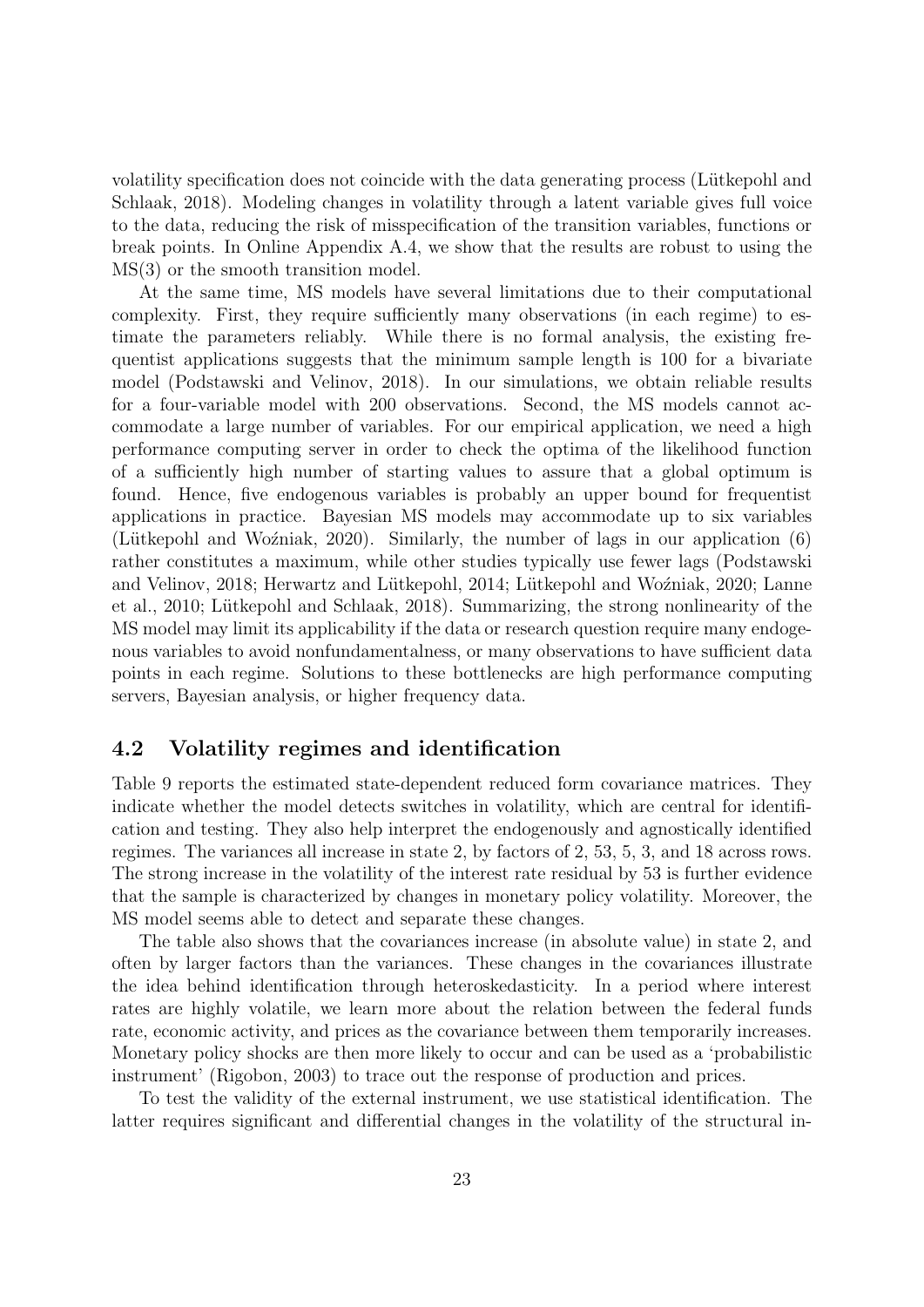volatility specification does not coincide with the data generating process (Lütkepohl and Schlaak, 2018). Modeling changes in volatility through a latent variable gives full voice to the data, reducing the risk of misspecification of the transition variables, functions or break points. In Online Appendix A.4, we show that the results are robust to using the MS(3) or the smooth transition model.

At the same time, MS models have several limitations due to their computational complexity. First, they require sufficiently many observations (in each regime) to estimate the parameters reliably. While there is no formal analysis, the existing frequentist applications suggests that the minimum sample length is 100 for a bivariate model (Podstawski and Velinov, 2018). In our simulations, we obtain reliable results for a four-variable model with 200 observations. Second, the MS models cannot accommodate a large number of variables. For our empirical application, we need a high performance computing server in order to check the optima of the likelihood function of a sufficiently high number of starting values to assure that a global optimum is found. Hence, five endogenous variables is probably an upper bound for frequentist applications in practice. Bayesian MS models may accommodate up to six variables (Lütkepohl and Woźniak, 2020). Similarly, the number of lags in our application (6) rather constitutes a maximum, while other studies typically use fewer lags (Podstawski and Velinov, 2018; Herwartz and Lütkepohl, 2014; Lütkepohl and Woźniak, 2020; Lanne et al., 2010; Lütkepohl and Schlaak, 2018). Summarizing, the strong nonlinearity of the MS model may limit its applicability if the data or research question require many endogenous variables to avoid nonfundamentalness, or many observations to have sufficient data points in each regime. Solutions to these bottlenecks are high performance computing servers, Bayesian analysis, or higher frequency data.

## 4.2 Volatility regimes and identification

Table 9 reports the estimated state-dependent reduced form covariance matrices. They indicate whether the model detects switches in volatility, which are central for identification and testing. They also help interpret the endogenously and agnostically identified regimes. The variances all increase in state 2, by factors of 2, 53, 5, 3, and 18 across rows. The strong increase in the volatility of the interest rate residual by 53 is further evidence that the sample is characterized by changes in monetary policy volatility. Moreover, the MS model seems able to detect and separate these changes.

The table also shows that the covariances increase (in absolute value) in state 2, and often by larger factors than the variances. These changes in the covariances illustrate the idea behind identification through heteroskedasticity. In a period where interest rates are highly volatile, we learn more about the relation between the federal funds rate, economic activity, and prices as the covariance between them temporarily increases. Monetary policy shocks are then more likely to occur and can be used as a 'probabilistic instrument' (Rigobon, 2003) to trace out the response of production and prices.

To test the validity of the external instrument, we use statistical identification. The latter requires significant and differential changes in the volatility of the structural in-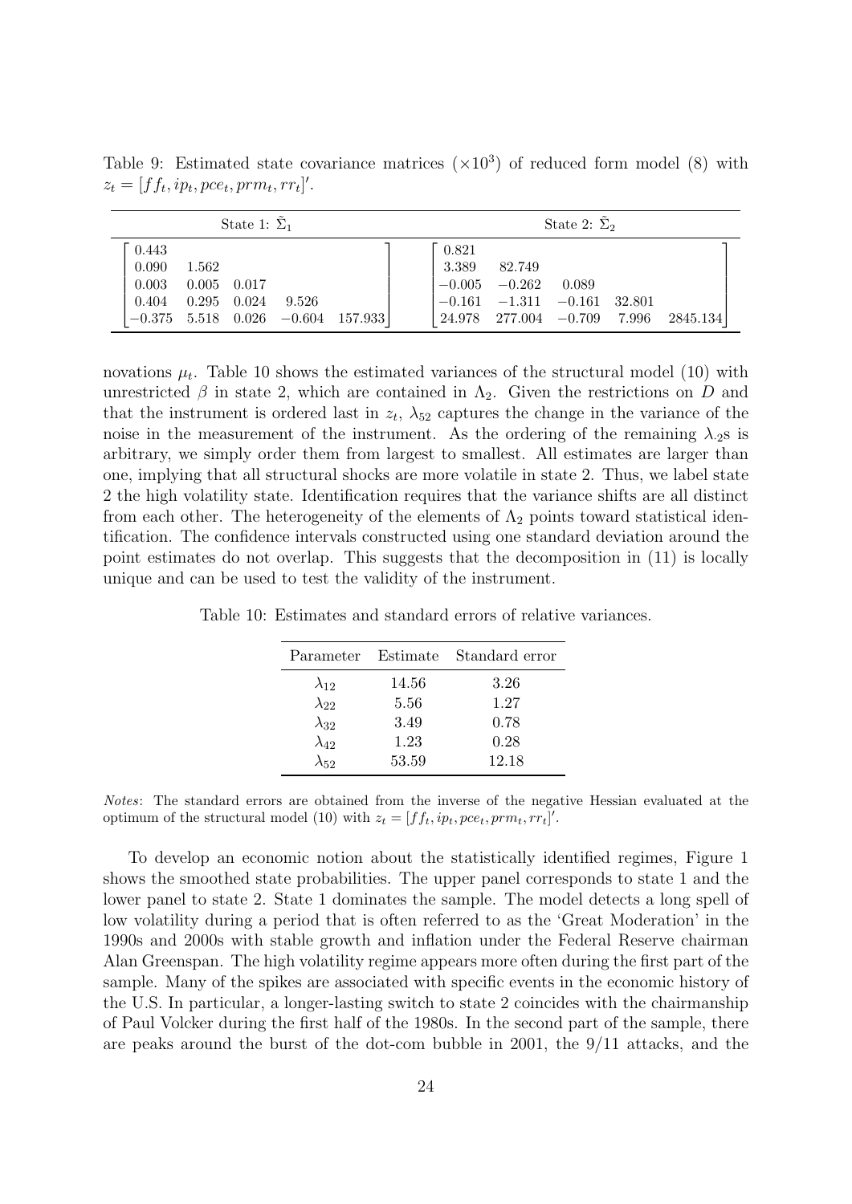Table 9: Estimated state covariance matrices ($\times 10^3$) of reduced form model (8) with $z_t = [ff_t, ip_t, pce_t, prm_t, rr_t]'$.

| State 1: $\tilde{\Sigma}_1$ | State 2: $\tilde{\Sigma}_2$ |
|---|---|
| $\begin{bmatrix} 0.443 & & & & \\ 0.090 & 1.562 & & & \\ 0.003 & 0.005 & 0.017 & & \\ 0.404 & 0.295 & 0.024 & 9.526 & \\ -0.375 & 5.518 & 0.026 & -0.604 & 157.933 \end{bmatrix}$ | $\begin{bmatrix} 0.821 & & & & \\ 3.389 & 82.749 & & & \\ -0.005 & -0.262 & 0.089 & & \\ -0.161 & -1.311 & -0.161 & 32.801 & \\ 24.978 & 277.004 & -0.709 & 7.996 & 2845.134 \end{bmatrix}$ |

novations $\mu_t$. Table 10 shows the estimated variances of the structural model (10) with unrestricted $\beta$ in state 2, which are contained in $\Lambda_2$. Given the restrictions on $D$ and that the instrument is ordered last in $z_t$, $\lambda_{52}$ captures the change in the variance of the noise in the measurement of the instrument. As the ordering of the remaining $\lambda_{\cdot 2}$s is arbitrary, we simply order them from largest to smallest. All estimates are larger than one, implying that all structural shocks are more volatile in state 2. Thus, we label state 2 the high volatility state. Identification requires that the variance shifts are all distinct from each other. The heterogeneity of the elements of $\Lambda_2$ points toward statistical identification. The confidence intervals constructed using one standard deviation around the point estimates do not overlap. This suggests that the decomposition in (11) is locally unique and can be used to test the validity of the instrument.

Table 10: Estimates and standard errors of relative variances.

| Parameter | Estimate | Standard error |
|---|---|---|
| $\lambda_{12}$ | 14.56 | 3.26 |
| $\lambda_{22}$ | 5.56 | 1.27 |
| $\lambda_{32}$ | 3.49 | 0.78 |
| $\lambda_{42}$ | 1.23 | 0.28 |
| $\lambda_{52}$ | 53.59 | 12.18 |

*Notes*: The standard errors are obtained from the inverse of the negative Hessian evaluated at the optimum of the structural model (10) with $z_t = [ff_t, ip_t, pce_t, prm_t, rr_t]'$.

To develop an economic notion about the statistically identified regimes, Figure 1 shows the smoothed state probabilities. The upper panel corresponds to state 1 and the lower panel to state 2. State 1 dominates the sample. The model detects a long spell of low volatility during a period that is often referred to as the 'Great Moderation' in the 1990s and 2000s with stable growth and inflation under the Federal Reserve chairman Alan Greenspan. The high volatility regime appears more often during the first part of the sample. Many of the spikes are associated with specific events in the economic history of the U.S. In particular, a longer-lasting switch to state 2 coincides with the chairmanship of Paul Volcker during the first half of the 1980s. In the second part of the sample, there are peaks around the burst of the dot-com bubble in 2001, the 9/11 attacks, and the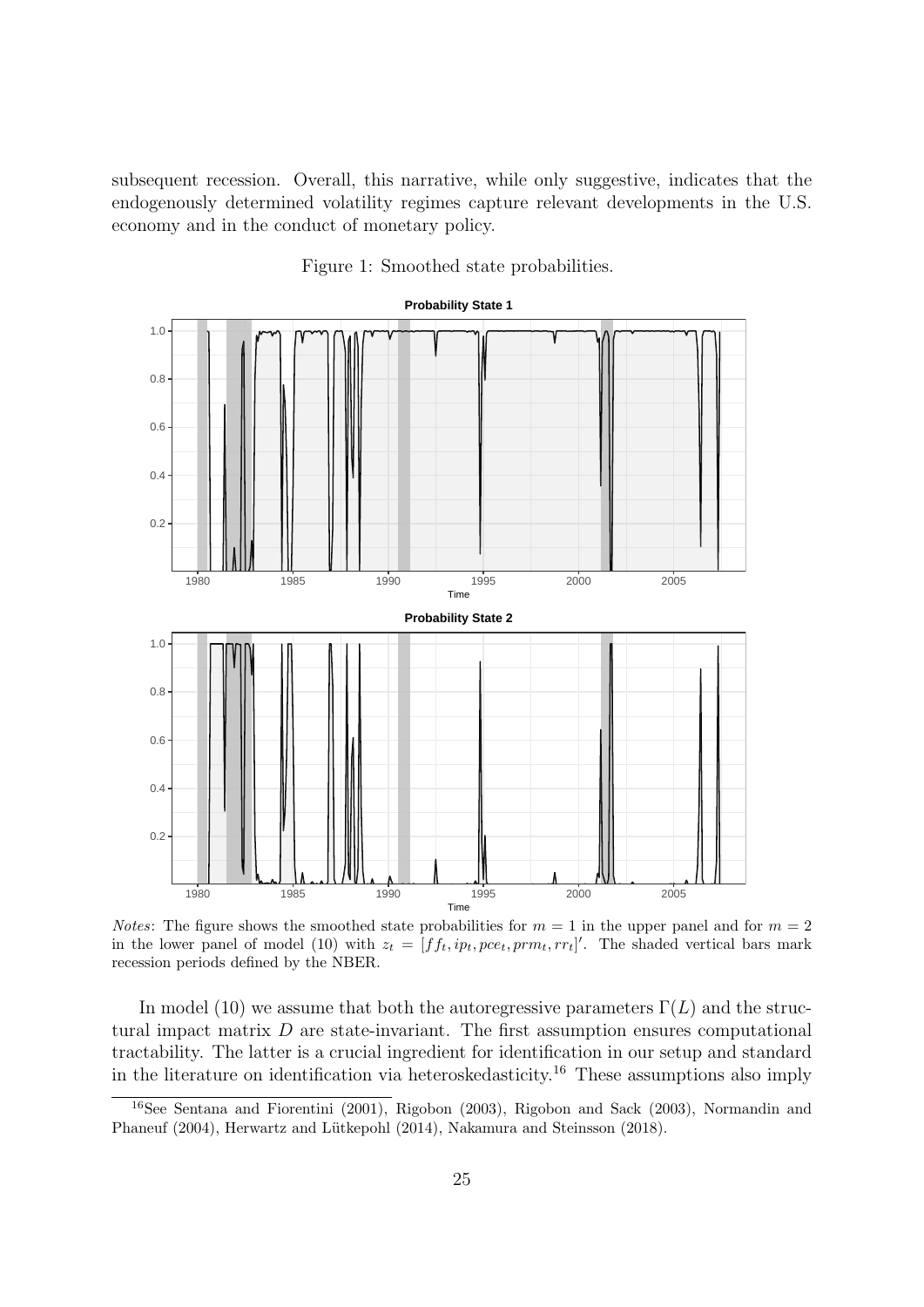subsequent recession. Overall, this narrative, while only suggestive, indicates that the endogenously determined volatility regimes capture relevant developments in the U.S. economy and in the conduct of monetary policy.

Figure 1: Smoothed state probabilities.

*Notes*: The figure shows the smoothed state probabilities for $m = 1$ in the upper panel and for $m = 2$ in the lower panel of model (10) with $z_t = [ff_t, ip_t, pce_t, prm_t, rr_t]'$. The shaded vertical bars mark recession periods defined by the NBER.

In model (10) we assume that both the autoregressive parameters $\Gamma(L)$ and the structural impact matrix $D$ are state-invariant. The first assumption ensures computational tractability. The latter is a crucial ingredient for identification in our setup and standard in the literature on identification via heteroskedasticity.[16] These assumptions also imply

[16]See Sentana and Fiorentini (2001), Rigobon (2003), Rigobon and Sack (2003), Normandin and Phaneuf (2004), Herwartz and Lütkepohl (2014), Nakamura and Steinsson (2018).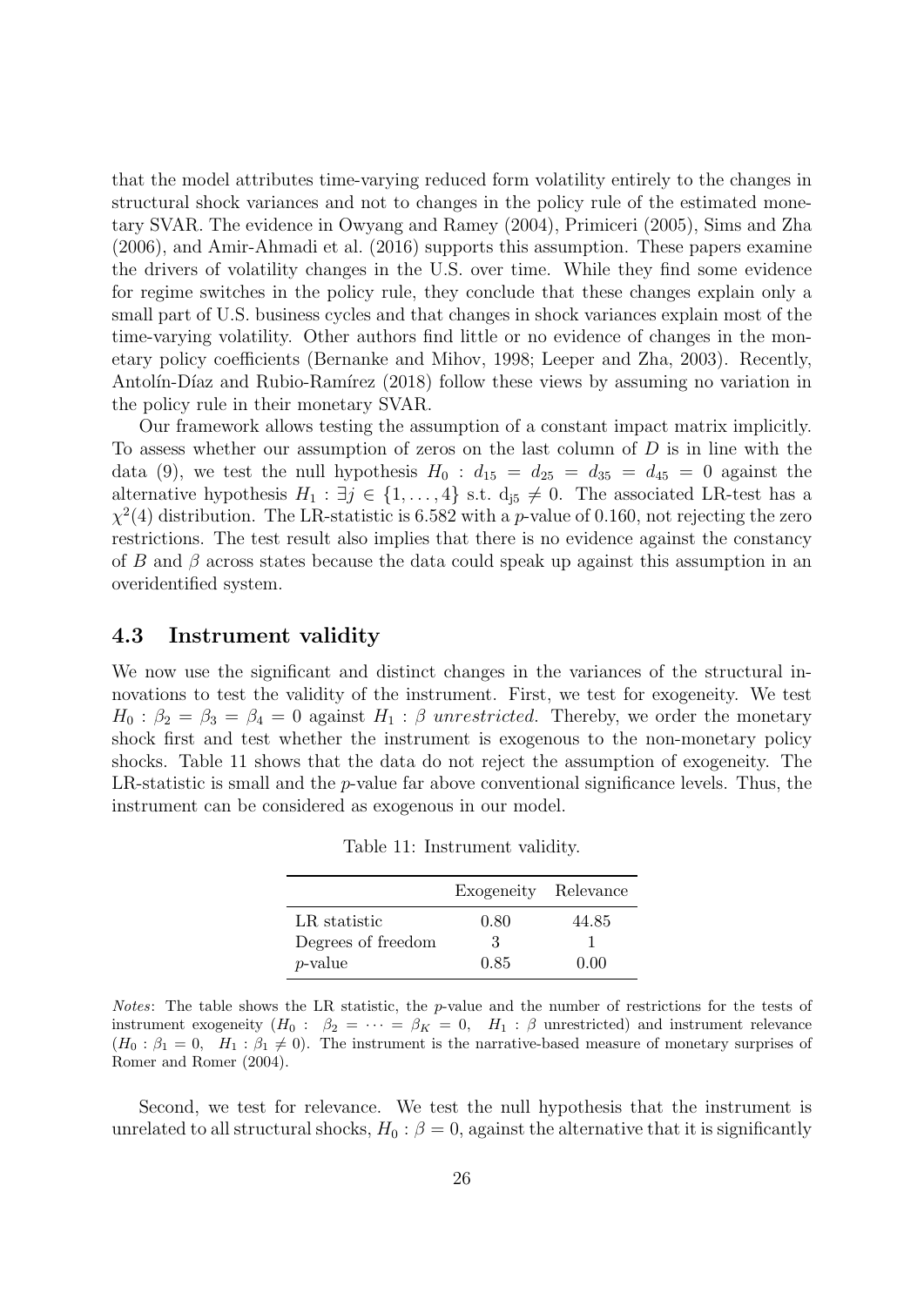that the model attributes time-varying reduced form volatility entirely to the changes in structural shock variances and not to changes in the policy rule of the estimated monetary SVAR. The evidence in Owyang and Ramey (2004), Primiceri (2005), Sims and Zha (2006), and Amir-Ahmadi et al. (2016) supports this assumption. These papers examine the drivers of volatility changes in the U.S. over time. While they find some evidence for regime switches in the policy rule, they conclude that these changes explain only a small part of U.S. business cycles and that changes in shock variances explain most of the time-varying volatility. Other authors find little or no evidence of changes in the monetary policy coefficients (Bernanke and Mihov, 1998; Leeper and Zha, 2003). Recently, Antolín-Díaz and Rubio-Ramírez (2018) follow these views by assuming no variation in the policy rule in their monetary SVAR.

Our framework allows testing the assumption of a constant impact matrix implicitly. To assess whether our assumption of zeros on the last column of $D$ is in line with the data (9), we test the null hypothesis $H_0 : d_{15} = d_{25} = d_{35} = d_{45} = 0$ against the alternative hypothesis $H_1 : \exists j \in \{1, \ldots, 4\}$ s.t. $d_{j5} \neq 0$. The associated LR-test has a $\chi^2(4)$ distribution. The LR-statistic is 6.582 with a $p$-value of 0.160, not rejecting the zero restrictions. The test result also implies that there is no evidence against the constancy of $B$ and $\beta$ across states because the data could speak up against this assumption in an overidentified system.

### 4.3 Instrument validity

We now use the significant and distinct changes in the variances of the structural innovations to test the validity of the instrument. First, we test for exogeneity. We test $H_0 : \beta_2 = \beta_3 = \beta_4 = 0$ against $H_1 : \beta$ *unrestricted*. Thereby, we order the monetary shock first and test whether the instrument is exogenous to the non-monetary policy shocks. Table 11 shows that the data do not reject the assumption of exogeneity. The LR-statistic is small and the $p$-value far above conventional significance levels. Thus, the instrument can be considered as exogenous in our model.

Table 11: Instrument validity.

| | Exogeneity | Relevance |
|---|---|---|
| LR statistic | 0.80 | 44.85 |
| Degrees of freedom | 3 | 1 |
| $p$-value | 0.85 | 0.00 |

*Notes*: The table shows the LR statistic, the $p$-value and the number of restrictions for the tests of instrument exogeneity ($H_0 : \beta_2 = \cdots = \beta_K = 0, \quad H_1 : \beta$ unrestricted) and instrument relevance ($H_0 : \beta_1 = 0, \quad H_1 : \beta_1 \neq 0$). The instrument is the narrative-based measure of monetary surprises of Romer and Romer (2004).

Second, we test for relevance. We test the null hypothesis that the instrument is unrelated to all structural shocks, $H_0 : \beta = 0$, against the alternative that it is significantly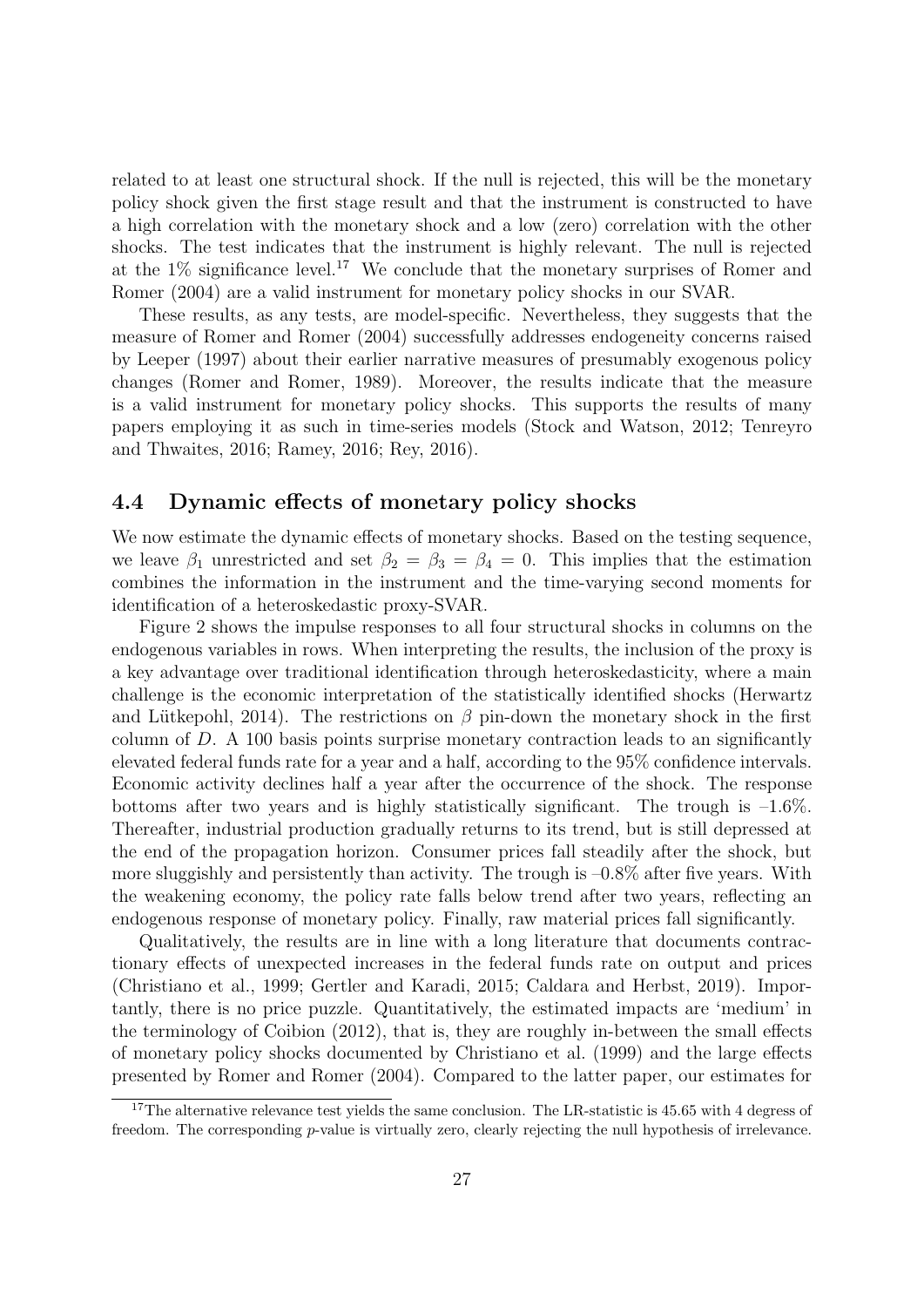related to at least one structural shock. If the null is rejected, this will be the monetary policy shock given the first stage result and that the instrument is constructed to have a high correlation with the monetary shock and a low (zero) correlation with the other shocks. The test indicates that the instrument is highly relevant. The null is rejected at the 1% significance level.[17] We conclude that the monetary surprises of Romer and Romer (2004) are a valid instrument for monetary policy shocks in our SVAR.

These results, as any tests, are model-specific. Nevertheless, they suggests that the measure of Romer and Romer (2004) successfully addresses endogeneity concerns raised by Leeper (1997) about their earlier narrative measures of presumably exogenous policy changes (Romer and Romer, 1989). Moreover, the results indicate that the measure is a valid instrument for monetary policy shocks. This supports the results of many papers employing it as such in time-series models (Stock and Watson, 2012; Tenreyro and Thwaites, 2016; Ramey, 2016; Rey, 2016).

### 4.4 Dynamic effects of monetary policy shocks

We now estimate the dynamic effects of monetary shocks. Based on the testing sequence, we leave $\beta_1$ unrestricted and set $\beta_2 = \beta_3 = \beta_4 = 0$. This implies that the estimation combines the information in the instrument and the time-varying second moments for identification of a heteroskedastic proxy-SVAR.

Figure 2 shows the impulse responses to all four structural shocks in columns on the endogenous variables in rows. When interpreting the results, the inclusion of the proxy is a key advantage over traditional identification through heteroskedasticity, where a main challenge is the economic interpretation of the statistically identified shocks (Herwartz and Lütkepohl, 2014). The restrictions on $\beta$ pin-down the monetary shock in the first column of $D$. A 100 basis points surprise monetary contraction leads to an significantly elevated federal funds rate for a year and a half, according to the 95% confidence intervals. Economic activity declines half a year after the occurrence of the shock. The response bottoms after two years and is highly statistically significant. The trough is –1.6%. Thereafter, industrial production gradually returns to its trend, but is still depressed at the end of the propagation horizon. Consumer prices fall steadily after the shock, but more sluggishly and persistently than activity. The trough is –0.8% after five years. With the weakening economy, the policy rate falls below trend after two years, reflecting an endogenous response of monetary policy. Finally, raw material prices fall significantly.

Qualitatively, the results are in line with a long literature that documents contractionary effects of unexpected increases in the federal funds rate on output and prices (Christiano et al., 1999; Gertler and Karadi, 2015; Caldara and Herbst, 2019). Importantly, there is no price puzzle. Quantitatively, the estimated impacts are 'medium' in the terminology of Coibion (2012), that is, they are roughly in-between the small effects of monetary policy shocks documented by Christiano et al. (1999) and the large effects presented by Romer and Romer (2004). Compared to the latter paper, our estimates for

[17] The alternative relevance test yields the same conclusion. The LR-statistic is 45.65 with 4 degress of freedom. The corresponding $p$-value is virtually zero, clearly rejecting the null hypothesis of irrelevance.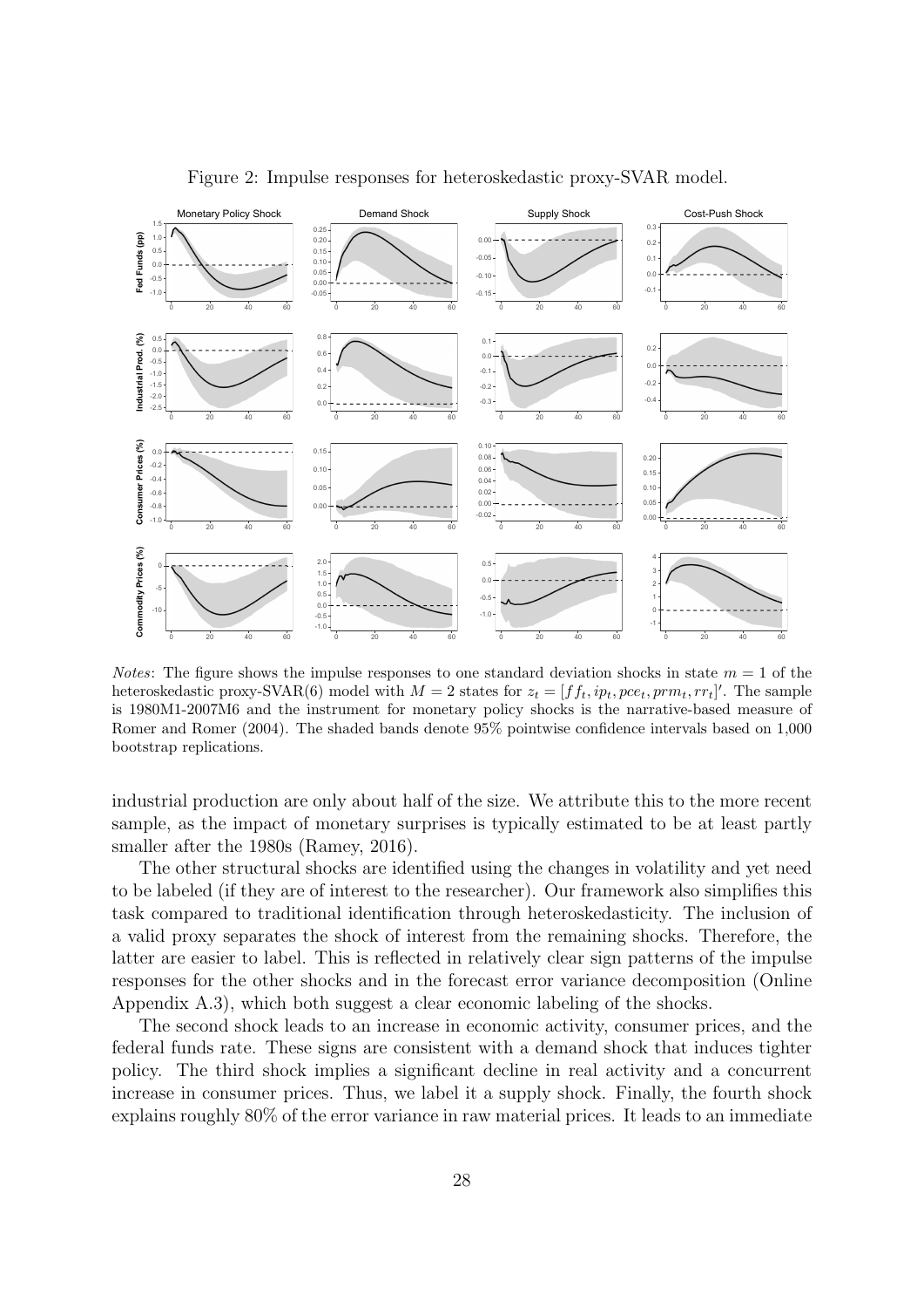Figure 2: Impulse responses for heteroskedastic proxy-SVAR model.

*Notes*: The figure shows the impulse responses to one standard deviation shocks in state $m = 1$ of the heteroskedastic proxy-SVAR(6) model with $M = 2$ states for $z_t = [ff_t, ip_t, pce_t, prm_t, rr_t]'$. The sample is 1980M1-2007M6 and the instrument for monetary policy shocks is the narrative-based measure of Romer and Romer (2004). The shaded bands denote 95% pointwise confidence intervals based on 1,000 bootstrap replications.

industrial production are only about half of the size. We attribute this to the more recent sample, as the impact of monetary surprises is typically estimated to be at least partly smaller after the 1980s (Ramey, 2016).

The other structural shocks are identified using the changes in volatility and yet need to be labeled (if they are of interest to the researcher). Our framework also simplifies this task compared to traditional identification through heteroskedasticity. The inclusion of a valid proxy separates the shock of interest from the remaining shocks. Therefore, the latter are easier to label. This is reflected in relatively clear sign patterns of the impulse responses for the other shocks and in the forecast error variance decomposition (Online Appendix A.3), which both suggest a clear economic labeling of the shocks.

The second shock leads to an increase in economic activity, consumer prices, and the federal funds rate. These signs are consistent with a demand shock that induces tighter policy. The third shock implies a significant decline in real activity and a concurrent increase in consumer prices. Thus, we label it a supply shock. Finally, the fourth shock explains roughly 80% of the error variance in raw material prices. It leads to an immediate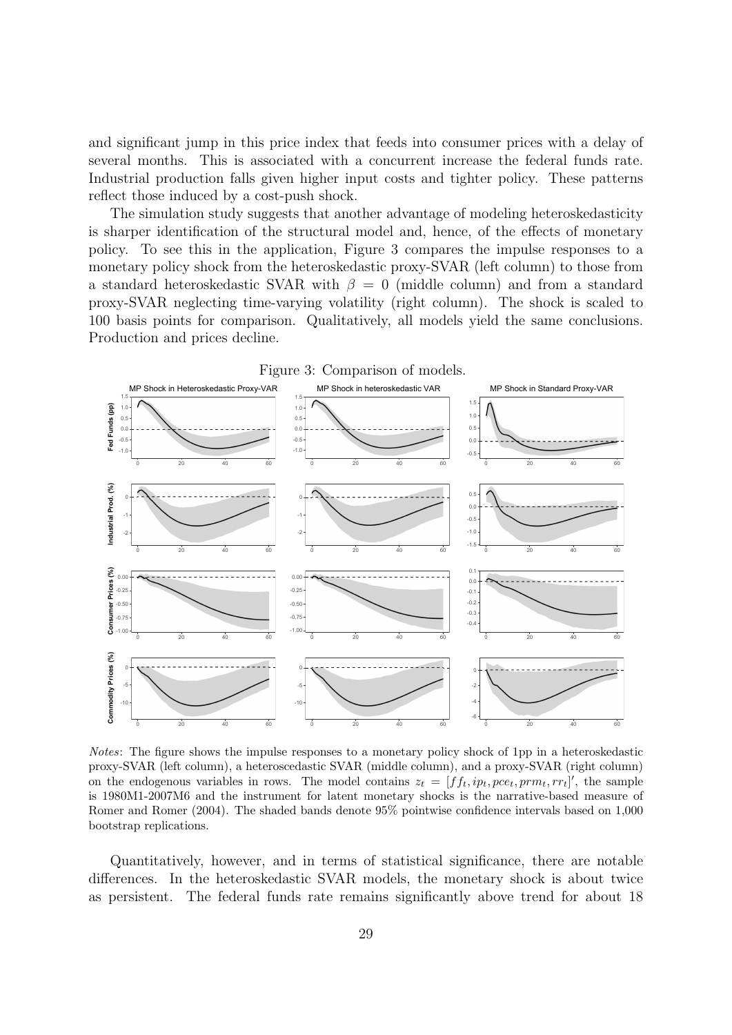and significant jump in this price index that feeds into consumer prices with a delay of several months. This is associated with a concurrent increase the federal funds rate. Industrial production falls given higher input costs and tighter policy. These patterns reflect those induced by a cost-push shock.

The simulation study suggests that another advantage of modeling heteroskedasticity is sharper identification of the structural model and, hence, of the effects of monetary policy. To see this in the application, Figure 3 compares the impulse responses to a monetary policy shock from the heteroskedastic proxy-SVAR (left column) to those from a standard heteroskedastic SVAR with $\beta = 0$ (middle column) and from a standard proxy-SVAR neglecting time-varying volatility (right column). The shock is scaled to 100 basis points for comparison. Qualitatively, all models yield the same conclusions. Production and prices decline.

Figure 3: Comparison of models.

*Notes*: The figure shows the impulse responses to a monetary policy shock of 1pp in a heteroskedastic proxy-SVAR (left column), a heteroscedastic SVAR (middle column), and a proxy-SVAR (right column) on the endogenous variables in rows. The model contains $z_t = [ff_t, ip_t, pce_t, prm_t, rr_t]'$, the sample is 1980M1-2007M6 and the instrument for latent monetary shocks is the narrative-based measure of Romer and Romer (2004). The shaded bands denote 95% pointwise confidence intervals based on 1,000 bootstrap replications.

Quantitatively, however, and in terms of statistical significance, there are notable differences. In the heteroskedastic SVAR models, the monetary shock is about twice as persistent. The federal funds rate remains significantly above trend for about 18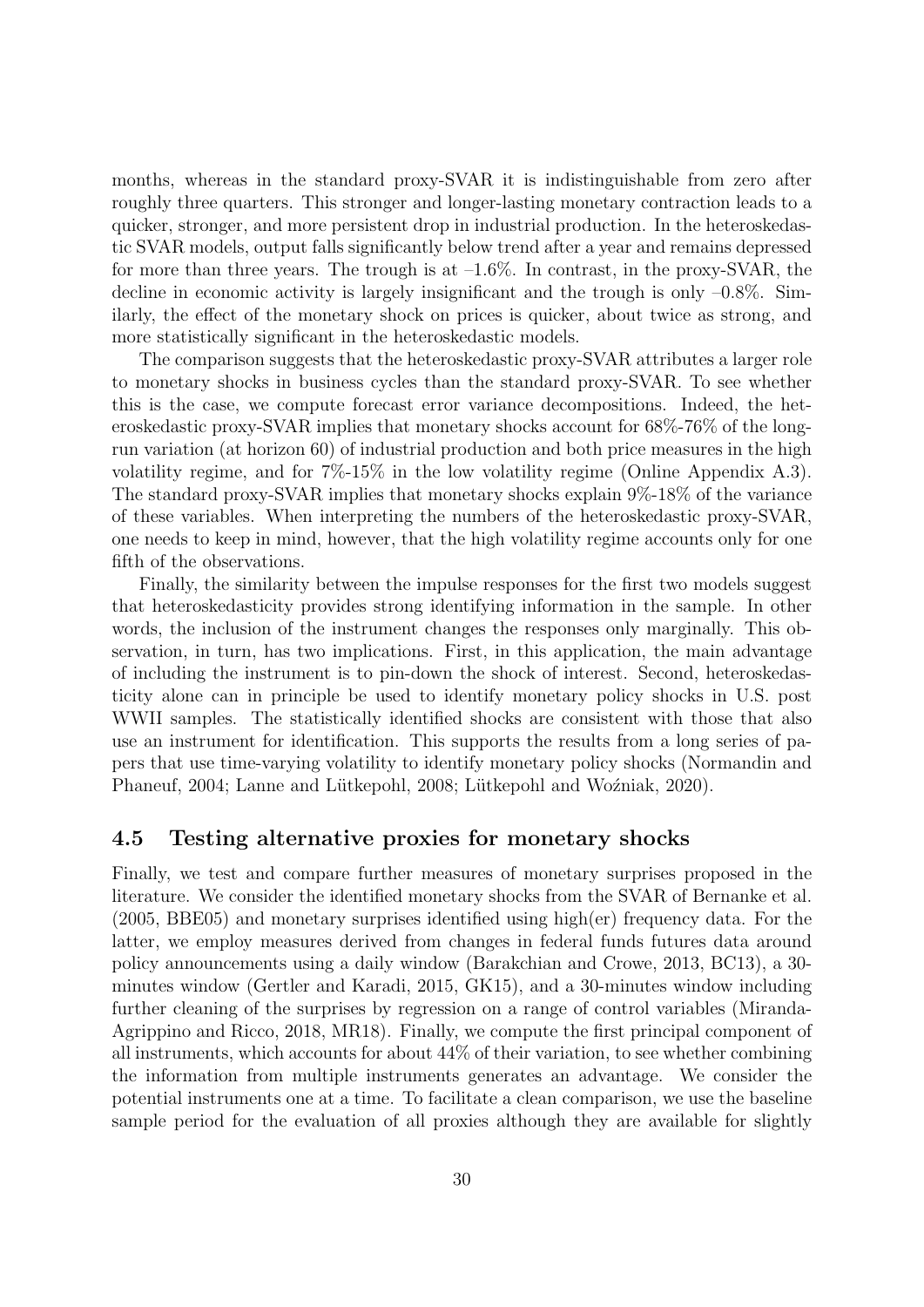months, whereas in the standard proxy-SVAR it is indistinguishable from zero after roughly three quarters. This stronger and longer-lasting monetary contraction leads to a quicker, stronger, and more persistent drop in industrial production. In the heteroskedastic SVAR models, output falls significantly below trend after a year and remains depressed for more than three years. The trough is at –1.6%. In contrast, in the proxy-SVAR, the decline in economic activity is largely insignificant and the trough is only –0.8%. Similarly, the effect of the monetary shock on prices is quicker, about twice as strong, and more statistically significant in the heteroskedastic models.

The comparison suggests that the heteroskedastic proxy-SVAR attributes a larger role to monetary shocks in business cycles than the standard proxy-SVAR. To see whether this is the case, we compute forecast error variance decompositions. Indeed, the heteroskedastic proxy-SVAR implies that monetary shocks account for 68%-76% of the long-run variation (at horizon 60) of industrial production and both price measures in the high volatility regime, and for 7%-15% in the low volatility regime (Online Appendix A.3). The standard proxy-SVAR implies that monetary shocks explain 9%-18% of the variance of these variables. When interpreting the numbers of the heteroskedastic proxy-SVAR, one needs to keep in mind, however, that the high volatility regime accounts only for one fifth of the observations.

Finally, the similarity between the impulse responses for the first two models suggest that heteroskedasticity provides strong identifying information in the sample. In other words, the inclusion of the instrument changes the responses only marginally. This observation, in turn, has two implications. First, in this application, the main advantage of including the instrument is to pin-down the shock of interest. Second, heteroskedasticity alone can in principle be used to identify monetary policy shocks in U.S. post WWII samples. The statistically identified shocks are consistent with those that also use an instrument for identification. This supports the results from a long series of papers that use time-varying volatility to identify monetary policy shocks (Normandin and Phaneuf, 2004; Lanne and Lütkepohl, 2008; Lütkepohl and Woźniak, 2020).

### 4.5 Testing alternative proxies for monetary shocks

Finally, we test and compare further measures of monetary surprises proposed in the literature. We consider the identified monetary shocks from the SVAR of Bernanke et al. (2005, BBE05) and monetary surprises identified using high(er) frequency data. For the latter, we employ measures derived from changes in federal funds futures data around policy announcements using a daily window (Barakchian and Crowe, 2013, BC13), a 30-minutes window (Gertler and Karadi, 2015, GK15), and a 30-minutes window including further cleaning of the surprises by regression on a range of control variables (Miranda-Agrippino and Ricco, 2018, MR18). Finally, we compute the first principal component of all instruments, which accounts for about 44% of their variation, to see whether combining the information from multiple instruments generates an advantage. We consider the potential instruments one at a time. To facilitate a clean comparison, we use the baseline sample period for the evaluation of all proxies although they are available for slightly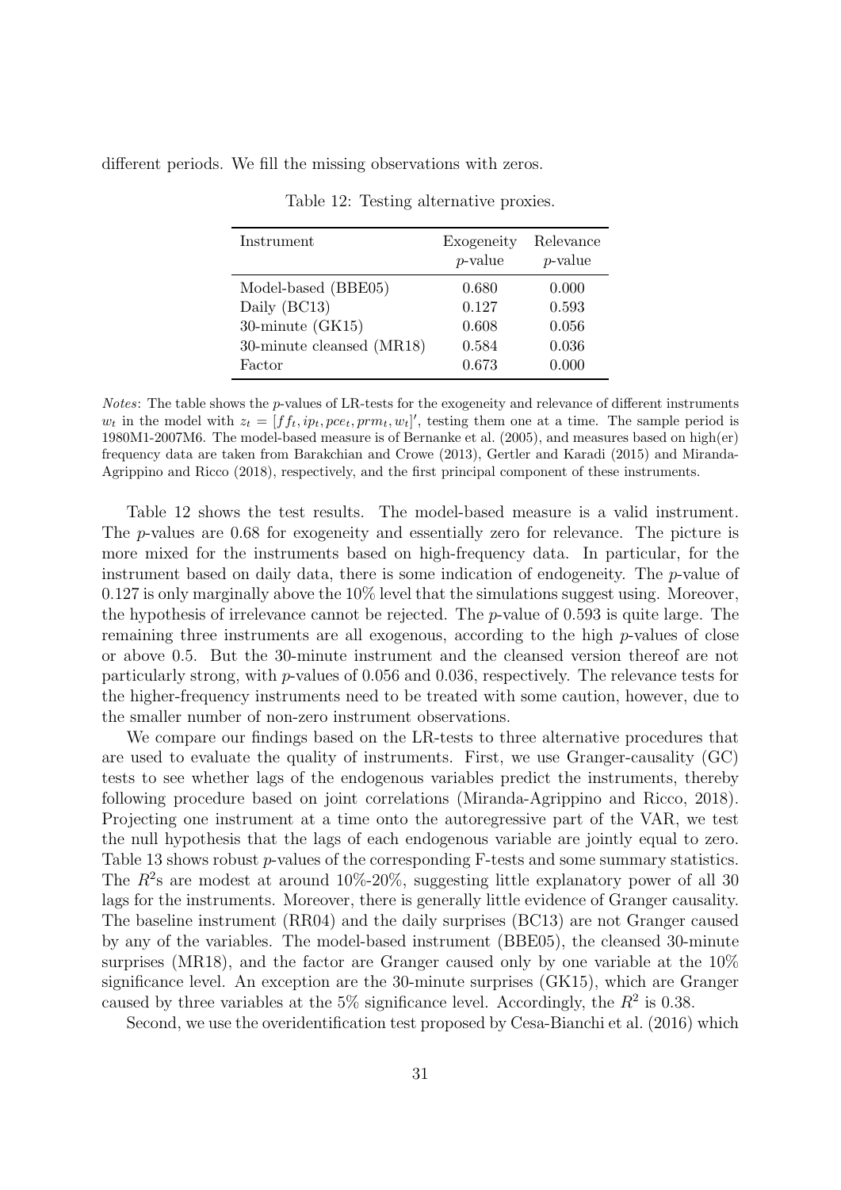different periods. We fill the missing observations with zeros.

Table 12: Testing alternative proxies.

| Instrument | Exogeneity<br>$p$-value | Relevance<br>$p$-value |
|---|---|---|
| Model-based (BBE05) | 0.680 | 0.000 |
| Daily (BC13) | 0.127 | 0.593 |
| 30-minute (GK15) | 0.608 | 0.056 |
| 30-minute cleansed (MR18) | 0.584 | 0.036 |
| Factor | 0.673 | 0.000 |

*Notes*: The table shows the $p$-values of LR-tests for the exogeneity and relevance of different instruments $w_t$ in the model with $z_t = [ff_t, ip_t, pce_t, prm_t, w_t]'$, testing them one at a time. The sample period is 1980M1-2007M6. The model-based measure is of Bernanke et al. (2005), and measures based on high(er) frequency data are taken from Barakchian and Crowe (2013), Gertler and Karadi (2015) and Miranda-Agrippino and Ricco (2018), respectively, and the first principal component of these instruments.

Table 12 shows the test results. The model-based measure is a valid instrument. The $p$-values are 0.68 for exogeneity and essentially zero for relevance. The picture is more mixed for the instruments based on high-frequency data. In particular, for the instrument based on daily data, there is some indication of endogeneity. The $p$-value of 0.127 is only marginally above the 10% level that the simulations suggest using. Moreover, the hypothesis of irrelevance cannot be rejected. The $p$-value of 0.593 is quite large. The remaining three instruments are all exogenous, according to the high $p$-values of close or above 0.5. But the 30-minute instrument and the cleansed version thereof are not particularly strong, with $p$-values of 0.056 and 0.036, respectively. The relevance tests for the higher-frequency instruments need to be treated with some caution, however, due to the smaller number of non-zero instrument observations.

We compare our findings based on the LR-tests to three alternative procedures that are used to evaluate the quality of instruments. First, we use Granger-causality (GC) tests to see whether lags of the endogenous variables predict the instruments, thereby following procedure based on joint correlations (Miranda-Agrippino and Ricco, 2018). Projecting one instrument at a time onto the autoregressive part of the VAR, we test the null hypothesis that the lags of each endogenous variable are jointly equal to zero. Table 13 shows robust $p$-values of the corresponding F-tests and some summary statistics. The $R^2$s are modest at around 10%-20%, suggesting little explanatory power of all 30 lags for the instruments. Moreover, there is generally little evidence of Granger causality. The baseline instrument (RR04) and the daily surprises (BC13) are not Granger caused by any of the variables. The model-based instrument (BBE05), the cleansed 30-minute surprises (MR18), and the factor are Granger caused only by one variable at the 10% significance level. An exception are the 30-minute surprises (GK15), which are Granger caused by three variables at the 5% significance level. Accordingly, the $R^2$ is 0.38.

Second, we use the overidentification test proposed by Cesa-Bianchi et al. (2016) which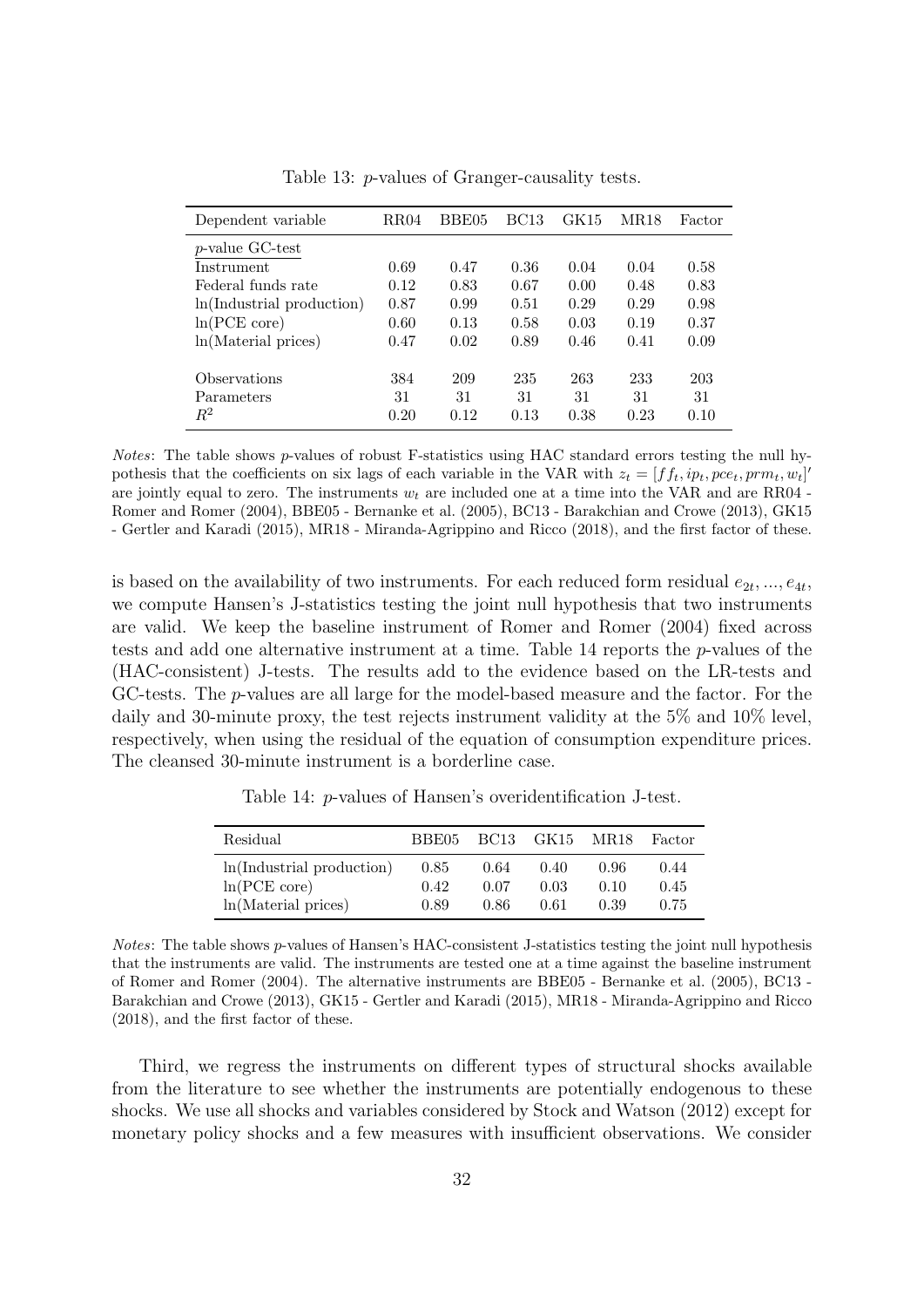Table 13: $p$-values of Granger-causality tests.

| Dependent variable | RR04 | BBE05 | BC13 | GK15 | MR18 | Factor |
|---|---|---|---|---|---|---|
| $p$-value GC-test | | | | | | |
| Instrument | 0.69 | 0.47 | 0.36 | 0.04 | 0.04 | 0.58 |
| Federal funds rate | 0.12 | 0.83 | 0.67 | 0.00 | 0.48 | 0.83 |
| ln(Industrial production) | 0.87 | 0.99 | 0.51 | 0.29 | 0.29 | 0.98 |
| ln(PCE core) | 0.60 | 0.13 | 0.58 | 0.03 | 0.19 | 0.37 |
| ln(Material prices) | 0.47 | 0.02 | 0.89 | 0.46 | 0.41 | 0.09 |
| Observations | 384 | 209 | 235 | 263 | 233 | 203 |
| Parameters | 31 | 31 | 31 | 31 | 31 | 31 |
| $R^2$ | 0.20 | 0.12 | 0.13 | 0.38 | 0.23 | 0.10 |

*Notes*: The table shows $p$-values of robust F-statistics using HAC standard errors testing the null hypothesis that the coefficients on six lags of each variable in the VAR with $z_t = [ff_t, ip_t, pce_t, prm_t, w_t]'$ are jointly equal to zero. The instruments $w_t$ are included one at a time into the VAR and are RR04 - Romer and Romer (2004), BBE05 - Bernanke et al. (2005), BC13 - Barakchian and Crowe (2013), GK15 - Gertler and Karadi (2015), MR18 - Miranda-Agrippino and Ricco (2018), and the first factor of these.

is based on the availability of two instruments. For each reduced form residual $e_{2t}, ..., e_{4t}$, we compute Hansen's J-statistics testing the joint null hypothesis that two instruments are valid. We keep the baseline instrument of Romer and Romer (2004) fixed across tests and add one alternative instrument at a time. Table 14 reports the $p$-values of the (HAC-consistent) J-tests. The results add to the evidence based on the LR-tests and GC-tests. The $p$-values are all large for the model-based measure and the factor. For the daily and 30-minute proxy, the test rejects instrument validity at the 5% and 10% level, respectively, when using the residual of the equation of consumption expenditure prices. The cleansed 30-minute instrument is a borderline case.

Table 14: $p$-values of Hansen's overidentification J-test.

| Residual | BBE05 | BC13 | GK15 | MR18 | Factor |
|---|---|---|---|---|---|
| ln(Industrial production) | 0.85 | 0.64 | 0.40 | 0.96 | 0.44 |
| ln(PCE core) | 0.42 | 0.07 | 0.03 | 0.10 | 0.45 |
| ln(Material prices) | 0.89 | 0.86 | 0.61 | 0.39 | 0.75 |

*Notes*: The table shows $p$-values of Hansen's HAC-consistent J-statistics testing the joint null hypothesis that the instruments are valid. The instruments are tested one at a time against the baseline instrument of Romer and Romer (2004). The alternative instruments are BBE05 - Bernanke et al. (2005), BC13 - Barakchian and Crowe (2013), GK15 - Gertler and Karadi (2015), MR18 - Miranda-Agrippino and Ricco (2018), and the first factor of these.

Third, we regress the instruments on different types of structural shocks available from the literature to see whether the instruments are potentially endogenous to these shocks. We use all shocks and variables considered by Stock and Watson (2012) except for monetary policy shocks and a few measures with insufficient observations. We consider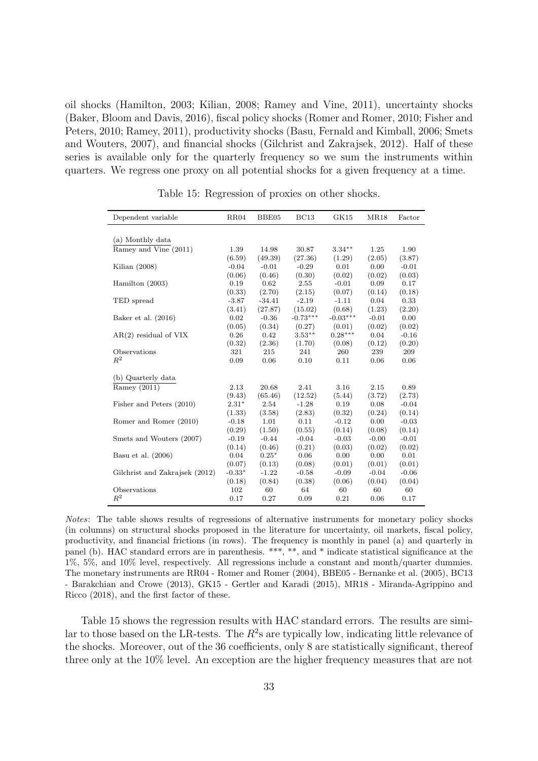oil shocks (Hamilton, 2003; Kilian, 2008; Ramey and Vine, 2011), uncertainty shocks (Baker, Bloom and Davis, 2016), fiscal policy shocks (Romer and Romer, 2010; Fisher and Peters, 2010; Ramey, 2011), productivity shocks (Basu, Fernald and Kimball, 2006; Smets and Wouters, 2007), and financial shocks (Gilchrist and Zakrajsek, 2012). Half of these series is available only for the quarterly frequency so we sum the instruments within quarters. We regress one proxy on all potential shocks for a given frequency at a time.

Table 15: Regression of proxies on other shocks.

| Dependent variable | RR04 | BBE05 | BC13 | GK15 | MR18 | Factor |
|---|---|---|---|---|---|---|
| (a) Monthly data | | | | | | |
| Ramey and Vine (2011) | 1.39 | 14.98 | 30.87 | 3.34** | 1.25 | 1.90 |
| | (6.59) | (49.39) | (27.36) | (1.29) | (2.05) | (3.87) |
| Kilian (2008) | -0.04 | -0.01 | -0.29 | 0.01 | 0.00 | -0.01 |
| | (0.06) | (0.46) | (0.30) | (0.02) | (0.02) | (0.03) |
| Hamilton (2003) | 0.19 | 0.62 | 2.55 | -0.01 | 0.09 | 0.17 |
| | (0.33) | (2.70) | (2.15) | (0.07) | (0.14) | (0.18) |
| TED spread | -3.87 | -34.41 | -2.19 | -1.11 | 0.04 | 0.33 |
| | (3.41) | (27.87) | (15.02) | (0.68) | (1.23) | (2.20) |
| Baker et al. (2016) | 0.02 | -0.36 | -0.73*** | -0.03*** | -0.01 | 0.00 |
| | (0.05) | (0.34) | (0.27) | (0.01) | (0.02) | (0.02) |
| AR(2) residual of VIX | 0.26 | 0.42 | 3.53** | 0.28*** | 0.04 | -0.16 |
| | (0.32) | (2.36) | (1.70) | (0.08) | (0.12) | (0.20) |
| Observations | 321 | 215 | 241 | 260 | 239 | 209 |
| $R^2$ | 0.09 | 0.06 | 0.10 | 0.11 | 0.06 | 0.06 |
| (b) Quarterly data | | | | | | |
| Ramey (2011) | 2.13 | 20.68 | 2.41 | 3.16 | 2.15 | 0.89 |
| | (9.43) | (65.46) | (12.52) | (5.44) | (3.72) | (2.73) |
| Fisher and Peters (2010) | 2.31* | 2.54 | -1.28 | 0.19 | 0.08 | -0.04 |
| | (1.33) | (3.58) | (2.83) | (0.32) | (0.24) | (0.14) |
| Romer and Romer (2010) | -0.18 | 1.01 | 0.11 | -0.12 | 0.00 | -0.03 |
| | (0.29) | (1.50) | (0.55) | (0.14) | (0.08) | (0.14) |
| Smets and Wouters (2007) | -0.19 | -0.44 | -0.04 | -0.03 | -0.00 | -0.01 |
| | (0.14) | (0.46) | (0.21) | (0.03) | (0.02) | (0.02) |
| Basu et al. (2006) | 0.04 | 0.25* | 0.06 | 0.00 | 0.00 | 0.01 |
| | (0.07) | (0.13) | (0.08) | (0.01) | (0.01) | (0.01) |
| Gilchrist and Zakrajsek (2012) | -0.33* | -1.22 | -0.58 | -0.09 | -0.04 | -0.06 |
| | (0.18) | (0.84) | (0.38) | (0.06) | (0.04) | (0.04) |
| Observations | 102 | 60 | 64 | 60 | 60 | 60 |
| $R^2$ | 0.17 | 0.27 | 0.09 | 0.21 | 0.06 | 0.17 |

*Notes*: The table shows results of regressions of alternative instruments for monetary policy shocks (in columns) on structural shocks proposed in the literature for uncertainty, oil markets, fiscal policy, productivity, and financial frictions (in rows). The frequency is monthly in panel (a) and quarterly in panel (b). HAC standard errors are in parenthesis. ***, **, and * indicate statistical significance at the 1%, 5%, and 10% level, respectively. All regressions include a constant and month/quarter dummies. The monetary instruments are RR04 - Romer and Romer (2004), BBE05 - Bernanke et al. (2005), BC13 - Barakchian and Crowe (2013), GK15 - Gertler and Karadi (2015), MR18 - Miranda-Agrippino and Ricco (2018), and the first factor of these.

Table 15 shows the regression results with HAC standard errors. The results are similar to those based on the LR-tests. The $R^2$s are typically low, indicating little relevance of the shocks. Moreover, out of the 36 coefficients, only 8 are statistically significant, thereof three only at the 10% level. An exception are the higher frequency measures that are not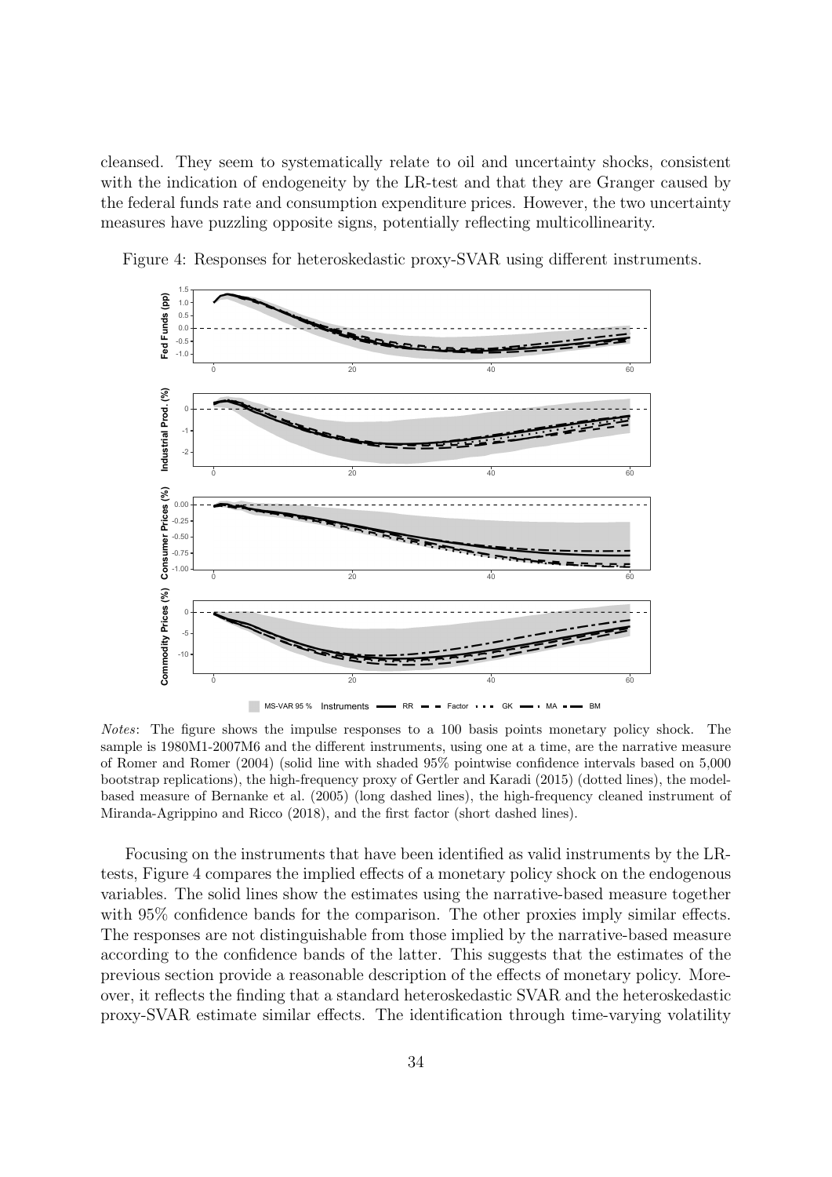cleansed. They seem to systematically relate to oil and uncertainty shocks, consistent with the indication of endogeneity by the LR-test and that they are Granger caused by the federal funds rate and consumption expenditure prices. However, the two uncertainty measures have puzzling opposite signs, potentially reflecting multicollinearity.

Figure 4: Responses for heteroskedastic proxy-SVAR using different instruments.

*Notes*: The figure shows the impulse responses to a 100 basis points monetary policy shock. The sample is 1980M1-2007M6 and the different instruments, using one at a time, are the narrative measure of Romer and Romer (2004) (solid line with shaded 95% pointwise confidence intervals based on 5,000 bootstrap replications), the high-frequency proxy of Gertler and Karadi (2015) (dotted lines), the model-based measure of Bernanke et al. (2005) (long dashed lines), the high-frequency cleaned instrument of Miranda-Agrippino and Ricco (2018), and the first factor (short dashed lines).

Focusing on the instruments that have been identified as valid instruments by the LR-tests, Figure 4 compares the implied effects of a monetary policy shock on the endogenous variables. The solid lines show the estimates using the narrative-based measure together with 95% confidence bands for the comparison. The other proxies imply similar effects. The responses are not distinguishable from those implied by the narrative-based measure according to the confidence bands of the latter. This suggests that the estimates of the previous section provide a reasonable description of the effects of monetary policy. Moreover, it reflects the finding that a standard heteroskedastic SVAR and the heteroskedastic proxy-SVAR estimate similar effects. The identification through time-varying volatility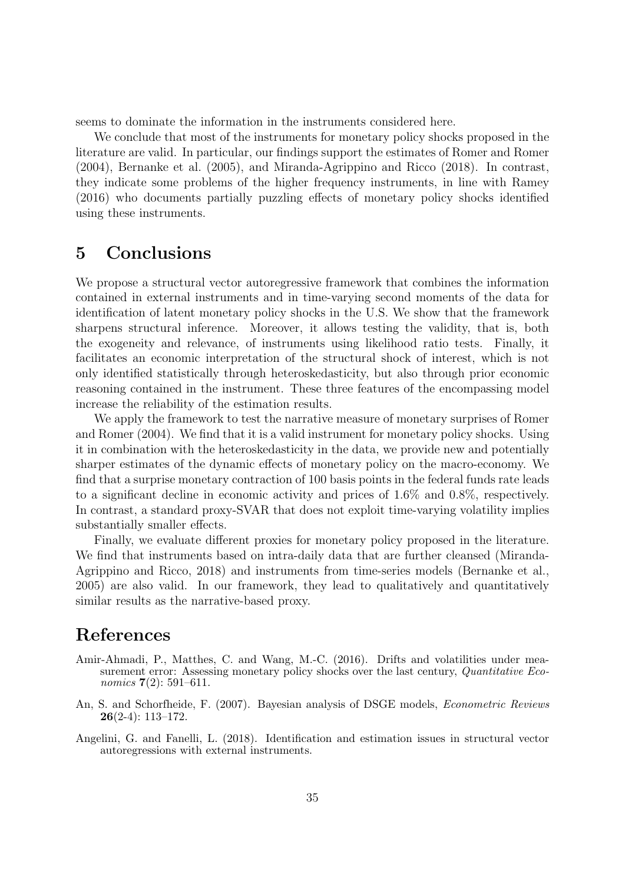seems to dominate the information in the instruments considered here.

We conclude that most of the instruments for monetary policy shocks proposed in the literature are valid. In particular, our findings support the estimates of Romer and Romer (2004), Bernanke et al. (2005), and Miranda-Agrippino and Ricco (2018). In contrast, they indicate some problems of the higher frequency instruments, in line with Ramey (2016) who documents partially puzzling effects of monetary policy shocks identified using these instruments.

# 5 Conclusions

We propose a structural vector autoregressive framework that combines the information contained in external instruments and in time-varying second moments of the data for identification of latent monetary policy shocks in the U.S. We show that the framework sharpens structural inference. Moreover, it allows testing the validity, that is, both the exogeneity and relevance, of instruments using likelihood ratio tests. Finally, it facilitates an economic interpretation of the structural shock of interest, which is not only identified statistically through heteroskedasticity, but also through prior economic reasoning contained in the instrument. These three features of the encompassing model increase the reliability of the estimation results.

We apply the framework to test the narrative measure of monetary surprises of Romer and Romer (2004). We find that it is a valid instrument for monetary policy shocks. Using it in combination with the heteroskedasticity in the data, we provide new and potentially sharper estimates of the dynamic effects of monetary policy on the macro-economy. We find that a surprise monetary contraction of 100 basis points in the federal funds rate leads to a significant decline in economic activity and prices of 1.6% and 0.8%, respectively. In contrast, a standard proxy-SVAR that does not exploit time-varying volatility implies substantially smaller effects.

Finally, we evaluate different proxies for monetary policy proposed in the literature. We find that instruments based on intra-daily data that are further cleansed (Miranda-Agrippino and Ricco, 2018) and instruments from time-series models (Bernanke et al., 2005) are also valid. In our framework, they lead to qualitatively and quantitatively similar results as the narrative-based proxy.

# References

Amir-Ahmadi, P., Matthes, C. and Wang, M.-C. (2016). Drifts and volatilities under measurement error: Assessing monetary policy shocks over the last century, *Quantitative Economics* **7**(2): 591–611.

An, S. and Schorfheide, F. (2007). Bayesian analysis of DSGE models, *Econometric Reviews* **26**(2-4): 113–172.

Angelini, G. and Fanelli, L. (2018). Identification and estimation issues in structural vector autoregressions with external instruments.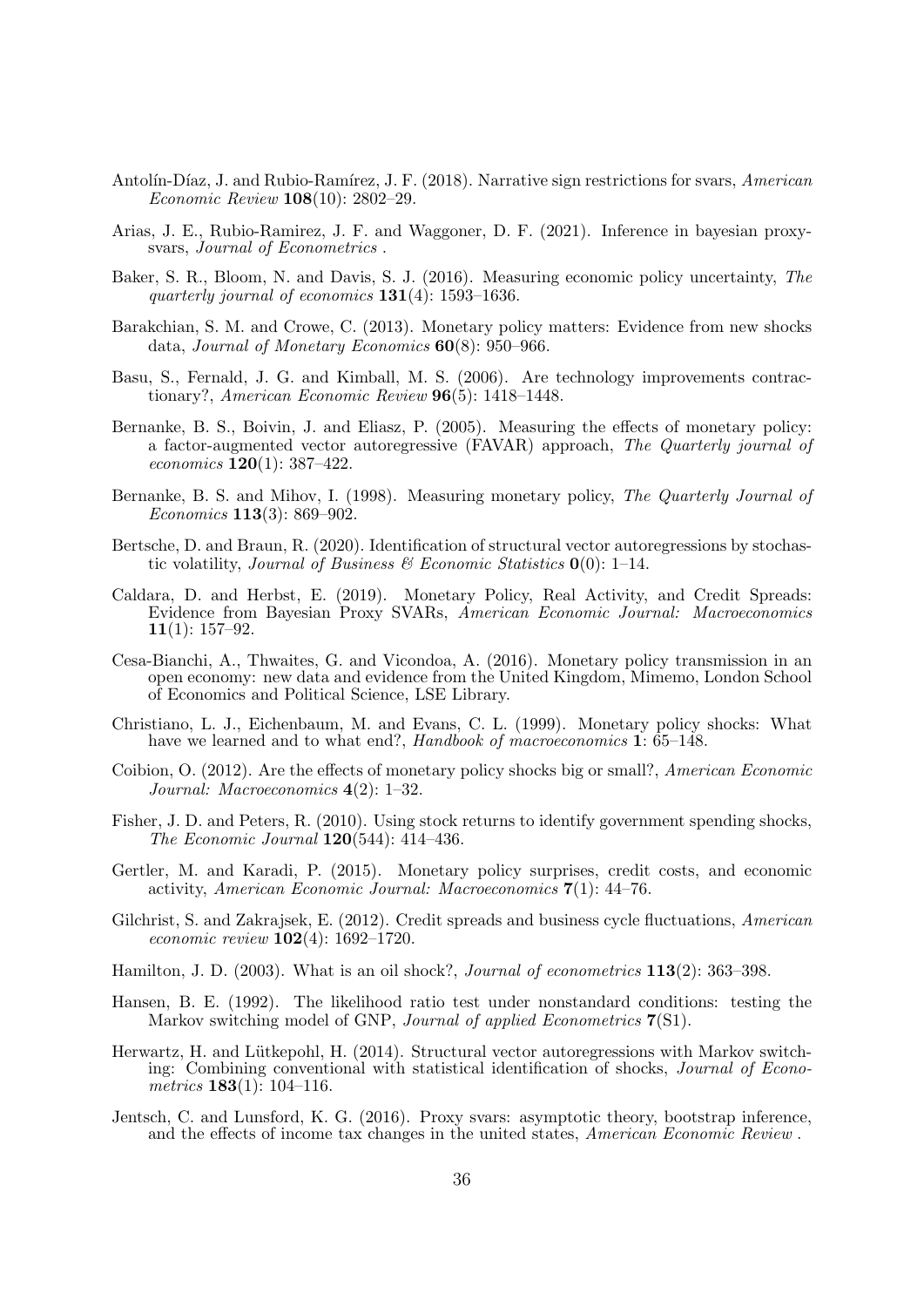Antolín-Díaz, J. and Rubio-Ramírez, J. F. (2018). Narrative sign restrictions for svars, *American Economic Review* **108**(10): 2802–29.

Arias, J. E., Rubio-Ramirez, J. F. and Waggoner, D. F. (2021). Inference in bayesian proxy-svars, *Journal of Econometrics* .

Baker, S. R., Bloom, N. and Davis, S. J. (2016). Measuring economic policy uncertainty, *The quarterly journal of economics* **131**(4): 1593–1636.

Barakchian, S. M. and Crowe, C. (2013). Monetary policy matters: Evidence from new shocks data, *Journal of Monetary Economics* **60**(8): 950–966.

Basu, S., Fernald, J. G. and Kimball, M. S. (2006). Are technology improvements contractionary?, *American Economic Review* **96**(5): 1418–1448.

Bernanke, B. S., Boivin, J. and Eliasz, P. (2005). Measuring the effects of monetary policy: a factor-augmented vector autoregressive (FAVAR) approach, *The Quarterly journal of economics* **120**(1): 387–422.

Bernanke, B. S. and Mihov, I. (1998). Measuring monetary policy, *The Quarterly Journal of Economics* **113**(3): 869–902.

Bertsche, D. and Braun, R. (2020). Identification of structural vector autoregressions by stochastic volatility, *Journal of Business & Economic Statistics* **0**(0): 1–14.

Caldara, D. and Herbst, E. (2019). Monetary Policy, Real Activity, and Credit Spreads: Evidence from Bayesian Proxy SVARs, *American Economic Journal: Macroeconomics* **11**(1): 157–92.

Cesa-Bianchi, A., Thwaites, G. and Vicondoa, A. (2016). Monetary policy transmission in an open economy: new data and evidence from the United Kingdom, Mimemo, London School of Economics and Political Science, LSE Library.

Christiano, L. J., Eichenbaum, M. and Evans, C. L. (1999). Monetary policy shocks: What have we learned and to what end?, *Handbook of macroeconomics* **1**: 65–148.

Coibion, O. (2012). Are the effects of monetary policy shocks big or small?, *American Economic Journal: Macroeconomics* **4**(2): 1–32.

Fisher, J. D. and Peters, R. (2010). Using stock returns to identify government spending shocks, *The Economic Journal* **120**(544): 414–436.

Gertler, M. and Karadi, P. (2015). Monetary policy surprises, credit costs, and economic activity, *American Economic Journal: Macroeconomics* **7**(1): 44–76.

Gilchrist, S. and Zakrajsek, E. (2012). Credit spreads and business cycle fluctuations, *American economic review* **102**(4): 1692–1720.

Hamilton, J. D. (2003). What is an oil shock?, *Journal of econometrics* **113**(2): 363–398.

Hansen, B. E. (1992). The likelihood ratio test under nonstandard conditions: testing the Markov switching model of GNP, *Journal of applied Econometrics* **7**(S1).

Herwartz, H. and Lütkepohl, H. (2014). Structural vector autoregressions with Markov switching: Combining conventional with statistical identification of shocks, *Journal of Econometrics* **183**(1): 104–116.

Jentsch, C. and Lunsford, K. G. (2016). Proxy svars: asymptotic theory, bootstrap inference, and the effects of income tax changes in the united states, *American Economic Review* .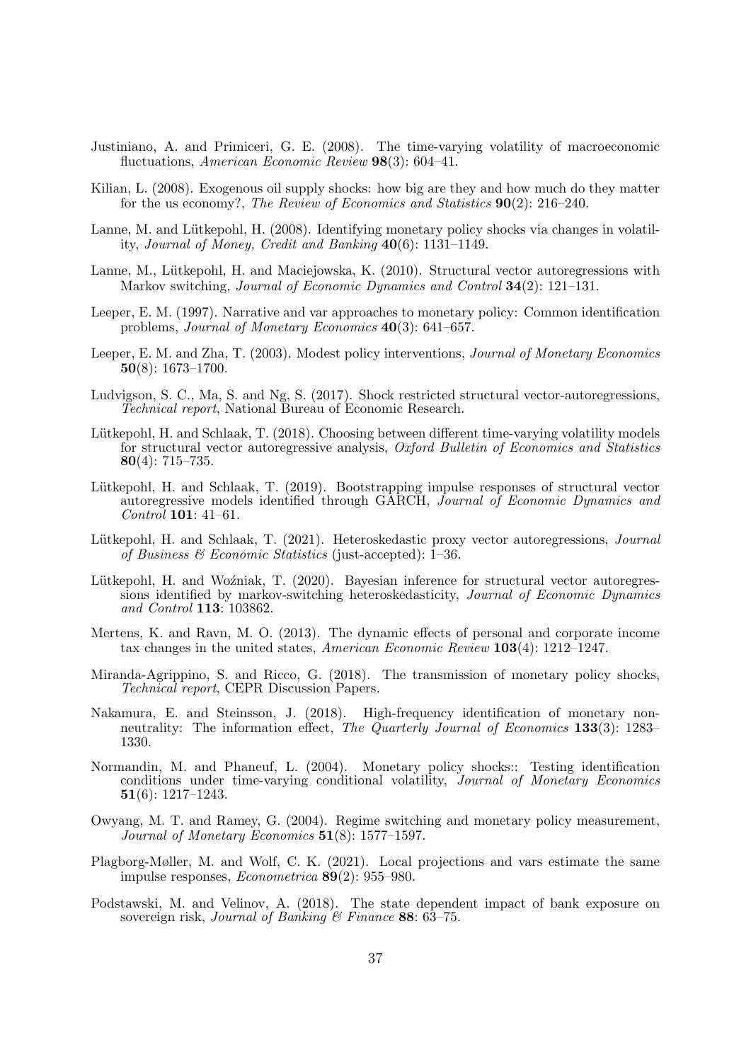Justiniano, A. and Primiceri, G. E. (2008). The time-varying volatility of macroeconomic fluctuations, *American Economic Review* **98**(3): 604–41.

Kilian, L. (2008). Exogenous oil supply shocks: how big are they and how much do they matter for the us economy?, *The Review of Economics and Statistics* **90**(2): 216–240.

Lanne, M. and Lütkepohl, H. (2008). Identifying monetary policy shocks via changes in volatility, *Journal of Money, Credit and Banking* **40**(6): 1131–1149.

Lanne, M., Lütkepohl, H. and Maciejowska, K. (2010). Structural vector autoregressions with Markov switching, *Journal of Economic Dynamics and Control* **34**(2): 121–131.

Leeper, E. M. (1997). Narrative and var approaches to monetary policy: Common identification problems, *Journal of Monetary Economics* **40**(3): 641–657.

Leeper, E. M. and Zha, T. (2003). Modest policy interventions, *Journal of Monetary Economics* **50**(8): 1673–1700.

Ludvigson, S. C., Ma, S. and Ng, S. (2017). Shock restricted structural vector-autoregressions, *Technical report*, National Bureau of Economic Research.

Lütkepohl, H. and Schlaak, T. (2018). Choosing between different time-varying volatility models for structural vector autoregressive analysis, *Oxford Bulletin of Economics and Statistics* **80**(4): 715–735.

Lütkepohl, H. and Schlaak, T. (2019). Bootstrapping impulse responses of structural vector autoregressive models identified through GARCH, *Journal of Economic Dynamics and Control* **101**: 41–61.

Lütkepohl, H. and Schlaak, T. (2021). Heteroskedastic proxy vector autoregressions, *Journal of Business & Economic Statistics* (just-accepted): 1–36.

Lütkepohl, H. and Woźniak, T. (2020). Bayesian inference for structural vector autoregressions identified by markov-switching heteroskedasticity, *Journal of Economic Dynamics and Control* **113**: 103862.

Mertens, K. and Ravn, M. O. (2013). The dynamic effects of personal and corporate income tax changes in the united states, *American Economic Review* **103**(4): 1212–1247.

Miranda-Agrippino, S. and Ricco, G. (2018). The transmission of monetary policy shocks, *Technical report*, CEPR Discussion Papers.

Nakamura, E. and Steinsson, J. (2018). High-frequency identification of monetary non-neutrality: The information effect, *The Quarterly Journal of Economics* **133**(3): 1283–1330.

Normandin, M. and Phaneuf, L. (2004). Monetary policy shocks:: Testing identification conditions under time-varying conditional volatility, *Journal of Monetary Economics* **51**(6): 1217–1243.

Owyang, M. T. and Ramey, G. (2004). Regime switching and monetary policy measurement, *Journal of Monetary Economics* **51**(8): 1577–1597.

Plagborg-Møller, M. and Wolf, C. K. (2021). Local projections and vars estimate the same impulse responses, *Econometrica* **89**(2): 955–980.

Podstawski, M. and Velinov, A. (2018). The state dependent impact of bank exposure on sovereign risk, *Journal of Banking & Finance* **88**: 63–75.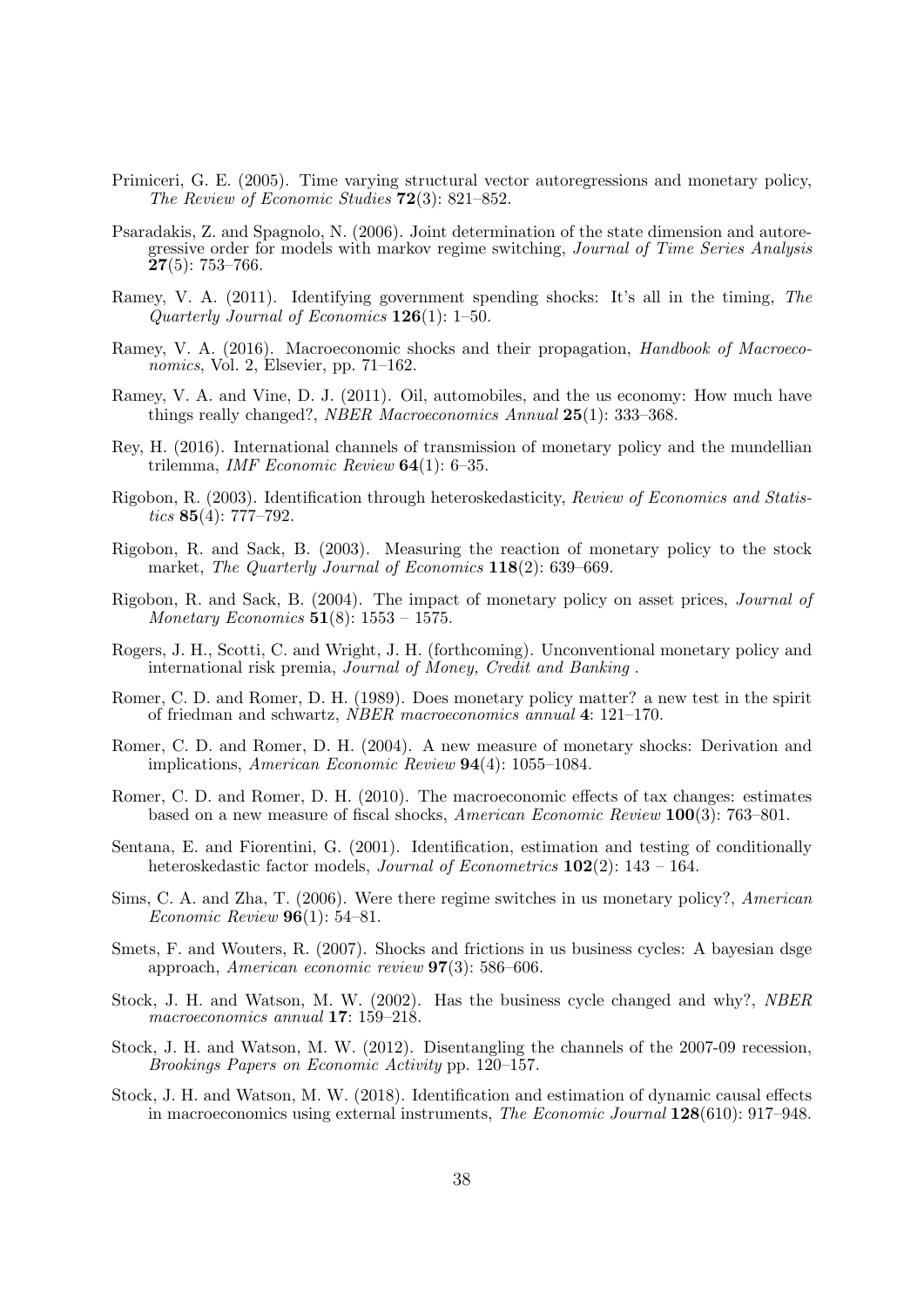Primiceri, G. E. (2005). Time varying structural vector autoregressions and monetary policy, *The Review of Economic Studies* **72**(3): 821–852.

Psaradakis, Z. and Spagnolo, N. (2006). Joint determination of the state dimension and autoregressive order for models with markov regime switching, *Journal of Time Series Analysis* **27**(5): 753–766.

Ramey, V. A. (2011). Identifying government spending shocks: It's all in the timing, *The Quarterly Journal of Economics* **126**(1): 1–50.

Ramey, V. A. (2016). Macroeconomic shocks and their propagation, *Handbook of Macroeconomics*, Vol. 2, Elsevier, pp. 71–162.

Ramey, V. A. and Vine, D. J. (2011). Oil, automobiles, and the us economy: How much have things really changed?, *NBER Macroeconomics Annual* **25**(1): 333–368.

Rey, H. (2016). International channels of transmission of monetary policy and the mundellian trilemma, *IMF Economic Review* **64**(1): 6–35.

Rigobon, R. (2003). Identification through heteroskedasticity, *Review of Economics and Statistics* **85**(4): 777–792.

Rigobon, R. and Sack, B. (2003). Measuring the reaction of monetary policy to the stock market, *The Quarterly Journal of Economics* **118**(2): 639–669.

Rigobon, R. and Sack, B. (2004). The impact of monetary policy on asset prices, *Journal of Monetary Economics* **51**(8): 1553 – 1575.

Rogers, J. H., Scotti, C. and Wright, J. H. (forthcoming). Unconventional monetary policy and international risk premia, *Journal of Money, Credit and Banking* .

Romer, C. D. and Romer, D. H. (1989). Does monetary policy matter? a new test in the spirit of friedman and schwartz, *NBER macroeconomics annual* **4**: 121–170.

Romer, C. D. and Romer, D. H. (2004). A new measure of monetary shocks: Derivation and implications, *American Economic Review* **94**(4): 1055–1084.

Romer, C. D. and Romer, D. H. (2010). The macroeconomic effects of tax changes: estimates based on a new measure of fiscal shocks, *American Economic Review* **100**(3): 763–801.

Sentana, E. and Fiorentini, G. (2001). Identification, estimation and testing of conditionally heteroskedastic factor models, *Journal of Econometrics* **102**(2): 143 – 164.

Sims, C. A. and Zha, T. (2006). Were there regime switches in us monetary policy?, *American Economic Review* **96**(1): 54–81.

Smets, F. and Wouters, R. (2007). Shocks and frictions in us business cycles: A bayesian dsge approach, *American economic review* **97**(3): 586–606.

Stock, J. H. and Watson, M. W. (2002). Has the business cycle changed and why?, *NBER macroeconomics annual* **17**: 159–218.

Stock, J. H. and Watson, M. W. (2012). Disentangling the channels of the 2007-09 recession, *Brookings Papers on Economic Activity* pp. 120–157.

Stock, J. H. and Watson, M. W. (2018). Identification and estimation of dynamic causal effects in macroeconomics using external instruments, *The Economic Journal* **128**(610): 917–948.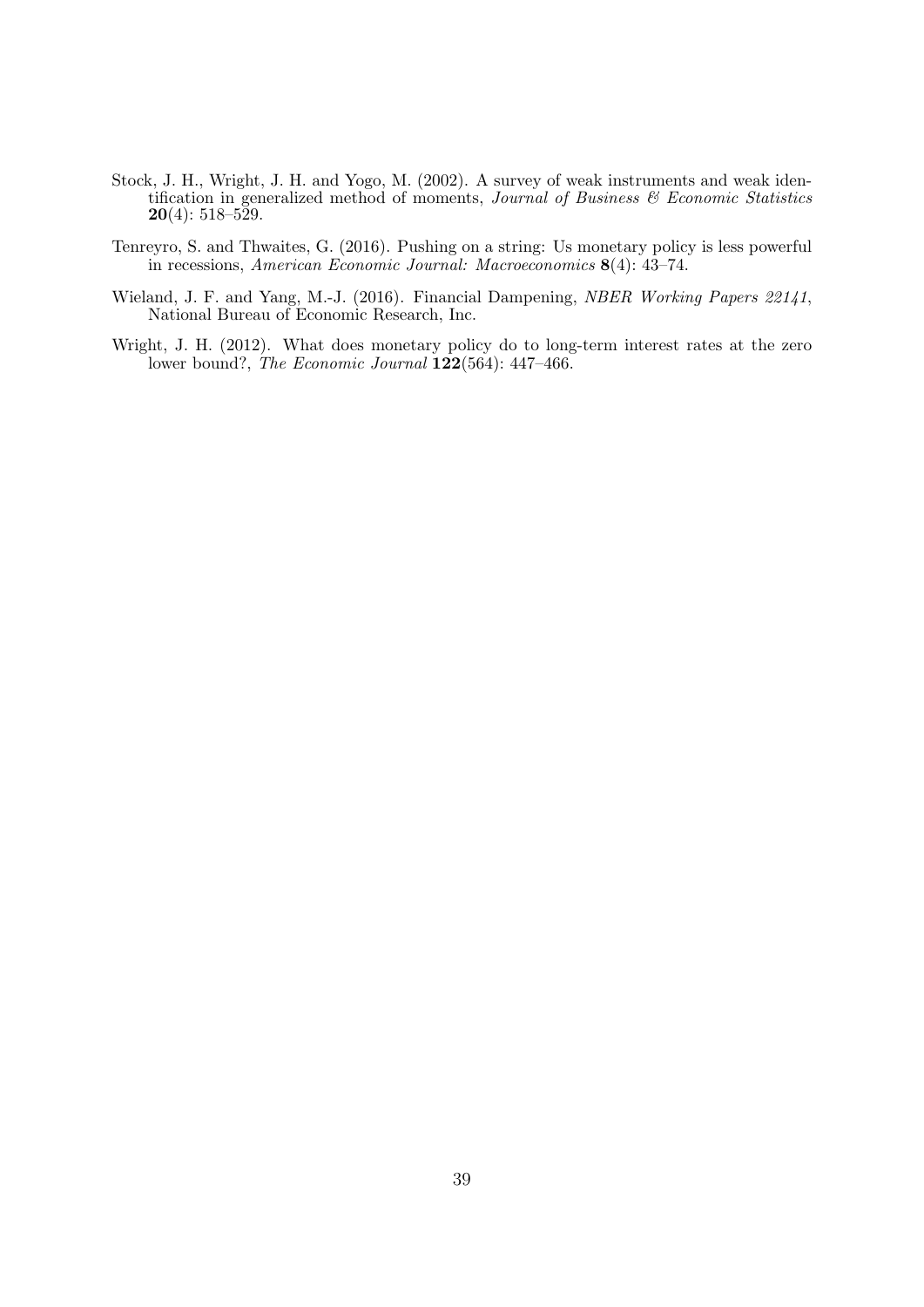Stock, J. H., Wright, J. H. and Yogo, M. (2002). A survey of weak instruments and weak identification in generalized method of moments, *Journal of Business & Economic Statistics* **20**(4): 518–529.

Tenreyro, S. and Thwaites, G. (2016). Pushing on a string: Us monetary policy is less powerful in recessions, *American Economic Journal: Macroeconomics* **8**(4): 43–74.

Wieland, J. F. and Yang, M.-J. (2016). Financial Dampening, *NBER Working Papers 22141*, National Bureau of Economic Research, Inc.

Wright, J. H. (2012). What does monetary policy do to long-term interest rates at the zero lower bound?, *The Economic Journal* **122**(564): 447–466.